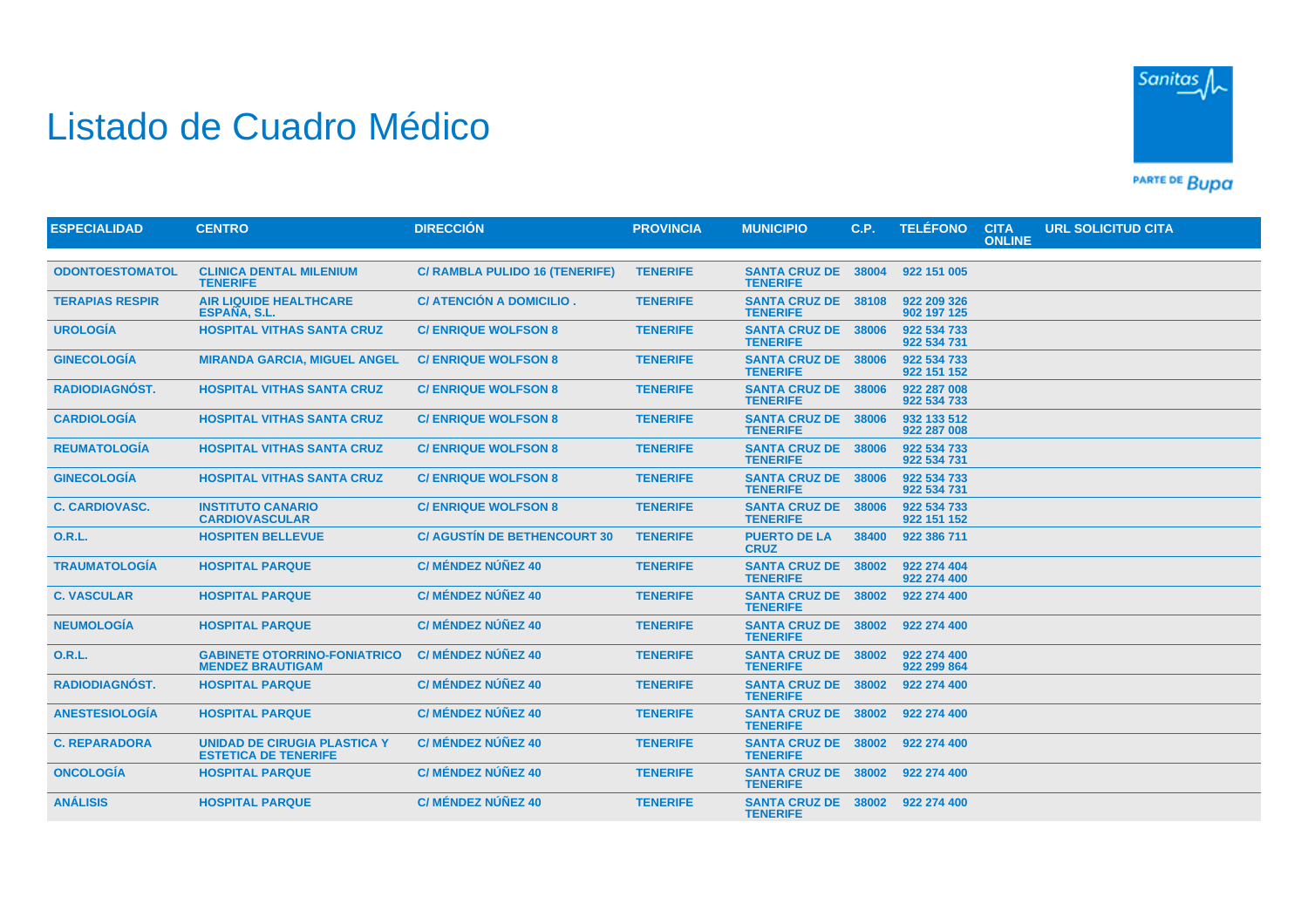# Listado de Cuadro Médico

| ESPECIALIDAD | CENTRO | DIRECCIÓN | PROVINCIA | MUNICIPIO | C.P. | TELÉFONO | CITA ONLINE | URL SOLICITUD CITA |
|---|---|---|---|---|---|---|---|---|
| ODONTOESTOMATOL | CLINICA DENTAL MILENIUM TENERIFE | C/ RAMBLA PULIDO 16 (TENERIFE) | TENERIFE | SANTA CRUZ DE TENERIFE | 38004 | 922 151 005 | | |
| TERAPIAS RESPIR | AIR LIQUIDE HEALTHCARE ESPAÑA, S.L. | C/ ATENCIÓN A DOMICILIO . | TENERIFE | SANTA CRUZ DE TENERIFE | 38108 | 922 209 326 902 197 125 | | |
| UROLOGÍA | HOSPITAL VITHAS SANTA CRUZ | C/ ENRIQUE WOLFSON 8 | TENERIFE | SANTA CRUZ DE TENERIFE | 38006 | 922 534 733 922 534 731 | | |
| GINECOLOGÍA | MIRANDA GARCIA, MIGUEL ANGEL | C/ ENRIQUE WOLFSON 8 | TENERIFE | SANTA CRUZ DE TENERIFE | 38006 | 922 534 733 922 151 152 | | |
| RADIODIAGNÓST. | HOSPITAL VITHAS SANTA CRUZ | C/ ENRIQUE WOLFSON 8 | TENERIFE | SANTA CRUZ DE TENERIFE | 38006 | 922 287 008 922 534 733 | | |
| CARDIOLOGÍA | HOSPITAL VITHAS SANTA CRUZ | C/ ENRIQUE WOLFSON 8 | TENERIFE | SANTA CRUZ DE TENERIFE | 38006 | 932 133 512 922 287 008 | | |
| REUMATOLOGÍA | HOSPITAL VITHAS SANTA CRUZ | C/ ENRIQUE WOLFSON 8 | TENERIFE | SANTA CRUZ DE TENERIFE | 38006 | 922 534 733 922 534 731 | | |
| GINECOLOGÍA | HOSPITAL VITHAS SANTA CRUZ | C/ ENRIQUE WOLFSON 8 | TENERIFE | SANTA CRUZ DE TENERIFE | 38006 | 922 534 733 922 534 731 | | |
| C. CARDIOVASC. | INSTITUTO CANARIO CARDIOVASCULAR | C/ ENRIQUE WOLFSON 8 | TENERIFE | SANTA CRUZ DE TENERIFE | 38006 | 922 534 733 922 151 152 | | |
| O.R.L. | HOSPITEN BELLEVUE | C/ AGUSTÍN DE BETHENCOURT 30 | TENERIFE | PUERTO DE LA CRUZ | 38400 | 922 386 711 | | |
| TRAUMATOLOGÍA | HOSPITAL PARQUE | C/ MÉNDEZ NÚÑEZ 40 | TENERIFE | SANTA CRUZ DE TENERIFE | 38002 | 922 274 404 922 274 400 | | |
| C. VASCULAR | HOSPITAL PARQUE | C/ MÉNDEZ NÚÑEZ 40 | TENERIFE | SANTA CRUZ DE TENERIFE | 38002 | 922 274 400 | | |
| NEUMOLOGÍA | HOSPITAL PARQUE | C/ MÉNDEZ NÚÑEZ 40 | TENERIFE | SANTA CRUZ DE TENERIFE | 38002 | 922 274 400 | | |
| O.R.L. | GABINETE OTORRINO-FONIATRICO MENDEZ BRAUTIGAM | C/ MÉNDEZ NÚÑEZ 40 | TENERIFE | SANTA CRUZ DE TENERIFE | 38002 | 922 274 400 922 299 864 | | |
| RADIODIAGNÓST. | HOSPITAL PARQUE | C/ MÉNDEZ NÚÑEZ 40 | TENERIFE | SANTA CRUZ DE TENERIFE | 38002 | 922 274 400 | | |
| ANESTESIOLOGÍA | HOSPITAL PARQUE | C/ MÉNDEZ NÚÑEZ 40 | TENERIFE | SANTA CRUZ DE TENERIFE | 38002 | 922 274 400 | | |
| C. REPARADORA | UNIDAD DE CIRUGIA PLASTICA Y ESTETICA DE TENERIFE | C/ MÉNDEZ NÚÑEZ 40 | TENERIFE | SANTA CRUZ DE TENERIFE | 38002 | 922 274 400 | | |
| ONCOLOGÍA | HOSPITAL PARQUE | C/ MÉNDEZ NÚÑEZ 40 | TENERIFE | SANTA CRUZ DE TENERIFE | 38002 | 922 274 400 | | |
| ANÁLISIS | HOSPITAL PARQUE | C/ MÉNDEZ NÚÑEZ 40 | TENERIFE | SANTA CRUZ DE TENERIFE | 38002 | 922 274 400 | | |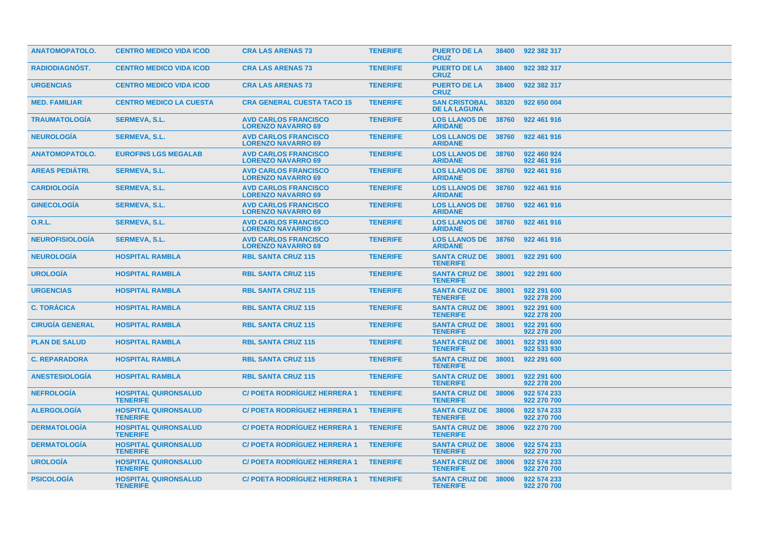| | | | | | | |
|---|---|---|---|---|---|---|
| ANATOMOPATOLO. | CENTRO MEDICO VIDA ICOD | CRA LAS ARENAS 73 | TENERIFE | PUERTO DE LA CRUZ | 38400 | 922 382 317 |
| RADIODIAGNÓST. | CENTRO MEDICO VIDA ICOD | CRA LAS ARENAS 73 | TENERIFE | PUERTO DE LA CRUZ | 38400 | 922 382 317 |
| URGENCIAS | CENTRO MEDICO VIDA ICOD | CRA LAS ARENAS 73 | TENERIFE | PUERTO DE LA CRUZ | 38400 | 922 382 317 |
| MED. FAMILIAR | CENTRO MEDICO LA CUESTA | CRA GENERAL CUESTA TACO 15 | TENERIFE | SAN CRISTOBAL DE LA LAGUNA | 38320 | 922 650 004 |
| TRAUMATOLOGÍA | SERMEVA, S.L. | AVD CARLOS FRANCISCO LORENZO NAVARRO 69 | TENERIFE | LOS LLANOS DE ARIDANE | 38760 | 922 461 916 |
| NEUROLOGÍA | SERMEVA, S.L. | AVD CARLOS FRANCISCO LORENZO NAVARRO 69 | TENERIFE | LOS LLANOS DE ARIDANE | 38760 | 922 461 916 |
| ANATOMOPATOLO. | EUROFINS LGS MEGALAB | AVD CARLOS FRANCISCO LORENZO NAVARRO 69 | TENERIFE | LOS LLANOS DE ARIDANE | 38760 | 922 460 924<br>922 461 916 |
| AREAS PEDIÁTRI. | SERMEVA, S.L. | AVD CARLOS FRANCISCO LORENZO NAVARRO 69 | TENERIFE | LOS LLANOS DE ARIDANE | 38760 | 922 461 916 |
| CARDIOLOGÍA | SERMEVA, S.L. | AVD CARLOS FRANCISCO LORENZO NAVARRO 69 | TENERIFE | LOS LLANOS DE ARIDANE | 38760 | 922 461 916 |
| GINECOLOGÍA | SERMEVA, S.L. | AVD CARLOS FRANCISCO LORENZO NAVARRO 69 | TENERIFE | LOS LLANOS DE ARIDANE | 38760 | 922 461 916 |
| O.R.L. | SERMEVA, S.L. | AVD CARLOS FRANCISCO LORENZO NAVARRO 69 | TENERIFE | LOS LLANOS DE ARIDANE | 38760 | 922 461 916 |
| NEUROFISIOLOGÍA | SERMEVA, S.L. | AVD CARLOS FRANCISCO LORENZO NAVARRO 69 | TENERIFE | LOS LLANOS DE ARIDANE | 38760 | 922 461 916 |
| NEUROLOGÍA | HOSPITAL RAMBLA | RBL SANTA CRUZ 115 | TENERIFE | SANTA CRUZ DE TENERIFE | 38001 | 922 291 600 |
| UROLOGÍA | HOSPITAL RAMBLA | RBL SANTA CRUZ 115 | TENERIFE | SANTA CRUZ DE TENERIFE | 38001 | 922 291 600 |
| URGENCIAS | HOSPITAL RAMBLA | RBL SANTA CRUZ 115 | TENERIFE | SANTA CRUZ DE TENERIFE | 38001 | 922 291 600<br>922 278 200 |
| C. TORÁCICA | HOSPITAL RAMBLA | RBL SANTA CRUZ 115 | TENERIFE | SANTA CRUZ DE TENERIFE | 38001 | 922 291 600<br>922 278 200 |
| CIRUGÍA GENERAL | HOSPITAL RAMBLA | RBL SANTA CRUZ 115 | TENERIFE | SANTA CRUZ DE TENERIFE | 38001 | 922 291 600<br>922 278 200 |
| PLAN DE SALUD | HOSPITAL RAMBLA | RBL SANTA CRUZ 115 | TENERIFE | SANTA CRUZ DE TENERIFE | 38001 | 922 291 600<br>922 533 930 |
| C. REPARADORA | HOSPITAL RAMBLA | RBL SANTA CRUZ 115 | TENERIFE | SANTA CRUZ DE TENERIFE | 38001 | 922 291 600 |
| ANESTESIOLOGÍA | HOSPITAL RAMBLA | RBL SANTA CRUZ 115 | TENERIFE | SANTA CRUZ DE TENERIFE | 38001 | 922 291 600<br>922 278 200 |
| NEFROLOGÍA | HOSPITAL QUIRONSALUD TENERIFE | C/ POETA RODRÍGUEZ HERRERA 1 | TENERIFE | SANTA CRUZ DE TENERIFE | 38006 | 922 574 233<br>922 270 700 |
| ALERGOLOGÍA | HOSPITAL QUIRONSALUD TENERIFE | C/ POETA RODRÍGUEZ HERRERA 1 | TENERIFE | SANTA CRUZ DE TENERIFE | 38006 | 922 574 233<br>922 270 700 |
| DERMATOLOGÍA | HOSPITAL QUIRONSALUD TENERIFE | C/ POETA RODRÍGUEZ HERRERA 1 | TENERIFE | SANTA CRUZ DE TENERIFE | 38006 | 922 270 700 |
| DERMATOLOGÍA | HOSPITAL QUIRONSALUD TENERIFE | C/ POETA RODRÍGUEZ HERRERA 1 | TENERIFE | SANTA CRUZ DE TENERIFE | 38006 | 922 574 233<br>922 270 700 |
| UROLOGÍA | HOSPITAL QUIRONSALUD TENERIFE | C/ POETA RODRÍGUEZ HERRERA 1 | TENERIFE | SANTA CRUZ DE TENERIFE | 38006 | 922 574 233<br>922 270 700 |
| PSICOLOGÍA | HOSPITAL QUIRONSALUD TENERIFE | C/ POETA RODRÍGUEZ HERRERA 1 | TENERIFE | SANTA CRUZ DE TENERIFE | 38006 | 922 574 233<br>922 270 700 |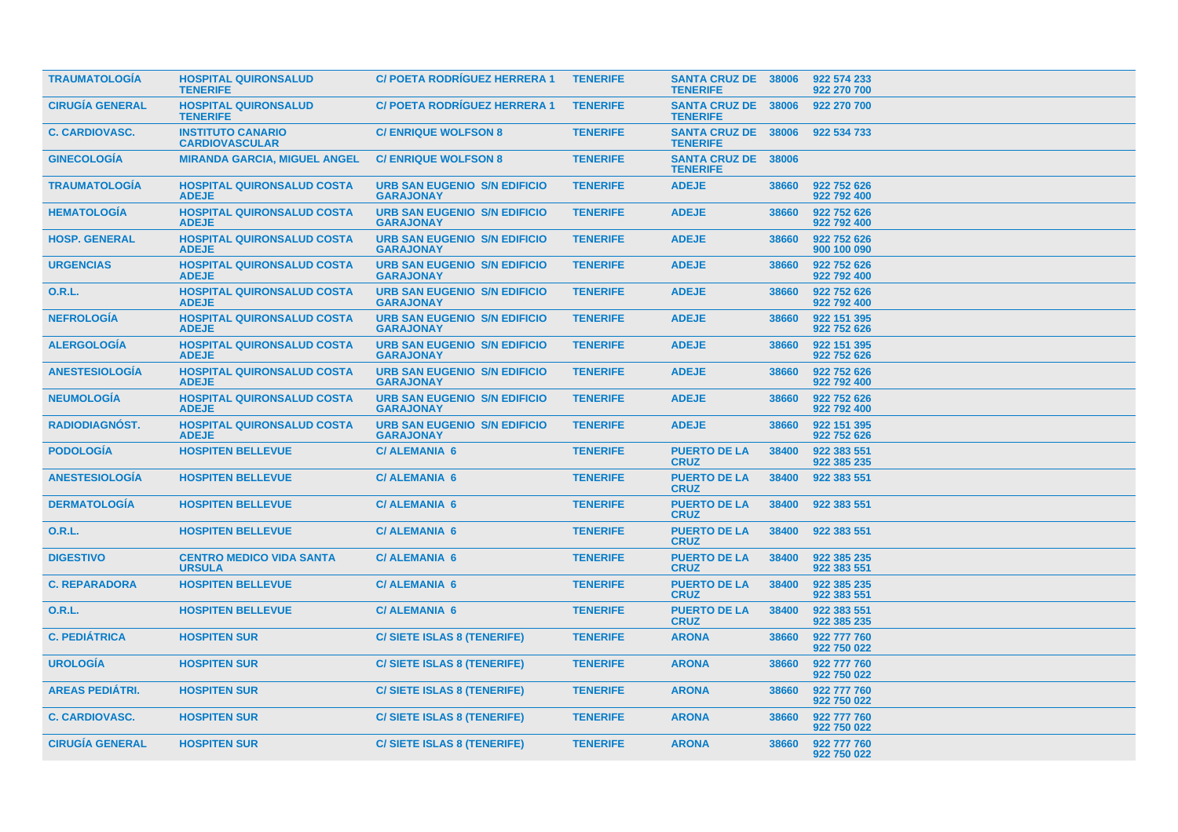| | | | | | | |
|---|---|---|---|---|---|---|
| TRAUMATOLOGÍA | HOSPITAL QUIRONSALUD TENERIFE | C/ POETA RODRÍGUEZ HERRERA 1 | TENERIFE | SANTA CRUZ DE TENERIFE | 38006 | 922 574 233 922 270 700 |
| CIRUGÍA GENERAL | HOSPITAL QUIRONSALUD TENERIFE | C/ POETA RODRÍGUEZ HERRERA 1 | TENERIFE | SANTA CRUZ DE TENERIFE | 38006 | 922 270 700 |
| C. CARDIOVASC. | INSTITUTO CANARIO CARDIOVASCULAR | C/ ENRIQUE WOLFSON 8 | TENERIFE | SANTA CRUZ DE TENERIFE | 38006 | 922 534 733 |
| GINECOLOGÍA | MIRANDA GARCIA, MIGUEL ANGEL | C/ ENRIQUE WOLFSON 8 | TENERIFE | SANTA CRUZ DE TENERIFE | 38006 | |
| TRAUMATOLOGÍA | HOSPITAL QUIRONSALUD COSTA ADEJE | URB SAN EUGENIO S/N EDIFICIO GARAJONAY | TENERIFE | ADEJE | 38660 | 922 752 626 922 792 400 |
| HEMATOLOGÍA | HOSPITAL QUIRONSALUD COSTA ADEJE | URB SAN EUGENIO S/N EDIFICIO GARAJONAY | TENERIFE | ADEJE | 38660 | 922 752 626 922 792 400 |
| HOSP. GENERAL | HOSPITAL QUIRONSALUD COSTA ADEJE | URB SAN EUGENIO S/N EDIFICIO GARAJONAY | TENERIFE | ADEJE | 38660 | 922 752 626 900 100 090 |
| URGENCIAS | HOSPITAL QUIRONSALUD COSTA ADEJE | URB SAN EUGENIO S/N EDIFICIO GARAJONAY | TENERIFE | ADEJE | 38660 | 922 752 626 922 792 400 |
| O.R.L. | HOSPITAL QUIRONSALUD COSTA ADEJE | URB SAN EUGENIO S/N EDIFICIO GARAJONAY | TENERIFE | ADEJE | 38660 | 922 752 626 922 792 400 |
| NEFROLOGÍA | HOSPITAL QUIRONSALUD COSTA ADEJE | URB SAN EUGENIO S/N EDIFICIO GARAJONAY | TENERIFE | ADEJE | 38660 | 922 151 395 922 752 626 |
| ALERGOLOGÍA | HOSPITAL QUIRONSALUD COSTA ADEJE | URB SAN EUGENIO S/N EDIFICIO GARAJONAY | TENERIFE | ADEJE | 38660 | 922 151 395 922 752 626 |
| ANESTESIOLOGÍA | HOSPITAL QUIRONSALUD COSTA ADEJE | URB SAN EUGENIO S/N EDIFICIO GARAJONAY | TENERIFE | ADEJE | 38660 | 922 752 626 922 792 400 |
| NEUMOLOGÍA | HOSPITAL QUIRONSALUD COSTA ADEJE | URB SAN EUGENIO S/N EDIFICIO GARAJONAY | TENERIFE | ADEJE | 38660 | 922 752 626 922 792 400 |
| RADIODIAGNÓST. | HOSPITAL QUIRONSALUD COSTA ADEJE | URB SAN EUGENIO S/N EDIFICIO GARAJONAY | TENERIFE | ADEJE | 38660 | 922 151 395 922 752 626 |
| PODOLOGÍA | HOSPITEN BELLEVUE | C/ ALEMANIA 6 | TENERIFE | PUERTO DE LA CRUZ | 38400 | 922 383 551 922 385 235 |
| ANESTESIOLOGÍA | HOSPITEN BELLEVUE | C/ ALEMANIA 6 | TENERIFE | PUERTO DE LA CRUZ | 38400 | 922 383 551 |
| DERMATOLOGÍA | HOSPITEN BELLEVUE | C/ ALEMANIA 6 | TENERIFE | PUERTO DE LA CRUZ | 38400 | 922 383 551 |
| O.R.L. | HOSPITEN BELLEVUE | C/ ALEMANIA 6 | TENERIFE | PUERTO DE LA CRUZ | 38400 | 922 383 551 |
| DIGESTIVO | CENTRO MEDICO VIDA SANTA URSULA | C/ ALEMANIA 6 | TENERIFE | PUERTO DE LA CRUZ | 38400 | 922 385 235 922 383 551 |
| C. REPARADORA | HOSPITEN BELLEVUE | C/ ALEMANIA 6 | TENERIFE | PUERTO DE LA CRUZ | 38400 | 922 385 235 922 383 551 |
| O.R.L. | HOSPITEN BELLEVUE | C/ ALEMANIA 6 | TENERIFE | PUERTO DE LA CRUZ | 38400 | 922 383 551 922 385 235 |
| C. PEDIÁTRICA | HOSPITEN SUR | C/ SIETE ISLAS 8 (TENERIFE) | TENERIFE | ARONA | 38660 | 922 777 760 922 750 022 |
| UROLOGÍA | HOSPITEN SUR | C/ SIETE ISLAS 8 (TENERIFE) | TENERIFE | ARONA | 38660 | 922 777 760 922 750 022 |
| AREAS PEDIÁTRI. | HOSPITEN SUR | C/ SIETE ISLAS 8 (TENERIFE) | TENERIFE | ARONA | 38660 | 922 777 760 922 750 022 |
| C. CARDIOVASC. | HOSPITEN SUR | C/ SIETE ISLAS 8 (TENERIFE) | TENERIFE | ARONA | 38660 | 922 777 760 922 750 022 |
| CIRUGÍA GENERAL | HOSPITEN SUR | C/ SIETE ISLAS 8 (TENERIFE) | TENERIFE | ARONA | 38660 | 922 777 760 922 750 022 |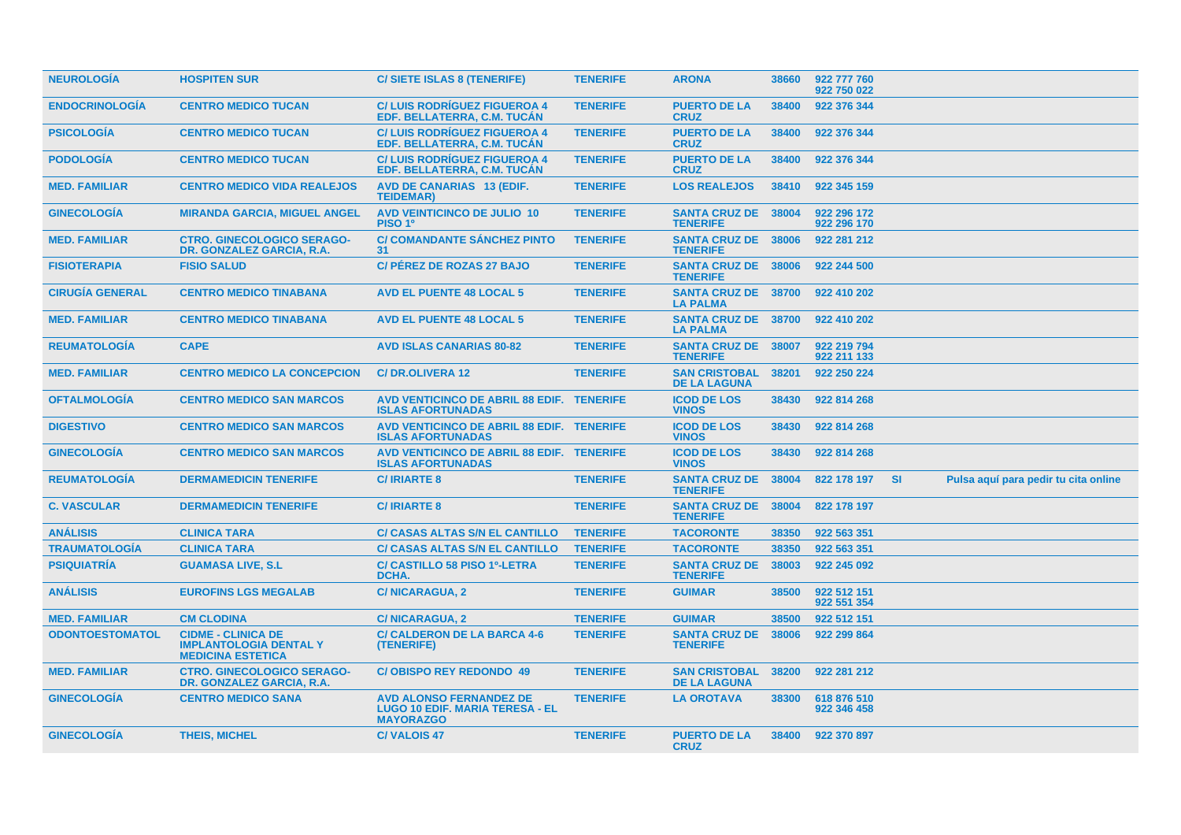| NEUROLOGÍA | HOSPITEN SUR | C/ SIETE ISLAS 8 (TENERIFE) | TENERIFE | ARONA | 38660 | 922 777 760<br>922 750 022 | | |
|---|---|---|---|---|---|---|---|---|
| ENDOCRINOLOGÍA | CENTRO MEDICO TUCAN | C/ LUIS RODRÍGUEZ FIGUEROA 4 EDF. BELLATERRA, C.M. TUCÁN | TENERIFE | PUERTO DE LA CRUZ | 38400 | 922 376 344 | | |
| PSICOLOGÍA | CENTRO MEDICO TUCAN | C/ LUIS RODRÍGUEZ FIGUEROA 4 EDF. BELLATERRA, C.M. TUCÁN | TENERIFE | PUERTO DE LA CRUZ | 38400 | 922 376 344 | | |
| PODOLOGÍA | CENTRO MEDICO TUCAN | C/ LUIS RODRÍGUEZ FIGUEROA 4 EDF. BELLATERRA, C.M. TUCÁN | TENERIFE | PUERTO DE LA CRUZ | 38400 | 922 376 344 | | |
| MED. FAMILIAR | CENTRO MEDICO VIDA REALEJOS | AVD DE CANARIAS 13 (EDIF. TEIDEMAR) | TENERIFE | LOS REALEJOS | 38410 | 922 345 159 | | |
| GINECOLOGÍA | MIRANDA GARCIA, MIGUEL ANGEL | AVD VEINTICINCO DE JULIO 10 PISO 1º | TENERIFE | SANTA CRUZ DE TENERIFE | 38004 | 922 296 172<br>922 296 170 | | |
| MED. FAMILIAR | CTRO. GINECOLOGICO SERAGO-DR. GONZALEZ GARCIA, R.A. | C/ COMANDANTE SÁNCHEZ PINTO 31 | TENERIFE | SANTA CRUZ DE TENERIFE | 38006 | 922 281 212 | | |
| FISIOTERAPIA | FISIO SALUD | C/ PÉREZ DE ROZAS 27 BAJO | TENERIFE | SANTA CRUZ DE TENERIFE | 38006 | 922 244 500 | | |
| CIRUGÍA GENERAL | CENTRO MEDICO TINABANA | AVD EL PUENTE 48 LOCAL 5 | TENERIFE | SANTA CRUZ DE LA PALMA | 38700 | 922 410 202 | | |
| MED. FAMILIAR | CENTRO MEDICO TINABANA | AVD EL PUENTE 48 LOCAL 5 | TENERIFE | SANTA CRUZ DE LA PALMA | 38700 | 922 410 202 | | |
| REUMATOLOGÍA | CAPE | AVD ISLAS CANARIAS 80-82 | TENERIFE | SANTA CRUZ DE TENERIFE | 38007 | 922 219 794<br>922 211 133 | | |
| MED. FAMILIAR | CENTRO MEDICO LA CONCEPCION | C/ DR.OLIVERA 12 | TENERIFE | SAN CRISTOBAL DE LA LAGUNA | 38201 | 922 250 224 | | |
| OFTALMOLOGÍA | CENTRO MEDICO SAN MARCOS | AVD VENTICINCO DE ABRIL 88 EDIF. ISLAS AFORTUNADAS | TENERIFE | ICOD DE LOS VINOS | 38430 | 922 814 268 | | |
| DIGESTIVO | CENTRO MEDICO SAN MARCOS | AVD VENTICINCO DE ABRIL 88 EDIF. ISLAS AFORTUNADAS | TENERIFE | ICOD DE LOS VINOS | 38430 | 922 814 268 | | |
| GINECOLOGÍA | CENTRO MEDICO SAN MARCOS | AVD VENTICINCO DE ABRIL 88 EDIF. ISLAS AFORTUNADAS | TENERIFE | ICOD DE LOS VINOS | 38430 | 922 814 268 | | |
| REUMATOLOGÍA | DERMAMEDICIN TENERIFE | C/ IRIARTE 8 | TENERIFE | SANTA CRUZ DE TENERIFE | 38004 | 822 178 197 | SI | Pulsa aquí para pedir tu cita online |
| C. VASCULAR | DERMAMEDICIN TENERIFE | C/ IRIARTE 8 | TENERIFE | SANTA CRUZ DE TENERIFE | 38004 | 822 178 197 | | |
| ANÁLISIS | CLINICA TARA | C/ CASAS ALTAS S/N EL CANTILLO | TENERIFE | TACORONTE | 38350 | 922 563 351 | | |
| TRAUMATOLOGÍA | CLINICA TARA | C/ CASAS ALTAS S/N EL CANTILLO | TENERIFE | TACORONTE | 38350 | 922 563 351 | | |
| PSIQUIATRÍA | GUAMASA LIVE, S.L | C/ CASTILLO 58 PISO 1º-LETRA DCHA. | TENERIFE | SANTA CRUZ DE TENERIFE | 38003 | 922 245 092 | | |
| ANÁLISIS | EUROFINS LGS MEGALAB | C/ NICARAGUA, 2 | TENERIFE | GUIMAR | 38500 | 922 512 151<br>922 551 354 | | |
| MED. FAMILIAR | CM CLODINA | C/ NICARAGUA, 2 | TENERIFE | GUIMAR | 38500 | 922 512 151 | | |
| ODONTOESTOMATOL | CIDME - CLINICA DE IMPLANTOLOGIA DENTAL Y MEDICINA ESTETICA | C/ CALDERON DE LA BARCA 4-6 (TENERIFE) | TENERIFE | SANTA CRUZ DE TENERIFE | 38006 | 922 299 864 | | |
| MED. FAMILIAR | CTRO. GINECOLOGICO SERAGO-DR. GONZALEZ GARCIA, R.A. | C/ OBISPO REY REDONDO 49 | TENERIFE | SAN CRISTOBAL DE LA LAGUNA | 38200 | 922 281 212 | | |
| GINECOLOGÍA | CENTRO MEDICO SANA | AVD ALONSO FERNANDEZ DE LUGO 10 EDIF. MARIA TERESA - EL MAYORAZGO | TENERIFE | LA OROTAVA | 38300 | 618 876 510<br>922 346 458 | | |
| GINECOLOGÍA | THEIS, MICHEL | C/ VALOIS 47 | TENERIFE | PUERTO DE LA CRUZ | 38400 | 922 370 897 | | |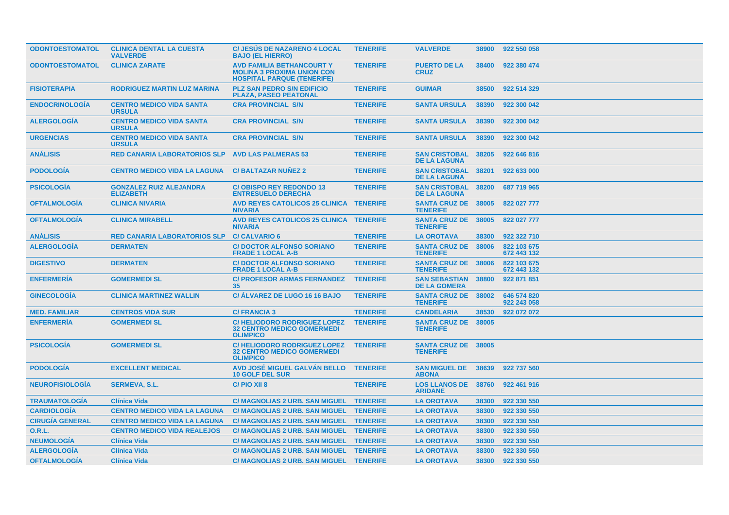| ODONTOESTOMATOL | CLINICA DENTAL LA CUESTA VALVERDE | C/ JESÚS DE NAZARENO 4 LOCAL BAJO (EL HIERRO) | TENERIFE | VALVERDE | 38900 | 922 550 058 |
|---|---|---|---|---|---|---|
| ODONTOESTOMATOL | CLINICA ZARATE | AVD FAMILIA BETHANCOURT Y MOLINA 3 PROXIMA UNION CON HOSPITAL PARQUE (TENERIFE) | TENERIFE | PUERTO DE LA CRUZ | 38400 | 922 380 474 |
| FISIOTERAPIA | RODRIGUEZ MARTIN LUZ MARINA | PLZ SAN PEDRO S/N EDIFICIO PLAZA, PASEO PEATONAL | TENERIFE | GUIMAR | 38500 | 922 514 329 |
| ENDOCRINOLOGÍA | CENTRO MEDICO VIDA SANTA URSULA | CRA PROVINCIAL S/N | TENERIFE | SANTA URSULA | 38390 | 922 300 042 |
| ALERGOLOGÍA | CENTRO MEDICO VIDA SANTA URSULA | CRA PROVINCIAL S/N | TENERIFE | SANTA URSULA | 38390 | 922 300 042 |
| URGENCIAS | CENTRO MEDICO VIDA SANTA URSULA | CRA PROVINCIAL S/N | TENERIFE | SANTA URSULA | 38390 | 922 300 042 |
| ANÁLISIS | RED CANARIA LABORATORIOS SLP | AVD LAS PALMERAS 53 | TENERIFE | SAN CRISTOBAL DE LA LAGUNA | 38205 | 922 646 816 |
| PODOLOGÍA | CENTRO MEDICO VIDA LA LAGUNA | C/ BALTAZAR NUÑEZ 2 | TENERIFE | SAN CRISTOBAL DE LA LAGUNA | 38201 | 922 633 000 |
| PSICOLOGÍA | GONZALEZ RUIZ ALEJANDRA ELIZABETH | C/ OBISPO REY REDONDO 13 ENTRESUELO DERECHA | TENERIFE | SAN CRISTOBAL DE LA LAGUNA | 38200 | 687 719 965 |
| OFTALMOLOGÍA | CLINICA NIVARIA | AVD REYES CATOLICOS 25 CLINICA NIVARIA | TENERIFE | SANTA CRUZ DE TENERIFE | 38005 | 822 027 777 |
| OFTALMOLOGÍA | CLINICA MIRABELL | AVD REYES CATOLICOS 25 CLINICA NIVARIA | TENERIFE | SANTA CRUZ DE TENERIFE | 38005 | 822 027 777 |
| ANÁLISIS | RED CANARIA LABORATORIOS SLP | C/ CALVARIO 6 | TENERIFE | LA OROTAVA | 38300 | 922 322 710 |
| ALERGOLOGÍA | DERMATEN | C/ DOCTOR ALFONSO SORIANO FRADE 1 LOCAL A-B | TENERIFE | SANTA CRUZ DE TENERIFE | 38006 | 822 103 675 672 443 132 |
| DIGESTIVO | DERMATEN | C/ DOCTOR ALFONSO SORIANO FRADE 1 LOCAL A-B | TENERIFE | SANTA CRUZ DE TENERIFE | 38006 | 822 103 675 672 443 132 |
| ENFERMERÍA | GOMERMEDI SL | C/ PROFESOR ARMAS FERNANDEZ 35 | TENERIFE | SAN SEBASTIAN DE LA GOMERA | 38800 | 922 871 851 |
| GINECOLOGÍA | CLINICA MARTINEZ WALLIN | C/ ÁLVAREZ DE LUGO 16 16 BAJO | TENERIFE | SANTA CRUZ DE TENERIFE | 38002 | 646 574 820 922 243 058 |
| MED. FAMILIAR | CENTROS VIDA SUR | C/ FRANCIA 3 | TENERIFE | CANDELARIA | 38530 | 922 072 072 |
| ENFERMERÍA | GOMERMEDI SL | C/ HELIODORO RODRIGUEZ LOPEZ 32 CENTRO MEDICO GOMERMEDI OLIMPICO | TENERIFE | SANTA CRUZ DE TENERIFE | 38005 | |
| PSICOLOGÍA | GOMERMEDI SL | C/ HELIODORO RODRIGUEZ LOPEZ 32 CENTRO MEDICO GOMERMEDI OLIMPICO | TENERIFE | SANTA CRUZ DE TENERIFE | 38005 | |
| PODOLOGÍA | EXCELLENT MEDICAL | AVD JOSÉ MIGUEL GALVÁN BELLO 10 GOLF DEL SUR | TENERIFE | SAN MIGUEL DE ABONA | 38639 | 922 737 560 |
| NEUROFISIOLOGÍA | SERMEVA, S.L. | C/ PIO XII 8 | TENERIFE | LOS LLANOS DE ARIDANE | 38760 | 922 461 916 |
| TRAUMATOLOGÍA | Clínica Vida | C/ MAGNOLIAS 2 URB. SAN MIGUEL | TENERIFE | LA OROTAVA | 38300 | 922 330 550 |
| CARDIOLOGÍA | CENTRO MEDICO VIDA LA LAGUNA | C/ MAGNOLIAS 2 URB. SAN MIGUEL | TENERIFE | LA OROTAVA | 38300 | 922 330 550 |
| CIRUGÍA GENERAL | CENTRO MEDICO VIDA LA LAGUNA | C/ MAGNOLIAS 2 URB. SAN MIGUEL | TENERIFE | LA OROTAVA | 38300 | 922 330 550 |
| O.R.L. | CENTRO MEDICO VIDA REALEJOS | C/ MAGNOLIAS 2 URB. SAN MIGUEL | TENERIFE | LA OROTAVA | 38300 | 922 330 550 |
| NEUMOLOGÍA | Clínica Vida | C/ MAGNOLIAS 2 URB. SAN MIGUEL | TENERIFE | LA OROTAVA | 38300 | 922 330 550 |
| ALERGOLOGÍA | Clínica Vida | C/ MAGNOLIAS 2 URB. SAN MIGUEL | TENERIFE | LA OROTAVA | 38300 | 922 330 550 |
| OFTALMOLOGÍA | Clínica Vida | C/ MAGNOLIAS 2 URB. SAN MIGUEL | TENERIFE | LA OROTAVA | 38300 | 922 330 550 |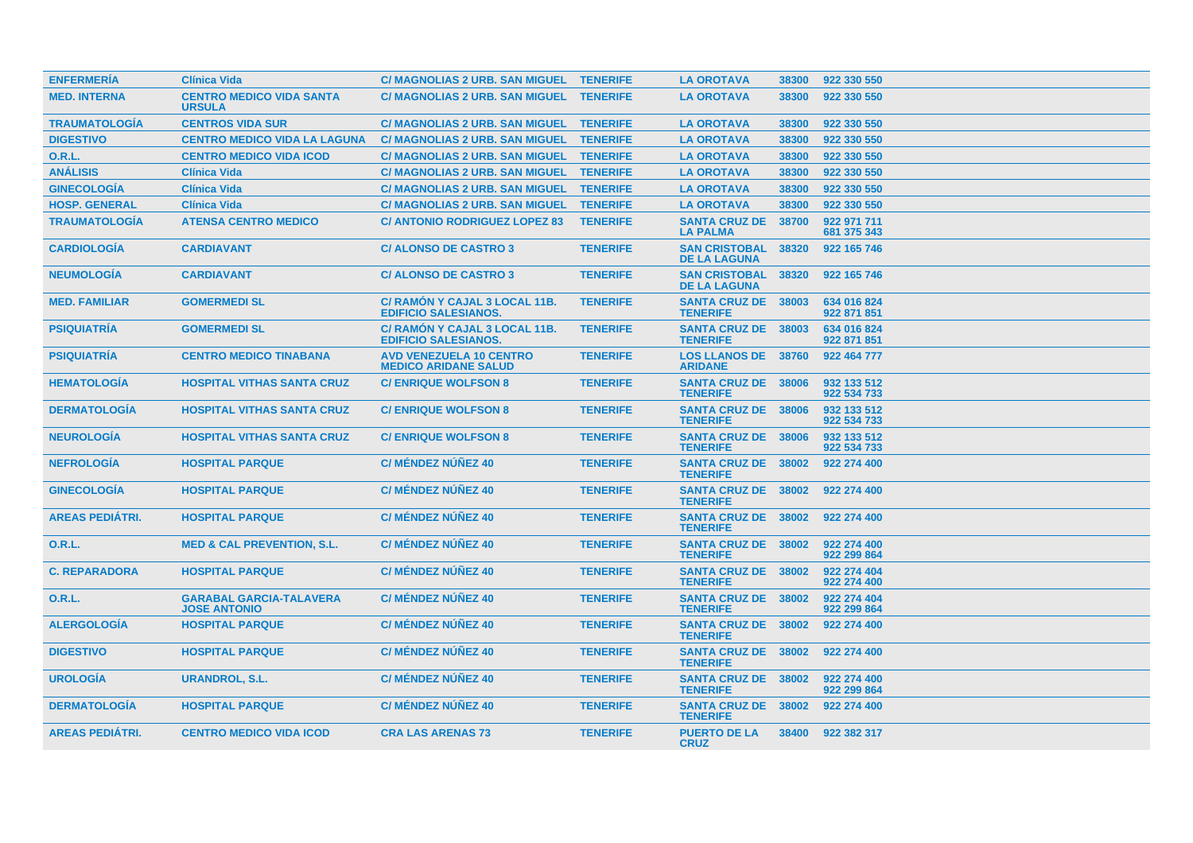| ENFERMERÍA | Clínica Vida | C/ MAGNOLIAS 2 URB. SAN MIGUEL | TENERIFE | LA OROTAVA | 38300 | 922 330 550 |
|---|---|---|---|---|---|---|
| MED. INTERNA | CENTRO MEDICO VIDA SANTA URSULA | C/ MAGNOLIAS 2 URB. SAN MIGUEL | TENERIFE | LA OROTAVA | 38300 | 922 330 550 |
| TRAUMATOLOGÍA | CENTROS VIDA SUR | C/ MAGNOLIAS 2 URB. SAN MIGUEL | TENERIFE | LA OROTAVA | 38300 | 922 330 550 |
| DIGESTIVO | CENTRO MEDICO VIDA LA LAGUNA | C/ MAGNOLIAS 2 URB. SAN MIGUEL | TENERIFE | LA OROTAVA | 38300 | 922 330 550 |
| O.R.L. | CENTRO MEDICO VIDA ICOD | C/ MAGNOLIAS 2 URB. SAN MIGUEL | TENERIFE | LA OROTAVA | 38300 | 922 330 550 |
| ANÁLISIS | Clínica Vida | C/ MAGNOLIAS 2 URB. SAN MIGUEL | TENERIFE | LA OROTAVA | 38300 | 922 330 550 |
| GINECOLOGÍA | Clínica Vida | C/ MAGNOLIAS 2 URB. SAN MIGUEL | TENERIFE | LA OROTAVA | 38300 | 922 330 550 |
| HOSP. GENERAL | Clínica Vida | C/ MAGNOLIAS 2 URB. SAN MIGUEL | TENERIFE | LA OROTAVA | 38300 | 922 330 550 |
| TRAUMATOLOGÍA | ATENSA CENTRO MEDICO | C/ ANTONIO RODRIGUEZ LOPEZ 83 | TENERIFE | SANTA CRUZ DE LA PALMA | 38700 | 922 971 711 681 375 343 |
| CARDIOLOGÍA | CARDIAVANT | C/ ALONSO DE CASTRO 3 | TENERIFE | SAN CRISTOBAL DE LA LAGUNA | 38320 | 922 165 746 |
| NEUMOLOGÍA | CARDIAVANT | C/ ALONSO DE CASTRO 3 | TENERIFE | SAN CRISTOBAL DE LA LAGUNA | 38320 | 922 165 746 |
| MED. FAMILIAR | GOMERMEDI SL | C/ RAMÓN Y CAJAL 3 LOCAL 11B. EDIFICIO SALESIANOS. | TENERIFE | SANTA CRUZ DE TENERIFE | 38003 | 634 016 824 922 871 851 |
| PSIQUIATRÍA | GOMERMEDI SL | C/ RAMÓN Y CAJAL 3 LOCAL 11B. EDIFICIO SALESIANOS. | TENERIFE | SANTA CRUZ DE TENERIFE | 38003 | 634 016 824 922 871 851 |
| PSIQUIATRÍA | CENTRO MEDICO TINABANA | AVD VENEZUELA 10 CENTRO MEDICO ARIDANE SALUD | TENERIFE | LOS LLANOS DE ARIDANE | 38760 | 922 464 777 |
| HEMATOLOGÍA | HOSPITAL VITHAS SANTA CRUZ | C/ ENRIQUE WOLFSON 8 | TENERIFE | SANTA CRUZ DE TENERIFE | 38006 | 932 133 512 922 534 733 |
| DERMATOLOGÍA | HOSPITAL VITHAS SANTA CRUZ | C/ ENRIQUE WOLFSON 8 | TENERIFE | SANTA CRUZ DE TENERIFE | 38006 | 932 133 512 922 534 733 |
| NEUROLOGÍA | HOSPITAL VITHAS SANTA CRUZ | C/ ENRIQUE WOLFSON 8 | TENERIFE | SANTA CRUZ DE TENERIFE | 38006 | 932 133 512 922 534 733 |
| NEFROLOGÍA | HOSPITAL PARQUE | C/ MÉNDEZ NÚÑEZ 40 | TENERIFE | SANTA CRUZ DE TENERIFE | 38002 | 922 274 400 |
| GINECOLOGÍA | HOSPITAL PARQUE | C/ MÉNDEZ NÚÑEZ 40 | TENERIFE | SANTA CRUZ DE TENERIFE | 38002 | 922 274 400 |
| AREAS PEDIÁTRI. | HOSPITAL PARQUE | C/ MÉNDEZ NÚÑEZ 40 | TENERIFE | SANTA CRUZ DE TENERIFE | 38002 | 922 274 400 |
| O.R.L. | MED & CAL PREVENTION, S.L. | C/ MÉNDEZ NÚÑEZ 40 | TENERIFE | SANTA CRUZ DE TENERIFE | 38002 | 922 274 400 922 299 864 |
| C. REPARADORA | HOSPITAL PARQUE | C/ MÉNDEZ NÚÑEZ 40 | TENERIFE | SANTA CRUZ DE TENERIFE | 38002 | 922 274 404 922 274 400 |
| O.R.L. | GARABAL GARCIA-TALAVERA JOSE ANTONIO | C/ MÉNDEZ NÚÑEZ 40 | TENERIFE | SANTA CRUZ DE TENERIFE | 38002 | 922 274 404 922 299 864 |
| ALERGOLOGÍA | HOSPITAL PARQUE | C/ MÉNDEZ NÚÑEZ 40 | TENERIFE | SANTA CRUZ DE TENERIFE | 38002 | 922 274 400 |
| DIGESTIVO | HOSPITAL PARQUE | C/ MÉNDEZ NÚÑEZ 40 | TENERIFE | SANTA CRUZ DE TENERIFE | 38002 | 922 274 400 |
| UROLOGÍA | URANDROL, S.L. | C/ MÉNDEZ NÚÑEZ 40 | TENERIFE | SANTA CRUZ DE TENERIFE | 38002 | 922 274 400 922 299 864 |
| DERMATOLOGÍA | HOSPITAL PARQUE | C/ MÉNDEZ NÚÑEZ 40 | TENERIFE | SANTA CRUZ DE TENERIFE | 38002 | 922 274 400 |
| AREAS PEDIÁTRI. | CENTRO MEDICO VIDA ICOD | CRA LAS ARENAS 73 | TENERIFE | PUERTO DE LA CRUZ | 38400 | 922 382 317 |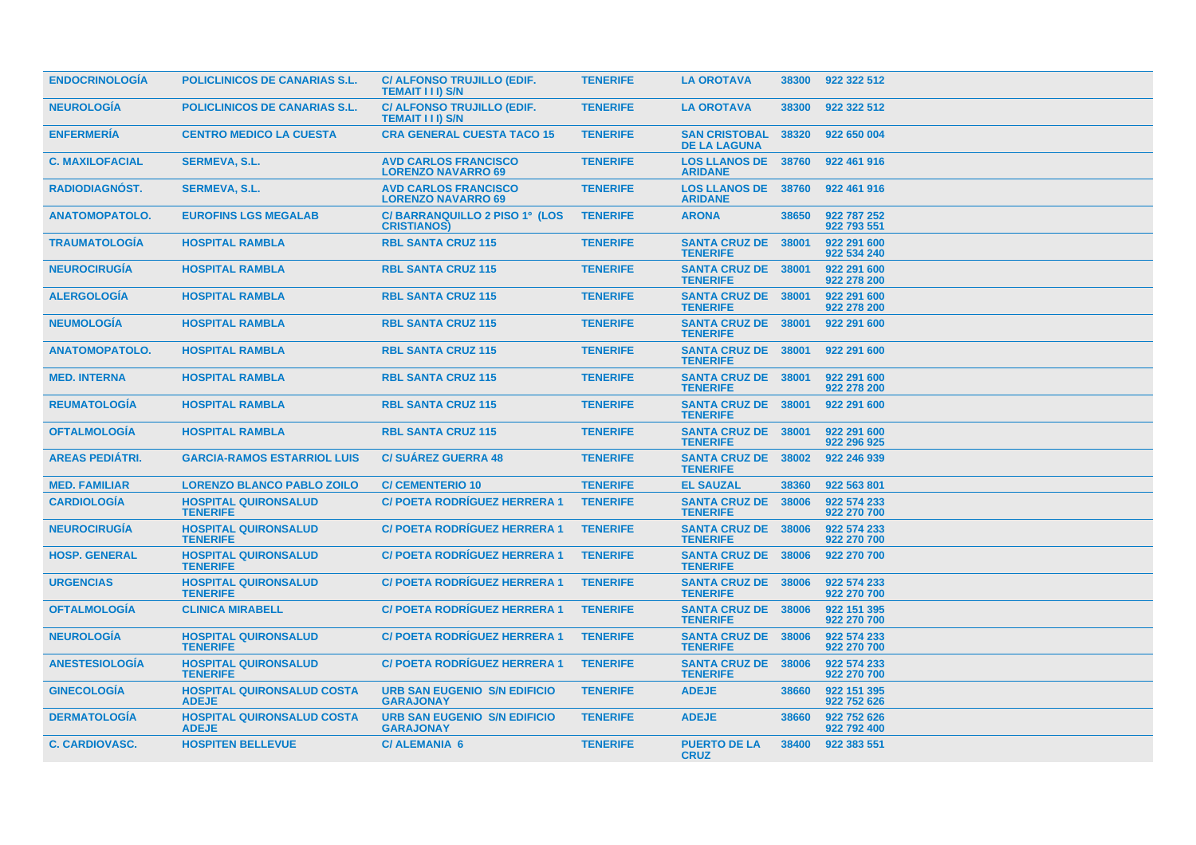| | | | | | | |
|---|---|---|---|---|---|---|
| ENDOCRINOLOGÍA | POLICLINICOS DE CANARIAS S.L. | C/ ALFONSO TRUJILLO (EDIF. TEMAIT I I I) S/N | TENERIFE | LA OROTAVA | 38300 | 922 322 512 |
| NEUROLOGÍA | POLICLINICOS DE CANARIAS S.L. | C/ ALFONSO TRUJILLO (EDIF. TEMAIT I I I) S/N | TENERIFE | LA OROTAVA | 38300 | 922 322 512 |
| ENFERMERÍA | CENTRO MEDICO LA CUESTA | CRA GENERAL CUESTA TACO 15 | TENERIFE | SAN CRISTOBAL DE LA LAGUNA | 38320 | 922 650 004 |
| C. MAXILOFACIAL | SERMEVA, S.L. | AVD CARLOS FRANCISCO LORENZO NAVARRO 69 | TENERIFE | LOS LLANOS DE ARIDANE | 38760 | 922 461 916 |
| RADIODIAGNÓST. | SERMEVA, S.L. | AVD CARLOS FRANCISCO LORENZO NAVARRO 69 | TENERIFE | LOS LLANOS DE ARIDANE | 38760 | 922 461 916 |
| ANATOMOPATOLO. | EUROFINS LGS MEGALAB | C/ BARRANQUILLO 2 PISO 1º (LOS CRISTIANOS) | TENERIFE | ARONA | 38650 | 922 787 252<br>922 793 551 |
| TRAUMATOLOGÍA | HOSPITAL RAMBLA | RBL SANTA CRUZ 115 | TENERIFE | SANTA CRUZ DE TENERIFE | 38001 | 922 291 600<br>922 534 240 |
| NEUROCIRUGÍA | HOSPITAL RAMBLA | RBL SANTA CRUZ 115 | TENERIFE | SANTA CRUZ DE TENERIFE | 38001 | 922 291 600<br>922 278 200 |
| ALERGOLOGÍA | HOSPITAL RAMBLA | RBL SANTA CRUZ 115 | TENERIFE | SANTA CRUZ DE TENERIFE | 38001 | 922 291 600<br>922 278 200 |
| NEUMOLOGÍA | HOSPITAL RAMBLA | RBL SANTA CRUZ 115 | TENERIFE | SANTA CRUZ DE TENERIFE | 38001 | 922 291 600 |
| ANATOMOPATOLO. | HOSPITAL RAMBLA | RBL SANTA CRUZ 115 | TENERIFE | SANTA CRUZ DE TENERIFE | 38001 | 922 291 600 |
| MED. INTERNA | HOSPITAL RAMBLA | RBL SANTA CRUZ 115 | TENERIFE | SANTA CRUZ DE TENERIFE | 38001 | 922 291 600<br>922 278 200 |
| REUMATOLOGÍA | HOSPITAL RAMBLA | RBL SANTA CRUZ 115 | TENERIFE | SANTA CRUZ DE TENERIFE | 38001 | 922 291 600 |
| OFTALMOLOGÍA | HOSPITAL RAMBLA | RBL SANTA CRUZ 115 | TENERIFE | SANTA CRUZ DE TENERIFE | 38001 | 922 291 600<br>922 296 925 |
| AREAS PEDIÁTRI. | GARCIA-RAMOS ESTARRIOL LUIS | C/ SUÁREZ GUERRA 48 | TENERIFE | SANTA CRUZ DE TENERIFE | 38002 | 922 246 939 |
| MED. FAMILIAR | LORENZO BLANCO PABLO ZOILO | C/ CEMENTERIO 10 | TENERIFE | EL SAUZAL | 38360 | 922 563 801 |
| CARDIOLOGÍA | HOSPITAL QUIRONSALUD TENERIFE | C/ POETA RODRÍGUEZ HERRERA 1 | TENERIFE | SANTA CRUZ DE TENERIFE | 38006 | 922 574 233<br>922 270 700 |
| NEUROCIRUGÍA | HOSPITAL QUIRONSALUD TENERIFE | C/ POETA RODRÍGUEZ HERRERA 1 | TENERIFE | SANTA CRUZ DE TENERIFE | 38006 | 922 574 233<br>922 270 700 |
| HOSP. GENERAL | HOSPITAL QUIRONSALUD TENERIFE | C/ POETA RODRÍGUEZ HERRERA 1 | TENERIFE | SANTA CRUZ DE TENERIFE | 38006 | 922 270 700 |
| URGENCIAS | HOSPITAL QUIRONSALUD TENERIFE | C/ POETA RODRÍGUEZ HERRERA 1 | TENERIFE | SANTA CRUZ DE TENERIFE | 38006 | 922 574 233<br>922 270 700 |
| OFTALMOLOGÍA | CLINICA MIRABELL | C/ POETA RODRÍGUEZ HERRERA 1 | TENERIFE | SANTA CRUZ DE TENERIFE | 38006 | 922 151 395<br>922 270 700 |
| NEUROLOGÍA | HOSPITAL QUIRONSALUD TENERIFE | C/ POETA RODRÍGUEZ HERRERA 1 | TENERIFE | SANTA CRUZ DE TENERIFE | 38006 | 922 574 233<br>922 270 700 |
| ANESTESIOLOGÍA | HOSPITAL QUIRONSALUD TENERIFE | C/ POETA RODRÍGUEZ HERRERA 1 | TENERIFE | SANTA CRUZ DE TENERIFE | 38006 | 922 574 233<br>922 270 700 |
| GINECOLOGÍA | HOSPITAL QUIRONSALUD COSTA ADEJE | URB SAN EUGENIO S/N EDIFICIO GARAJONAY | TENERIFE | ADEJE | 38660 | 922 151 395<br>922 752 626 |
| DERMATOLOGÍA | HOSPITAL QUIRONSALUD COSTA ADEJE | URB SAN EUGENIO S/N EDIFICIO GARAJONAY | TENERIFE | ADEJE | 38660 | 922 752 626<br>922 792 400 |
| C. CARDIOVASC. | HOSPITEN BELLEVUE | C/ ALEMANIA 6 | TENERIFE | PUERTO DE LA CRUZ | 38400 | 922 383 551 |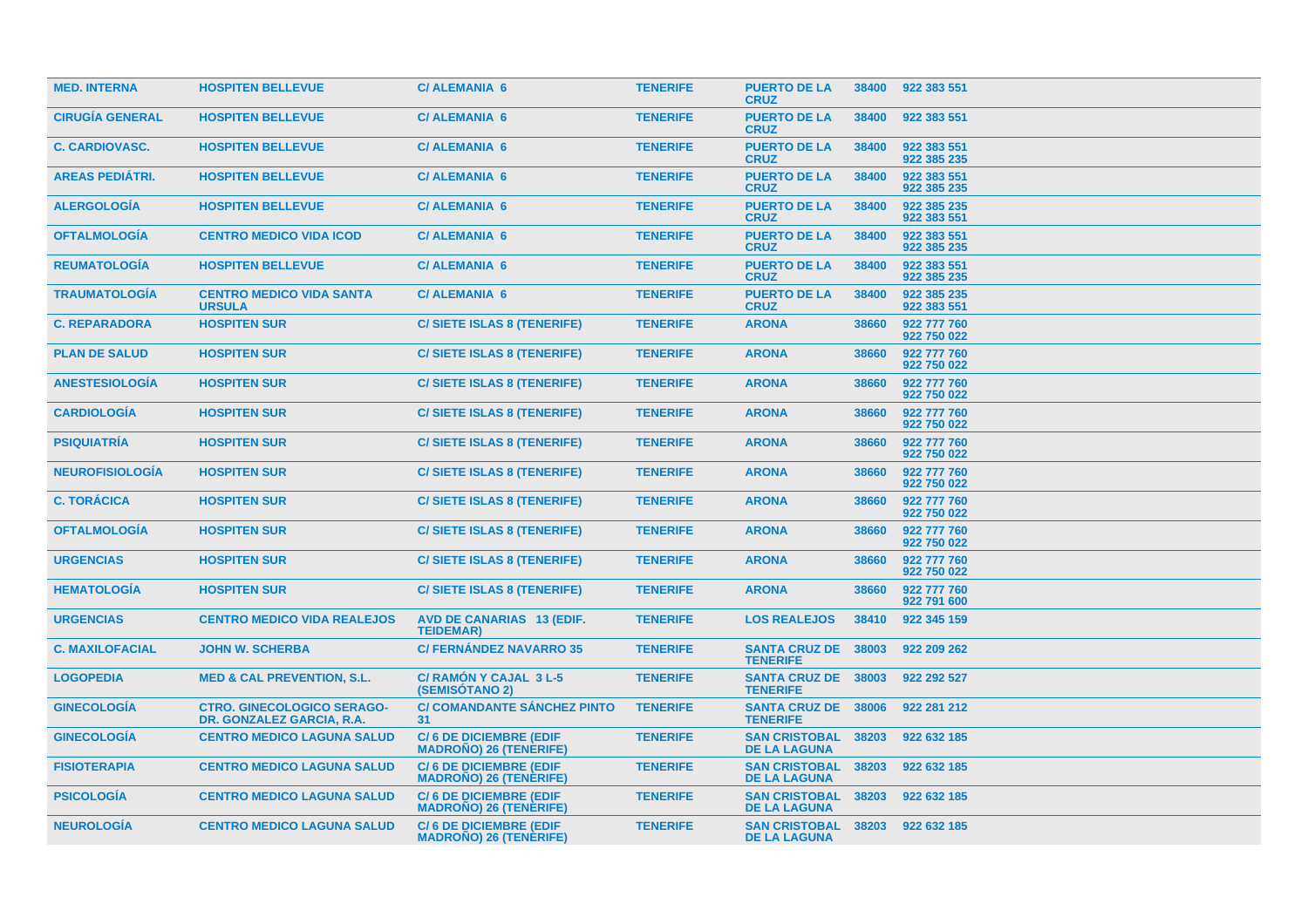| | | | | | | |
|---|---|---|---|---|---|---|
| MED. INTERNA | HOSPITEN BELLEVUE | C/ ALEMANIA 6 | TENERIFE | PUERTO DE LA CRUZ | 38400 | 922 383 551 |
| CIRUGÍA GENERAL | HOSPITEN BELLEVUE | C/ ALEMANIA 6 | TENERIFE | PUERTO DE LA CRUZ | 38400 | 922 383 551 |
| C. CARDIOVASC. | HOSPITEN BELLEVUE | C/ ALEMANIA 6 | TENERIFE | PUERTO DE LA CRUZ | 38400 | 922 383 551<br>922 385 235 |
| AREAS PEDIÁTRI. | HOSPITEN BELLEVUE | C/ ALEMANIA 6 | TENERIFE | PUERTO DE LA CRUZ | 38400 | 922 383 551<br>922 385 235 |
| ALERGOLOGÍA | HOSPITEN BELLEVUE | C/ ALEMANIA 6 | TENERIFE | PUERTO DE LA CRUZ | 38400 | 922 385 235<br>922 383 551 |
| OFTALMOLOGÍA | CENTRO MEDICO VIDA ICOD | C/ ALEMANIA 6 | TENERIFE | PUERTO DE LA CRUZ | 38400 | 922 383 551<br>922 385 235 |
| REUMATOLOGÍA | HOSPITEN BELLEVUE | C/ ALEMANIA 6 | TENERIFE | PUERTO DE LA CRUZ | 38400 | 922 383 551<br>922 385 235 |
| TRAUMATOLOGÍA | CENTRO MEDICO VIDA SANTA URSULA | C/ ALEMANIA 6 | TENERIFE | PUERTO DE LA CRUZ | 38400 | 922 385 235<br>922 383 551 |
| C. REPARADORA | HOSPITEN SUR | C/ SIETE ISLAS 8 (TENERIFE) | TENERIFE | ARONA | 38660 | 922 777 760<br>922 750 022 |
| PLAN DE SALUD | HOSPITEN SUR | C/ SIETE ISLAS 8 (TENERIFE) | TENERIFE | ARONA | 38660 | 922 777 760<br>922 750 022 |
| ANESTESIOLOGÍA | HOSPITEN SUR | C/ SIETE ISLAS 8 (TENERIFE) | TENERIFE | ARONA | 38660 | 922 777 760<br>922 750 022 |
| CARDIOLOGÍA | HOSPITEN SUR | C/ SIETE ISLAS 8 (TENERIFE) | TENERIFE | ARONA | 38660 | 922 777 760<br>922 750 022 |
| PSIQUIATRÍA | HOSPITEN SUR | C/ SIETE ISLAS 8 (TENERIFE) | TENERIFE | ARONA | 38660 | 922 777 760<br>922 750 022 |
| NEUROFISIOLOGÍA | HOSPITEN SUR | C/ SIETE ISLAS 8 (TENERIFE) | TENERIFE | ARONA | 38660 | 922 777 760<br>922 750 022 |
| C. TORÁCICA | HOSPITEN SUR | C/ SIETE ISLAS 8 (TENERIFE) | TENERIFE | ARONA | 38660 | 922 777 760<br>922 750 022 |
| OFTALMOLOGÍA | HOSPITEN SUR | C/ SIETE ISLAS 8 (TENERIFE) | TENERIFE | ARONA | 38660 | 922 777 760<br>922 750 022 |
| URGENCIAS | HOSPITEN SUR | C/ SIETE ISLAS 8 (TENERIFE) | TENERIFE | ARONA | 38660 | 922 777 760<br>922 750 022 |
| HEMATOLOGÍA | HOSPITEN SUR | C/ SIETE ISLAS 8 (TENERIFE) | TENERIFE | ARONA | 38660 | 922 777 760<br>922 791 600 |
| URGENCIAS | CENTRO MEDICO VIDA REALEJOS | AVD DE CANARIAS 13 (EDIF. TEIDEMAR) | TENERIFE | LOS REALEJOS | 38410 | 922 345 159 |
| C. MAXILOFACIAL | JOHN W. SCHERBA | C/ FERNÁNDEZ NAVARRO 35 | TENERIFE | SANTA CRUZ DE TENERIFE | 38003 | 922 209 262 |
| LOGOPEDIA | MED & CAL PREVENTION, S.L. | C/ RAMÓN Y CAJAL 3 L-5 (SEMISÓTANO 2) | TENERIFE | SANTA CRUZ DE TENERIFE | 38003 | 922 292 527 |
| GINECOLOGÍA | CTRO. GINECOLOGICO SERAGO-DR. GONZALEZ GARCIA, R.A. | C/ COMANDANTE SÁNCHEZ PINTO 31 | TENERIFE | SANTA CRUZ DE TENERIFE | 38006 | 922 281 212 |
| GINECOLOGÍA | CENTRO MEDICO LAGUNA SALUD | C/ 6 DE DICIEMBRE (EDIF MADROÑO) 26 (TENERIFE) | TENERIFE | SAN CRISTOBAL DE LA LAGUNA | 38203 | 922 632 185 |
| FISIOTERAPIA | CENTRO MEDICO LAGUNA SALUD | C/ 6 DE DICIEMBRE (EDIF MADROÑO) 26 (TENERIFE) | TENERIFE | SAN CRISTOBAL DE LA LAGUNA | 38203 | 922 632 185 |
| PSICOLOGÍA | CENTRO MEDICO LAGUNA SALUD | C/ 6 DE DICIEMBRE (EDIF MADROÑO) 26 (TENERIFE) | TENERIFE | SAN CRISTOBAL DE LA LAGUNA | 38203 | 922 632 185 |
| NEUROLOGÍA | CENTRO MEDICO LAGUNA SALUD | C/ 6 DE DICIEMBRE (EDIF MADROÑO) 26 (TENERIFE) | TENERIFE | SAN CRISTOBAL DE LA LAGUNA | 38203 | 922 632 185 |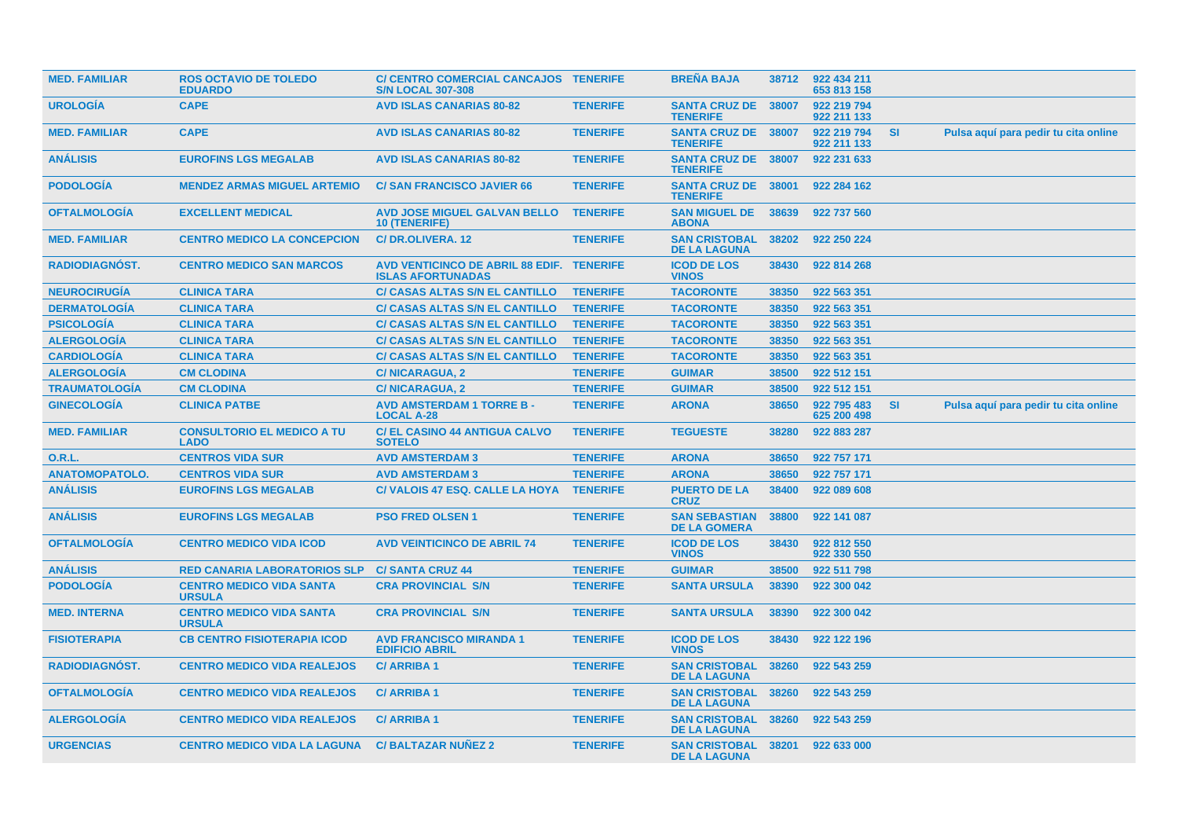| | | | | | | | | |
|---|---|---|---|---|---|---|---|---|
| MED. FAMILIAR | ROS OCTAVIO DE TOLEDO EDUARDO | C/ CENTRO COMERCIAL CANCAJOS S/N LOCAL 307-308 | TENERIFE | BREÑA BAJA | 38712 | 922 434 211 653 813 158 | | |
| UROLOGÍA | CAPE | AVD ISLAS CANARIAS 80-82 | TENERIFE | SANTA CRUZ DE TENERIFE | 38007 | 922 219 794 922 211 133 | | |
| MED. FAMILIAR | CAPE | AVD ISLAS CANARIAS 80-82 | TENERIFE | SANTA CRUZ DE TENERIFE | 38007 | 922 219 794 922 211 133 | SI | Pulsa aquí para pedir tu cita online |
| ANÁLISIS | EUROFINS LGS MEGALAB | AVD ISLAS CANARIAS 80-82 | TENERIFE | SANTA CRUZ DE TENERIFE | 38007 | 922 231 633 | | |
| PODOLOGÍA | MENDEZ ARMAS MIGUEL ARTEMIO | C/ SAN FRANCISCO JAVIER 66 | TENERIFE | SANTA CRUZ DE TENERIFE | 38001 | 922 284 162 | | |
| OFTALMOLOGÍA | EXCELLENT MEDICAL | AVD JOSE MIGUEL GALVAN BELLO 10 (TENERIFE) | TENERIFE | SAN MIGUEL DE ABONA | 38639 | 922 737 560 | | |
| MED. FAMILIAR | CENTRO MEDICO LA CONCEPCION | C/ DR.OLIVERA. 12 | TENERIFE | SAN CRISTOBAL DE LA LAGUNA | 38202 | 922 250 224 | | |
| RADIODIAGNÓST. | CENTRO MEDICO SAN MARCOS | AVD VENTICINCO DE ABRIL 88 EDIF. ISLAS AFORTUNADAS | TENERIFE | ICOD DE LOS VINOS | 38430 | 922 814 268 | | |
| NEUROCIRUGÍA | CLINICA TARA | C/ CASAS ALTAS S/N EL CANTILLO | TENERIFE | TACORONTE | 38350 | 922 563 351 | | |
| DERMATOLOGÍA | CLINICA TARA | C/ CASAS ALTAS S/N EL CANTILLO | TENERIFE | TACORONTE | 38350 | 922 563 351 | | |
| PSICOLOGÍA | CLINICA TARA | C/ CASAS ALTAS S/N EL CANTILLO | TENERIFE | TACORONTE | 38350 | 922 563 351 | | |
| ALERGOLOGÍA | CLINICA TARA | C/ CASAS ALTAS S/N EL CANTILLO | TENERIFE | TACORONTE | 38350 | 922 563 351 | | |
| CARDIOLOGÍA | CLINICA TARA | C/ CASAS ALTAS S/N EL CANTILLO | TENERIFE | TACORONTE | 38350 | 922 563 351 | | |
| ALERGOLOGÍA | CM CLODINA | C/ NICARAGUA, 2 | TENERIFE | GUIMAR | 38500 | 922 512 151 | | |
| TRAUMATOLOGÍA | CM CLODINA | C/ NICARAGUA, 2 | TENERIFE | GUIMAR | 38500 | 922 512 151 | | |
| GINECOLOGÍA | CLINICA PATBE | AVD AMSTERDAM 1 TORRE B - LOCAL A-28 | TENERIFE | ARONA | 38650 | 922 795 483 625 200 498 | SI | Pulsa aquí para pedir tu cita online |
| MED. FAMILIAR | CONSULTORIO EL MEDICO A TU LADO | C/ EL CASINO 44 ANTIGUA CALVO SOTELO | TENERIFE | TEGUESTE | 38280 | 922 883 287 | | |
| O.R.L. | CENTROS VIDA SUR | AVD AMSTERDAM 3 | TENERIFE | ARONA | 38650 | 922 757 171 | | |
| ANATOMOPATOLO. | CENTROS VIDA SUR | AVD AMSTERDAM 3 | TENERIFE | ARONA | 38650 | 922 757 171 | | |
| ANÁLISIS | EUROFINS LGS MEGALAB | C/ VALOIS 47 ESQ. CALLE LA HOYA | TENERIFE | PUERTO DE LA CRUZ | 38400 | 922 089 608 | | |
| ANÁLISIS | EUROFINS LGS MEGALAB | PSO FRED OLSEN 1 | TENERIFE | SAN SEBASTIAN DE LA GOMERA | 38800 | 922 141 087 | | |
| OFTALMOLOGÍA | CENTRO MEDICO VIDA ICOD | AVD VEINTICINCO DE ABRIL 74 | TENERIFE | ICOD DE LOS VINOS | 38430 | 922 812 550 922 330 550 | | |
| ANÁLISIS | RED CANARIA LABORATORIOS SLP | C/ SANTA CRUZ 44 | TENERIFE | GUIMAR | 38500 | 922 511 798 | | |
| PODOLOGÍA | CENTRO MEDICO VIDA SANTA URSULA | CRA PROVINCIAL S/N | TENERIFE | SANTA URSULA | 38390 | 922 300 042 | | |
| MED. INTERNA | CENTRO MEDICO VIDA SANTA URSULA | CRA PROVINCIAL S/N | TENERIFE | SANTA URSULA | 38390 | 922 300 042 | | |
| FISIOTERAPIA | CB CENTRO FISIOTERAPIA ICOD | AVD FRANCISCO MIRANDA 1 EDIFICIO ABRIL | TENERIFE | ICOD DE LOS VINOS | 38430 | 922 122 196 | | |
| RADIODIAGNÓST. | CENTRO MEDICO VIDA REALEJOS | C/ ARRIBA 1 | TENERIFE | SAN CRISTOBAL DE LA LAGUNA | 38260 | 922 543 259 | | |
| OFTALMOLOGÍA | CENTRO MEDICO VIDA REALEJOS | C/ ARRIBA 1 | TENERIFE | SAN CRISTOBAL DE LA LAGUNA | 38260 | 922 543 259 | | |
| ALERGOLOGÍA | CENTRO MEDICO VIDA REALEJOS | C/ ARRIBA 1 | TENERIFE | SAN CRISTOBAL DE LA LAGUNA | 38260 | 922 543 259 | | |
| URGENCIAS | CENTRO MEDICO VIDA LA LAGUNA | C/ BALTAZAR NUÑEZ 2 | TENERIFE | SAN CRISTOBAL DE LA LAGUNA | 38201 | 922 633 000 | | |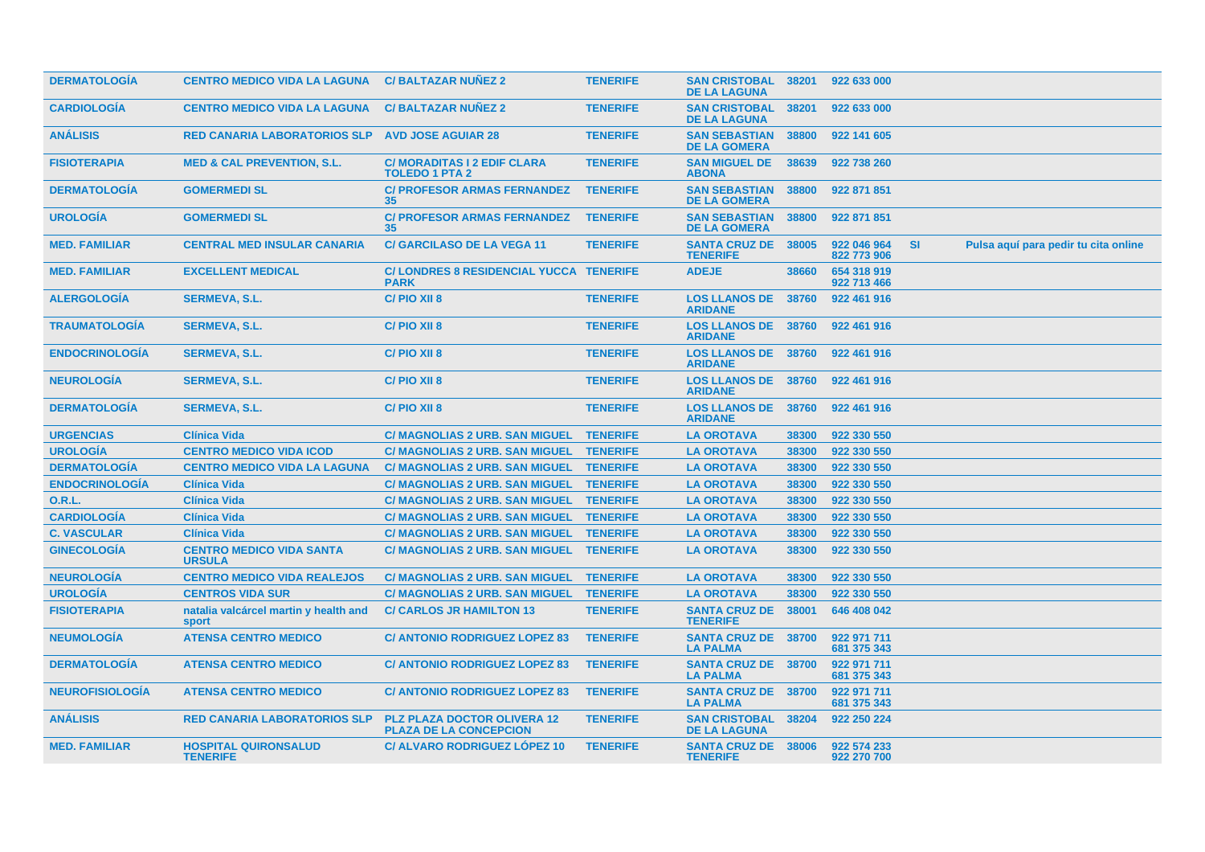| | | | | | | | | |
|---|---|---|---|---|---|---|---|---|
| DERMATOLOGÍA | CENTRO MEDICO VIDA LA LAGUNA | C/ BALTAZAR NUÑEZ 2 | TENERIFE | SAN CRISTOBAL DE LA LAGUNA | 38201 | 922 633 000 | | |
| CARDIOLOGÍA | CENTRO MEDICO VIDA LA LAGUNA | C/ BALTAZAR NUÑEZ 2 | TENERIFE | SAN CRISTOBAL DE LA LAGUNA | 38201 | 922 633 000 | | |
| ANÁLISIS | RED CANARIA LABORATORIOS SLP | AVD JOSE AGUIAR 28 | TENERIFE | SAN SEBASTIAN DE LA GOMERA | 38800 | 922 141 605 | | |
| FISIOTERAPIA | MED & CAL PREVENTION, S.L. | C/ MORADITAS I 2 EDIF CLARA TOLEDO 1 PTA 2 | TENERIFE | SAN MIGUEL DE ABONA | 38639 | 922 738 260 | | |
| DERMATOLOGÍA | GOMERMEDI SL | C/ PROFESOR ARMAS FERNANDEZ 35 | TENERIFE | SAN SEBASTIAN DE LA GOMERA | 38800 | 922 871 851 | | |
| UROLOGÍA | GOMERMEDI SL | C/ PROFESOR ARMAS FERNANDEZ 35 | TENERIFE | SAN SEBASTIAN DE LA GOMERA | 38800 | 922 871 851 | | |
| MED. FAMILIAR | CENTRAL MED INSULAR CANARIA | C/ GARCILASO DE LA VEGA 11 | TENERIFE | SANTA CRUZ DE TENERIFE | 38005 | 922 046 964 822 773 906 | SI | Pulsa aquí para pedir tu cita online |
| MED. FAMILIAR | EXCELLENT MEDICAL | C/ LONDRES 8 RESIDENCIAL YUCCA PARK | TENERIFE | ADEJE | 38660 | 654 318 919 922 713 466 | | |
| ALERGOLOGÍA | SERMEVA, S.L. | C/ PIO XII 8 | TENERIFE | LOS LLANOS DE ARIDANE | 38760 | 922 461 916 | | |
| TRAUMATOLOGÍA | SERMEVA, S.L. | C/ PIO XII 8 | TENERIFE | LOS LLANOS DE ARIDANE | 38760 | 922 461 916 | | |
| ENDOCRINOLOGÍA | SERMEVA, S.L. | C/ PIO XII 8 | TENERIFE | LOS LLANOS DE ARIDANE | 38760 | 922 461 916 | | |
| NEUROLOGÍA | SERMEVA, S.L. | C/ PIO XII 8 | TENERIFE | LOS LLANOS DE ARIDANE | 38760 | 922 461 916 | | |
| DERMATOLOGÍA | SERMEVA, S.L. | C/ PIO XII 8 | TENERIFE | LOS LLANOS DE ARIDANE | 38760 | 922 461 916 | | |
| URGENCIAS | Clínica Vida | C/ MAGNOLIAS 2 URB. SAN MIGUEL | TENERIFE | LA OROTAVA | 38300 | 922 330 550 | | |
| UROLOGÍA | CENTRO MEDICO VIDA ICOD | C/ MAGNOLIAS 2 URB. SAN MIGUEL | TENERIFE | LA OROTAVA | 38300 | 922 330 550 | | |
| DERMATOLOGÍA | CENTRO MEDICO VIDA LA LAGUNA | C/ MAGNOLIAS 2 URB. SAN MIGUEL | TENERIFE | LA OROTAVA | 38300 | 922 330 550 | | |
| ENDOCRINOLOGÍA | Clínica Vida | C/ MAGNOLIAS 2 URB. SAN MIGUEL | TENERIFE | LA OROTAVA | 38300 | 922 330 550 | | |
| O.R.L. | Clínica Vida | C/ MAGNOLIAS 2 URB. SAN MIGUEL | TENERIFE | LA OROTAVA | 38300 | 922 330 550 | | |
| CARDIOLOGÍA | Clínica Vida | C/ MAGNOLIAS 2 URB. SAN MIGUEL | TENERIFE | LA OROTAVA | 38300 | 922 330 550 | | |
| C. VASCULAR | Clínica Vida | C/ MAGNOLIAS 2 URB. SAN MIGUEL | TENERIFE | LA OROTAVA | 38300 | 922 330 550 | | |
| GINECOLOGÍA | CENTRO MEDICO VIDA SANTA URSULA | C/ MAGNOLIAS 2 URB. SAN MIGUEL | TENERIFE | LA OROTAVA | 38300 | 922 330 550 | | |
| NEUROLOGÍA | CENTRO MEDICO VIDA REALEJOS | C/ MAGNOLIAS 2 URB. SAN MIGUEL | TENERIFE | LA OROTAVA | 38300 | 922 330 550 | | |
| UROLOGÍA | CENTROS VIDA SUR | C/ MAGNOLIAS 2 URB. SAN MIGUEL | TENERIFE | LA OROTAVA | 38300 | 922 330 550 | | |
| FISIOTERAPIA | natalia valcárcel martin y health and sport | C/ CARLOS JR HAMILTON 13 | TENERIFE | SANTA CRUZ DE TENERIFE | 38001 | 646 408 042 | | |
| NEUMOLOGÍA | ATENSA CENTRO MEDICO | C/ ANTONIO RODRIGUEZ LOPEZ 83 | TENERIFE | SANTA CRUZ DE LA PALMA | 38700 | 922 971 711 681 375 343 | | |
| DERMATOLOGÍA | ATENSA CENTRO MEDICO | C/ ANTONIO RODRIGUEZ LOPEZ 83 | TENERIFE | SANTA CRUZ DE LA PALMA | 38700 | 922 971 711 681 375 343 | | |
| NEUROFISIOLOGÍA | ATENSA CENTRO MEDICO | C/ ANTONIO RODRIGUEZ LOPEZ 83 | TENERIFE | SANTA CRUZ DE LA PALMA | 38700 | 922 971 711 681 375 343 | | |
| ANÁLISIS | RED CANARIA LABORATORIOS SLP | PLZ PLAZA DOCTOR OLIVERA 12 PLAZA DE LA CONCEPCION | TENERIFE | SAN CRISTOBAL DE LA LAGUNA | 38204 | 922 250 224 | | |
| MED. FAMILIAR | HOSPITAL QUIRONSALUD TENERIFE | C/ ALVARO RODRIGUEZ LÓPEZ 10 | TENERIFE | SANTA CRUZ DE TENERIFE | 38006 | 922 574 233 922 270 700 | | |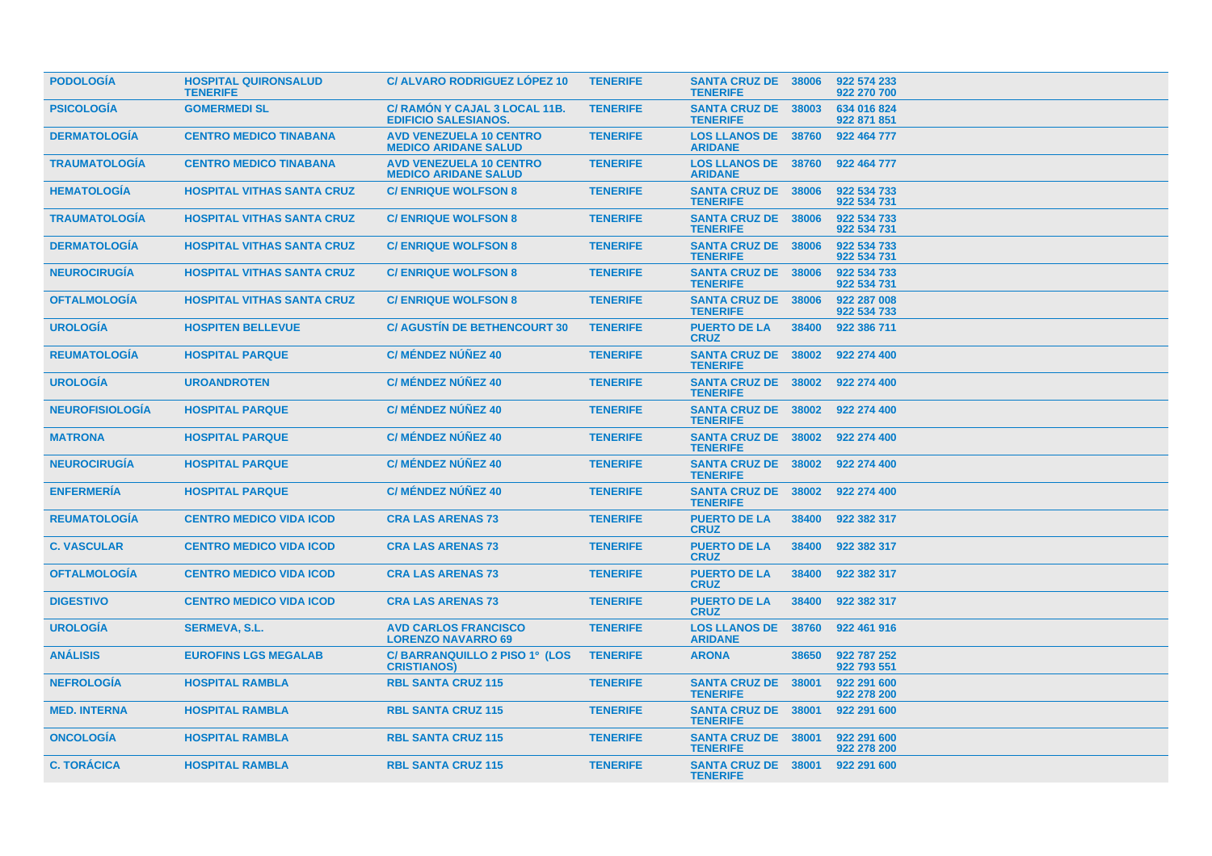| | | | | | | |
|---|---|---|---|---|---|---|
| PODOLOGÍA | HOSPITAL QUIRONSALUD TENERIFE | C/ ALVARO RODRIGUEZ LÓPEZ 10 | TENERIFE | SANTA CRUZ DE TENERIFE | 38006 | 922 574 233 922 270 700 |
| PSICOLOGÍA | GOMERMEDI SL | C/ RAMÓN Y CAJAL 3 LOCAL 11B. EDIFICIO SALESIANOS. | TENERIFE | SANTA CRUZ DE TENERIFE | 38003 | 634 016 824 922 871 851 |
| DERMATOLOGÍA | CENTRO MEDICO TINABANA | AVD VENEZUELA 10 CENTRO MEDICO ARIDANE SALUD | TENERIFE | LOS LLANOS DE ARIDANE | 38760 | 922 464 777 |
| TRAUMATOLOGÍA | CENTRO MEDICO TINABANA | AVD VENEZUELA 10 CENTRO MEDICO ARIDANE SALUD | TENERIFE | LOS LLANOS DE ARIDANE | 38760 | 922 464 777 |
| HEMATOLOGÍA | HOSPITAL VITHAS SANTA CRUZ | C/ ENRIQUE WOLFSON 8 | TENERIFE | SANTA CRUZ DE TENERIFE | 38006 | 922 534 733 922 534 731 |
| TRAUMATOLOGÍA | HOSPITAL VITHAS SANTA CRUZ | C/ ENRIQUE WOLFSON 8 | TENERIFE | SANTA CRUZ DE TENERIFE | 38006 | 922 534 733 922 534 731 |
| DERMATOLOGÍA | HOSPITAL VITHAS SANTA CRUZ | C/ ENRIQUE WOLFSON 8 | TENERIFE | SANTA CRUZ DE TENERIFE | 38006 | 922 534 733 922 534 731 |
| NEUROCIRUGÍA | HOSPITAL VITHAS SANTA CRUZ | C/ ENRIQUE WOLFSON 8 | TENERIFE | SANTA CRUZ DE TENERIFE | 38006 | 922 534 733 922 534 731 |
| OFTALMOLOGÍA | HOSPITAL VITHAS SANTA CRUZ | C/ ENRIQUE WOLFSON 8 | TENERIFE | SANTA CRUZ DE TENERIFE | 38006 | 922 287 008 922 534 733 |
| UROLOGÍA | HOSPITEN BELLEVUE | C/ AGUSTÍN DE BETHENCOURT 30 | TENERIFE | PUERTO DE LA CRUZ | 38400 | 922 386 711 |
| REUMATOLOGÍA | HOSPITAL PARQUE | C/ MÉNDEZ NÚÑEZ 40 | TENERIFE | SANTA CRUZ DE TENERIFE | 38002 | 922 274 400 |
| UROLOGÍA | UROANDROTEN | C/ MÉNDEZ NÚÑEZ 40 | TENERIFE | SANTA CRUZ DE TENERIFE | 38002 | 922 274 400 |
| NEUROFISIOLOGÍA | HOSPITAL PARQUE | C/ MÉNDEZ NÚÑEZ 40 | TENERIFE | SANTA CRUZ DE TENERIFE | 38002 | 922 274 400 |
| MATRONA | HOSPITAL PARQUE | C/ MÉNDEZ NÚÑEZ 40 | TENERIFE | SANTA CRUZ DE TENERIFE | 38002 | 922 274 400 |
| NEUROCIRUGÍA | HOSPITAL PARQUE | C/ MÉNDEZ NÚÑEZ 40 | TENERIFE | SANTA CRUZ DE TENERIFE | 38002 | 922 274 400 |
| ENFERMERÍA | HOSPITAL PARQUE | C/ MÉNDEZ NÚÑEZ 40 | TENERIFE | SANTA CRUZ DE TENERIFE | 38002 | 922 274 400 |
| REUMATOLOGÍA | CENTRO MEDICO VIDA ICOD | CRA LAS ARENAS 73 | TENERIFE | PUERTO DE LA CRUZ | 38400 | 922 382 317 |
| C. VASCULAR | CENTRO MEDICO VIDA ICOD | CRA LAS ARENAS 73 | TENERIFE | PUERTO DE LA CRUZ | 38400 | 922 382 317 |
| OFTALMOLOGÍA | CENTRO MEDICO VIDA ICOD | CRA LAS ARENAS 73 | TENERIFE | PUERTO DE LA CRUZ | 38400 | 922 382 317 |
| DIGESTIVO | CENTRO MEDICO VIDA ICOD | CRA LAS ARENAS 73 | TENERIFE | PUERTO DE LA CRUZ | 38400 | 922 382 317 |
| UROLOGÍA | SERMEVA, S.L. | AVD CARLOS FRANCISCO LORENZO NAVARRO 69 | TENERIFE | LOS LLANOS DE ARIDANE | 38760 | 922 461 916 |
| ANÁLISIS | EUROFINS LGS MEGALAB | C/ BARRANQUILLO 2 PISO 1º (LOS CRISTIANOS) | TENERIFE | ARONA | 38650 | 922 787 252 922 793 551 |
| NEFROLOGÍA | HOSPITAL RAMBLA | RBL SANTA CRUZ 115 | TENERIFE | SANTA CRUZ DE TENERIFE | 38001 | 922 291 600 922 278 200 |
| MED. INTERNA | HOSPITAL RAMBLA | RBL SANTA CRUZ 115 | TENERIFE | SANTA CRUZ DE TENERIFE | 38001 | 922 291 600 |
| ONCOLOGÍA | HOSPITAL RAMBLA | RBL SANTA CRUZ 115 | TENERIFE | SANTA CRUZ DE TENERIFE | 38001 | 922 291 600 922 278 200 |
| C. TORÁCICA | HOSPITAL RAMBLA | RBL SANTA CRUZ 115 | TENERIFE | SANTA CRUZ DE TENERIFE | 38001 | 922 291 600 |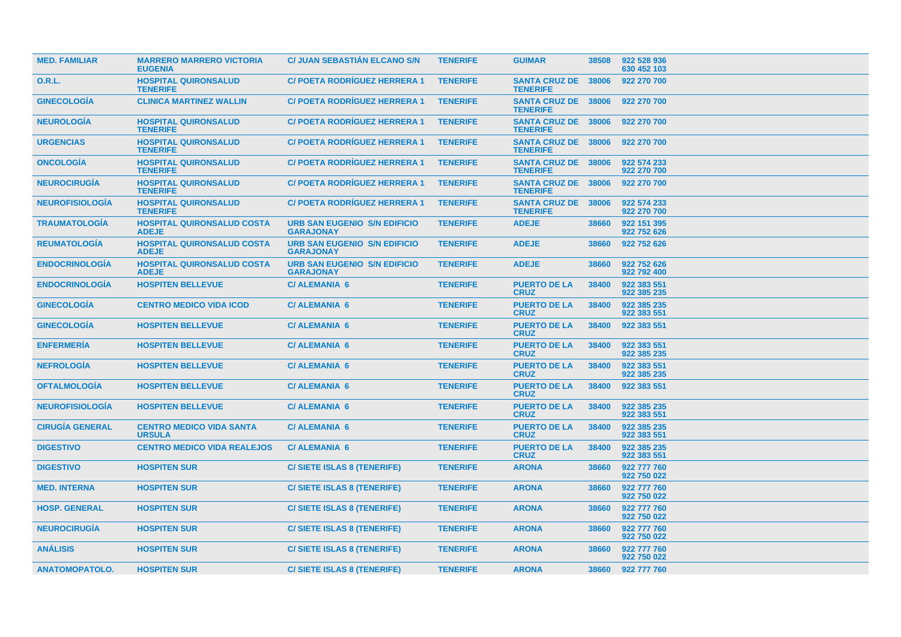| | | | | | | |
|---|---|---|---|---|---|---|
| MED. FAMILIAR | MARRERO MARRERO VICTORIA EUGENIA | C/ JUAN SEBASTIÁN ELCANO S/N | TENERIFE | GUIMAR | 38508 | 922 528 936 630 452 103 |
| O.R.L. | HOSPITAL QUIRONSALUD TENERIFE | C/ POETA RODRÍGUEZ HERRERA 1 | TENERIFE | SANTA CRUZ DE TENERIFE | 38006 | 922 270 700 |
| GINECOLOGÍA | CLINICA MARTINEZ WALLIN | C/ POETA RODRÍGUEZ HERRERA 1 | TENERIFE | SANTA CRUZ DE TENERIFE | 38006 | 922 270 700 |
| NEUROLOGÍA | HOSPITAL QUIRONSALUD TENERIFE | C/ POETA RODRÍGUEZ HERRERA 1 | TENERIFE | SANTA CRUZ DE TENERIFE | 38006 | 922 270 700 |
| URGENCIAS | HOSPITAL QUIRONSALUD TENERIFE | C/ POETA RODRÍGUEZ HERRERA 1 | TENERIFE | SANTA CRUZ DE TENERIFE | 38006 | 922 270 700 |
| ONCOLOGÍA | HOSPITAL QUIRONSALUD TENERIFE | C/ POETA RODRÍGUEZ HERRERA 1 | TENERIFE | SANTA CRUZ DE TENERIFE | 38006 | 922 574 233 922 270 700 |
| NEUROCIRUGÍA | HOSPITAL QUIRONSALUD TENERIFE | C/ POETA RODRÍGUEZ HERRERA 1 | TENERIFE | SANTA CRUZ DE TENERIFE | 38006 | 922 270 700 |
| NEUROFISIOLOGÍA | HOSPITAL QUIRONSALUD TENERIFE | C/ POETA RODRÍGUEZ HERRERA 1 | TENERIFE | SANTA CRUZ DE TENERIFE | 38006 | 922 574 233 922 270 700 |
| TRAUMATOLOGÍA | HOSPITAL QUIRONSALUD COSTA ADEJE | URB SAN EUGENIO S/N EDIFICIO GARAJONAY | TENERIFE | ADEJE | 38660 | 922 151 395 922 752 626 |
| REUMATOLOGÍA | HOSPITAL QUIRONSALUD COSTA ADEJE | URB SAN EUGENIO S/N EDIFICIO GARAJONAY | TENERIFE | ADEJE | 38660 | 922 752 626 |
| ENDOCRINOLOGÍA | HOSPITAL QUIRONSALUD COSTA ADEJE | URB SAN EUGENIO S/N EDIFICIO GARAJONAY | TENERIFE | ADEJE | 38660 | 922 752 626 922 792 400 |
| ENDOCRINOLOGÍA | HOSPITEN BELLEVUE | C/ ALEMANIA 6 | TENERIFE | PUERTO DE LA CRUZ | 38400 | 922 383 551 922 385 235 |
| GINECOLOGÍA | CENTRO MEDICO VIDA ICOD | C/ ALEMANIA 6 | TENERIFE | PUERTO DE LA CRUZ | 38400 | 922 385 235 922 383 551 |
| GINECOLOGÍA | HOSPITEN BELLEVUE | C/ ALEMANIA 6 | TENERIFE | PUERTO DE LA CRUZ | 38400 | 922 383 551 |
| ENFERMERÍA | HOSPITEN BELLEVUE | C/ ALEMANIA 6 | TENERIFE | PUERTO DE LA CRUZ | 38400 | 922 383 551 922 385 235 |
| NEFROLOGÍA | HOSPITEN BELLEVUE | C/ ALEMANIA 6 | TENERIFE | PUERTO DE LA CRUZ | 38400 | 922 383 551 922 385 235 |
| OFTALMOLOGÍA | HOSPITEN BELLEVUE | C/ ALEMANIA 6 | TENERIFE | PUERTO DE LA CRUZ | 38400 | 922 383 551 |
| NEUROFISIOLOGÍA | HOSPITEN BELLEVUE | C/ ALEMANIA 6 | TENERIFE | PUERTO DE LA CRUZ | 38400 | 922 385 235 922 383 551 |
| CIRUGÍA GENERAL | CENTRO MEDICO VIDA SANTA URSULA | C/ ALEMANIA 6 | TENERIFE | PUERTO DE LA CRUZ | 38400 | 922 385 235 922 383 551 |
| DIGESTIVO | CENTRO MEDICO VIDA REALEJOS | C/ ALEMANIA 6 | TENERIFE | PUERTO DE LA CRUZ | 38400 | 922 385 235 922 383 551 |
| DIGESTIVO | HOSPITEN SUR | C/ SIETE ISLAS 8 (TENERIFE) | TENERIFE | ARONA | 38660 | 922 777 760 922 750 022 |
| MED. INTERNA | HOSPITEN SUR | C/ SIETE ISLAS 8 (TENERIFE) | TENERIFE | ARONA | 38660 | 922 777 760 922 750 022 |
| HOSP. GENERAL | HOSPITEN SUR | C/ SIETE ISLAS 8 (TENERIFE) | TENERIFE | ARONA | 38660 | 922 777 760 922 750 022 |
| NEUROCIRUGÍA | HOSPITEN SUR | C/ SIETE ISLAS 8 (TENERIFE) | TENERIFE | ARONA | 38660 | 922 777 760 922 750 022 |
| ANÁLISIS | HOSPITEN SUR | C/ SIETE ISLAS 8 (TENERIFE) | TENERIFE | ARONA | 38660 | 922 777 760 922 750 022 |
| ANATOMOPATOLO. | HOSPITEN SUR | C/ SIETE ISLAS 8 (TENERIFE) | TENERIFE | ARONA | 38660 | 922 777 760 |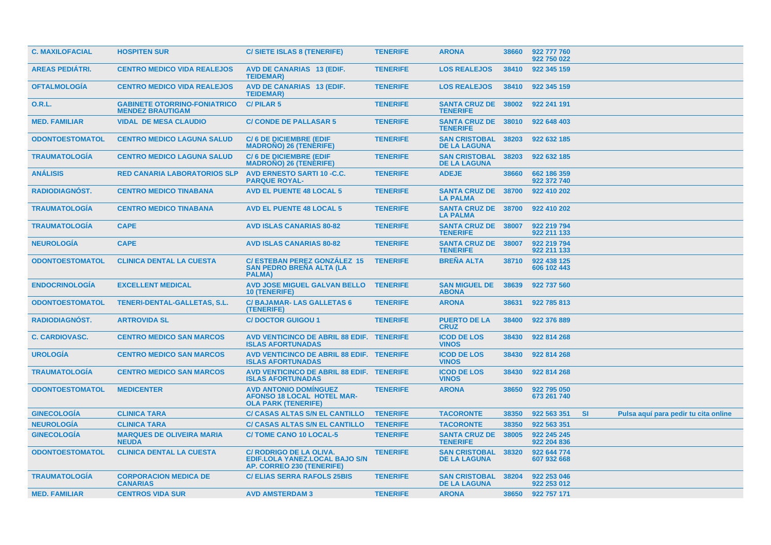| | | | | | | | | |
|---|---|---|---|---|---|---|---|---|
| **C. MAXILOFACIAL** | **HOSPITEN SUR** | **C/ SIETE ISLAS 8 (TENERIFE)** | **TENERIFE** | **ARONA** | **38660** | **922 777 760 922 750 022** | | |
| **AREAS PEDIÁTRI.** | **CENTRO MEDICO VIDA REALEJOS** | **AVD DE CANARIAS 13 (EDIF. TEIDEMAR)** | **TENERIFE** | **LOS REALEJOS** | **38410** | **922 345 159** | | |
| **OFTALMOLOGÍA** | **CENTRO MEDICO VIDA REALEJOS** | **AVD DE CANARIAS 13 (EDIF. TEIDEMAR)** | **TENERIFE** | **LOS REALEJOS** | **38410** | **922 345 159** | | |
| **O.R.L.** | **GABINETE OTORRINO-FONIATRICO MENDEZ BRAUTIGAM** | **C/ PILAR 5** | **TENERIFE** | **SANTA CRUZ DE TENERIFE** | **38002** | **922 241 191** | | |
| **MED. FAMILIAR** | **VIDAL DE MESA CLAUDIO** | **C/ CONDE DE PALLASAR 5** | **TENERIFE** | **SANTA CRUZ DE TENERIFE** | **38010** | **922 648 403** | | |
| **ODONTOESTOMATOL** | **CENTRO MEDICO LAGUNA SALUD** | **C/ 6 DE DICIEMBRE (EDIF MADROÑO) 26 (TENERIFE)** | **TENERIFE** | **SAN CRISTOBAL DE LA LAGUNA** | **38203** | **922 632 185** | | |
| **TRAUMATOLOGÍA** | **CENTRO MEDICO LAGUNA SALUD** | **C/ 6 DE DICIEMBRE (EDIF MADROÑO) 26 (TENERIFE)** | **TENERIFE** | **SAN CRISTOBAL DE LA LAGUNA** | **38203** | **922 632 185** | | |
| **ANÁLISIS** | **RED CANARIA LABORATORIOS SLP** | **AVD ERNESTO SARTI 10 -C.C. PARQUE ROYAL-** | **TENERIFE** | **ADEJE** | **38660** | **662 186 359 922 372 740** | | |
| **RADIODIAGNÓST.** | **CENTRO MEDICO TINABANA** | **AVD EL PUENTE 48 LOCAL 5** | **TENERIFE** | **SANTA CRUZ DE LA PALMA** | **38700** | **922 410 202** | | |
| **TRAUMATOLOGÍA** | **CENTRO MEDICO TINABANA** | **AVD EL PUENTE 48 LOCAL 5** | **TENERIFE** | **SANTA CRUZ DE LA PALMA** | **38700** | **922 410 202** | | |
| **TRAUMATOLOGÍA** | **CAPE** | **AVD ISLAS CANARIAS 80-82** | **TENERIFE** | **SANTA CRUZ DE TENERIFE** | **38007** | **922 219 794 922 211 133** | | |
| **NEUROLOGÍA** | **CAPE** | **AVD ISLAS CANARIAS 80-82** | **TENERIFE** | **SANTA CRUZ DE TENERIFE** | **38007** | **922 219 794 922 211 133** | | |
| **ODONTOESTOMATOL** | **CLINICA DENTAL LA CUESTA** | **C/ ESTEBAN PEREZ GONZÁLEZ 15 SAN PEDRO BREÑA ALTA (LA PALMA)** | **TENERIFE** | **BREÑA ALTA** | **38710** | **922 438 125 606 102 443** | | |
| **ENDOCRINOLOGÍA** | **EXCELLENT MEDICAL** | **AVD JOSE MIGUEL GALVAN BELLO 10 (TENERIFE)** | **TENERIFE** | **SAN MIGUEL DE ABONA** | **38639** | **922 737 560** | | |
| **ODONTOESTOMATOL** | **TENERI-DENTAL-GALLETAS, S.L.** | **C/ BAJAMAR- LAS GALLETAS 6 (TENERIFE)** | **TENERIFE** | **ARONA** | **38631** | **922 785 813** | | |
| **RADIODIAGNÓST.** | **ARTROVIDA SL** | **C/ DOCTOR GUIGOU 1** | **TENERIFE** | **PUERTO DE LA CRUZ** | **38400** | **922 376 889** | | |
| **C. CARDIOVASC.** | **CENTRO MEDICO SAN MARCOS** | **AVD VENTICINCO DE ABRIL 88 EDIF. ISLAS AFORTUNADAS** | **TENERIFE** | **ICOD DE LOS VINOS** | **38430** | **922 814 268** | | |
| **UROLOGÍA** | **CENTRO MEDICO SAN MARCOS** | **AVD VENTICINCO DE ABRIL 88 EDIF. ISLAS AFORTUNADAS** | **TENERIFE** | **ICOD DE LOS VINOS** | **38430** | **922 814 268** | | |
| **TRAUMATOLOGÍA** | **CENTRO MEDICO SAN MARCOS** | **AVD VENTICINCO DE ABRIL 88 EDIF. ISLAS AFORTUNADAS** | **TENERIFE** | **ICOD DE LOS VINOS** | **38430** | **922 814 268** | | |
| **ODONTOESTOMATOL** | **MEDICENTER** | **AVD ANTONIO DOMÍNGUEZ AFONSO 18 LOCAL HOTEL MAR-OLA PARK (TENERIFE)** | **TENERIFE** | **ARONA** | **38650** | **922 795 050 673 261 740** | | |
| **GINECOLOGÍA** | **CLINICA TARA** | **C/ CASAS ALTAS S/N EL CANTILLO** | **TENERIFE** | **TACORONTE** | **38350** | **922 563 351** | **SI** | **Pulsa aquí para pedir tu cita online** |
| **NEUROLOGÍA** | **CLINICA TARA** | **C/ CASAS ALTAS S/N EL CANTILLO** | **TENERIFE** | **TACORONTE** | **38350** | **922 563 351** | | |
| **GINECOLOGÍA** | **MARQUES DE OLIVEIRA MARIA NEUDA** | **C/ TOME CANO 10 LOCAL-5** | **TENERIFE** | **SANTA CRUZ DE TENERIFE** | **38005** | **922 245 245 922 204 836** | | |
| **ODONTOESTOMATOL** | **CLINICA DENTAL LA CUESTA** | **C/ RODRIGO DE LA OLIVA. EDIF.LOLA YANEZ.LOCAL BAJO S/N AP. CORREO 230 (TENERIFE)** | **TENERIFE** | **SAN CRISTOBAL DE LA LAGUNA** | **38320** | **922 644 774 607 932 668** | | |
| **TRAUMATOLOGÍA** | **CORPORACION MEDICA DE CANARIAS** | **C/ ELIAS SERRA RAFOLS 25BIS** | **TENERIFE** | **SAN CRISTOBAL DE LA LAGUNA** | **38204** | **922 253 046 922 253 012** | | |
| **MED. FAMILIAR** | **CENTROS VIDA SUR** | **AVD AMSTERDAM 3** | **TENERIFE** | **ARONA** | **38650** | **922 757 171** | | |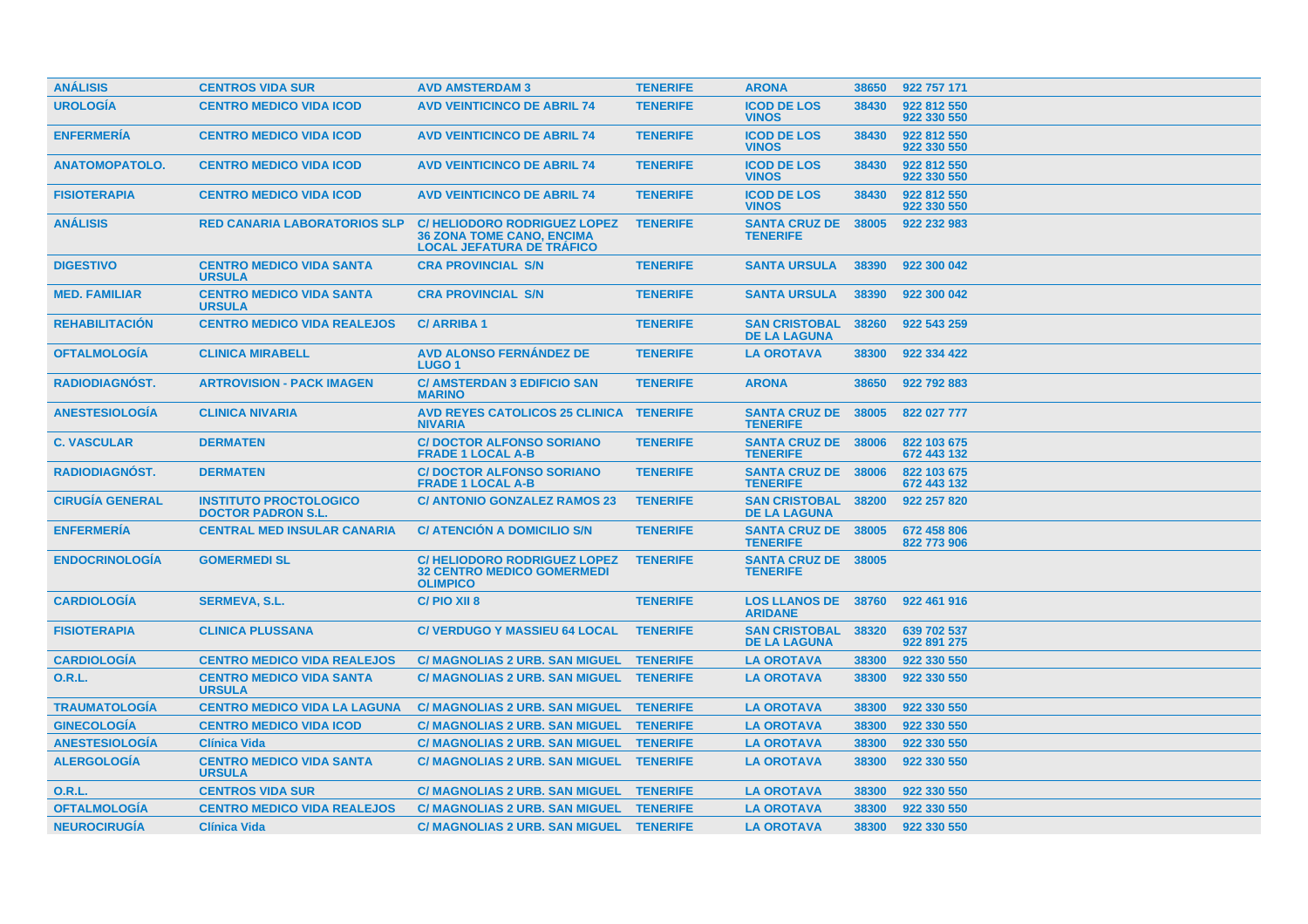| ANÁLISIS | CENTROS VIDA SUR | AVD AMSTERDAM 3 | TENERIFE | ARONA | 38650 | 922 757 171 |
|---|---|---|---|---|---|---|
| UROLOGÍA | CENTRO MEDICO VIDA ICOD | AVD VEINTICINCO DE ABRIL 74 | TENERIFE | ICOD DE LOS VINOS | 38430 | 922 812 550 922 330 550 |
| ENFERMERÍA | CENTRO MEDICO VIDA ICOD | AVD VEINTICINCO DE ABRIL 74 | TENERIFE | ICOD DE LOS VINOS | 38430 | 922 812 550 922 330 550 |
| ANATOMOPATOLO. | CENTRO MEDICO VIDA ICOD | AVD VEINTICINCO DE ABRIL 74 | TENERIFE | ICOD DE LOS VINOS | 38430 | 922 812 550 922 330 550 |
| FISIOTERAPIA | CENTRO MEDICO VIDA ICOD | AVD VEINTICINCO DE ABRIL 74 | TENERIFE | ICOD DE LOS VINOS | 38430 | 922 812 550 922 330 550 |
| ANÁLISIS | RED CANARIA LABORATORIOS SLP | C/ HELIODORO RODRIGUEZ LOPEZ 36 ZONA TOME CANO, ENCIMA LOCAL JEFATURA DE TRÁFICO | TENERIFE | SANTA CRUZ DE TENERIFE | 38005 | 922 232 983 |
| DIGESTIVO | CENTRO MEDICO VIDA SANTA URSULA | CRA PROVINCIAL S/N | TENERIFE | SANTA URSULA | 38390 | 922 300 042 |
| MED. FAMILIAR | CENTRO MEDICO VIDA SANTA URSULA | CRA PROVINCIAL S/N | TENERIFE | SANTA URSULA | 38390 | 922 300 042 |
| REHABILITACIÓN | CENTRO MEDICO VIDA REALEJOS | C/ ARRIBA 1 | TENERIFE | SAN CRISTOBAL DE LA LAGUNA | 38260 | 922 543 259 |
| OFTALMOLOGÍA | CLINICA MIRABELL | AVD ALONSO FERNÁNDEZ DE LUGO 1 | TENERIFE | LA OROTAVA | 38300 | 922 334 422 |
| RADIODIAGNÓST. | ARTROVISION - PACK IMAGEN | C/ AMSTERDAN 3 EDIFICIO SAN MARINO | TENERIFE | ARONA | 38650 | 922 792 883 |
| ANESTESIOLOGÍA | CLINICA NIVARIA | AVD REYES CATOLICOS 25 CLINICA NIVARIA | TENERIFE | SANTA CRUZ DE TENERIFE | 38005 | 822 027 777 |
| C. VASCULAR | DERMATEN | C/ DOCTOR ALFONSO SORIANO FRADE 1 LOCAL A-B | TENERIFE | SANTA CRUZ DE TENERIFE | 38006 | 822 103 675 672 443 132 |
| RADIODIAGNÓST. | DERMATEN | C/ DOCTOR ALFONSO SORIANO FRADE 1 LOCAL A-B | TENERIFE | SANTA CRUZ DE TENERIFE | 38006 | 822 103 675 672 443 132 |
| CIRUGÍA GENERAL | INSTITUTO PROCTOLOGICO DOCTOR PADRON S.L. | C/ ANTONIO GONZALEZ RAMOS 23 | TENERIFE | SAN CRISTOBAL DE LA LAGUNA | 38200 | 922 257 820 |
| ENFERMERÍA | CENTRAL MED INSULAR CANARIA | C/ ATENCIÓN A DOMICILIO S/N | TENERIFE | SANTA CRUZ DE TENERIFE | 38005 | 672 458 806 822 773 906 |
| ENDOCRINOLOGÍA | GOMERMEDI SL | C/ HELIODORO RODRIGUEZ LOPEZ 32 CENTRO MEDICO GOMERMEDI OLIMPICO | TENERIFE | SANTA CRUZ DE TENERIFE | 38005 | |
| CARDIOLOGÍA | SERMEVA, S.L. | C/ PIO XII 8 | TENERIFE | LOS LLANOS DE ARIDANE | 38760 | 922 461 916 |
| FISIOTERAPIA | CLINICA PLUSSANA | C/ VERDUGO Y MASSIEU 64 LOCAL | TENERIFE | SAN CRISTOBAL DE LA LAGUNA | 38320 | 639 702 537 922 891 275 |
| CARDIOLOGÍA | CENTRO MEDICO VIDA REALEJOS | C/ MAGNOLIAS 2 URB. SAN MIGUEL | TENERIFE | LA OROTAVA | 38300 | 922 330 550 |
| O.R.L. | CENTRO MEDICO VIDA SANTA URSULA | C/ MAGNOLIAS 2 URB. SAN MIGUEL | TENERIFE | LA OROTAVA | 38300 | 922 330 550 |
| TRAUMATOLOGÍA | CENTRO MEDICO VIDA LA LAGUNA | C/ MAGNOLIAS 2 URB. SAN MIGUEL | TENERIFE | LA OROTAVA | 38300 | 922 330 550 |
| GINECOLOGÍA | CENTRO MEDICO VIDA ICOD | C/ MAGNOLIAS 2 URB. SAN MIGUEL | TENERIFE | LA OROTAVA | 38300 | 922 330 550 |
| ANESTESIOLOGÍA | Clínica Vida | C/ MAGNOLIAS 2 URB. SAN MIGUEL | TENERIFE | LA OROTAVA | 38300 | 922 330 550 |
| ALERGOLOGÍA | CENTRO MEDICO VIDA SANTA URSULA | C/ MAGNOLIAS 2 URB. SAN MIGUEL | TENERIFE | LA OROTAVA | 38300 | 922 330 550 |
| O.R.L. | CENTROS VIDA SUR | C/ MAGNOLIAS 2 URB. SAN MIGUEL | TENERIFE | LA OROTAVA | 38300 | 922 330 550 |
| OFTALMOLOGÍA | CENTRO MEDICO VIDA REALEJOS | C/ MAGNOLIAS 2 URB. SAN MIGUEL | TENERIFE | LA OROTAVA | 38300 | 922 330 550 |
| NEUROCIRUGÍA | Clínica Vida | C/ MAGNOLIAS 2 URB. SAN MIGUEL | TENERIFE | LA OROTAVA | 38300 | 922 330 550 |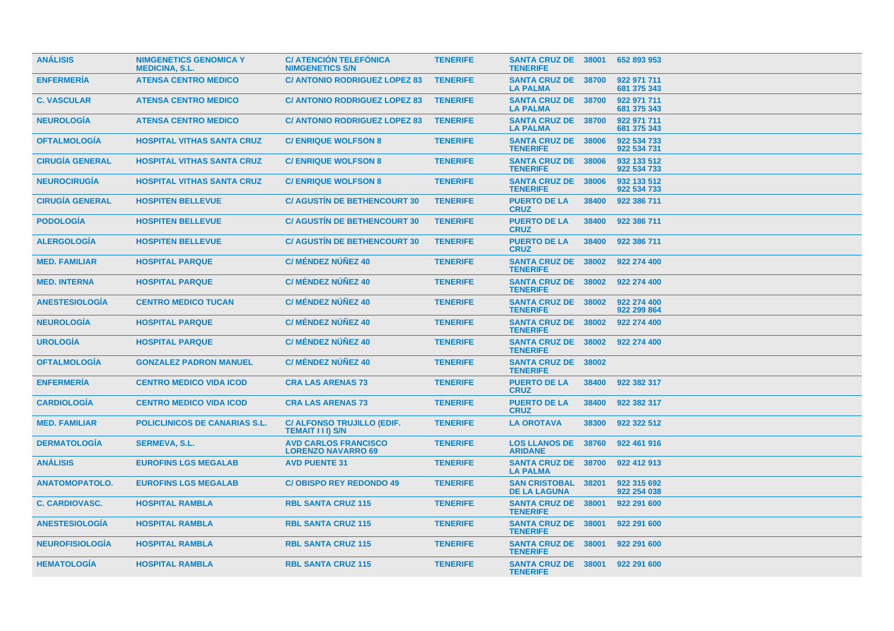| ANÁLISIS | NIMGENETICS GENOMICA Y MEDICINA, S.L. | C/ ATENCIÓN TELEFÓNICA NIMGENETICS S/N | TENERIFE | SANTA CRUZ DE TENERIFE | 38001 | 652 893 953 |
|---|---|---|---|---|---|---|
| ENFERMERÍA | ATENSA CENTRO MEDICO | C/ ANTONIO RODRIGUEZ LOPEZ 83 | TENERIFE | SANTA CRUZ DE LA PALMA | 38700 | 922 971 711<br>681 375 343 |
| C. VASCULAR | ATENSA CENTRO MEDICO | C/ ANTONIO RODRIGUEZ LOPEZ 83 | TENERIFE | SANTA CRUZ DE LA PALMA | 38700 | 922 971 711<br>681 375 343 |
| NEUROLOGÍA | ATENSA CENTRO MEDICO | C/ ANTONIO RODRIGUEZ LOPEZ 83 | TENERIFE | SANTA CRUZ DE LA PALMA | 38700 | 922 971 711<br>681 375 343 |
| OFTALMOLOGÍA | HOSPITAL VITHAS SANTA CRUZ | C/ ENRIQUE WOLFSON 8 | TENERIFE | SANTA CRUZ DE TENERIFE | 38006 | 922 534 733<br>922 534 731 |
| CIRUGÍA GENERAL | HOSPITAL VITHAS SANTA CRUZ | C/ ENRIQUE WOLFSON 8 | TENERIFE | SANTA CRUZ DE TENERIFE | 38006 | 932 133 512<br>922 534 733 |
| NEUROCIRUGÍA | HOSPITAL VITHAS SANTA CRUZ | C/ ENRIQUE WOLFSON 8 | TENERIFE | SANTA CRUZ DE TENERIFE | 38006 | 932 133 512<br>922 534 733 |
| CIRUGÍA GENERAL | HOSPITEN BELLEVUE | C/ AGUSTÍN DE BETHENCOURT 30 | TENERIFE | PUERTO DE LA CRUZ | 38400 | 922 386 711 |
| PODOLOGÍA | HOSPITEN BELLEVUE | C/ AGUSTÍN DE BETHENCOURT 30 | TENERIFE | PUERTO DE LA CRUZ | 38400 | 922 386 711 |
| ALERGOLOGÍA | HOSPITEN BELLEVUE | C/ AGUSTÍN DE BETHENCOURT 30 | TENERIFE | PUERTO DE LA CRUZ | 38400 | 922 386 711 |
| MED. FAMILIAR | HOSPITAL PARQUE | C/ MÉNDEZ NÚÑEZ 40 | TENERIFE | SANTA CRUZ DE TENERIFE | 38002 | 922 274 400 |
| MED. INTERNA | HOSPITAL PARQUE | C/ MÉNDEZ NÚÑEZ 40 | TENERIFE | SANTA CRUZ DE TENERIFE | 38002 | 922 274 400 |
| ANESTESIOLOGÍA | CENTRO MEDICO TUCAN | C/ MÉNDEZ NÚÑEZ 40 | TENERIFE | SANTA CRUZ DE TENERIFE | 38002 | 922 274 400<br>922 299 864 |
| NEUROLOGÍA | HOSPITAL PARQUE | C/ MÉNDEZ NÚÑEZ 40 | TENERIFE | SANTA CRUZ DE TENERIFE | 38002 | 922 274 400 |
| UROLOGÍA | HOSPITAL PARQUE | C/ MÉNDEZ NÚÑEZ 40 | TENERIFE | SANTA CRUZ DE TENERIFE | 38002 | 922 274 400 |
| OFTALMOLOGÍA | GONZALEZ PADRON MANUEL | C/ MÉNDEZ NÚÑEZ 40 | TENERIFE | SANTA CRUZ DE TENERIFE | 38002 | |
| ENFERMERÍA | CENTRO MEDICO VIDA ICOD | CRA LAS ARENAS 73 | TENERIFE | PUERTO DE LA CRUZ | 38400 | 922 382 317 |
| CARDIOLOGÍA | CENTRO MEDICO VIDA ICOD | CRA LAS ARENAS 73 | TENERIFE | PUERTO DE LA CRUZ | 38400 | 922 382 317 |
| MED. FAMILIAR | POLICLINICOS DE CANARIAS S.L. | C/ ALFONSO TRUJILLO (EDIF. TEMAIT I I I) S/N | TENERIFE | LA OROTAVA | 38300 | 922 322 512 |
| DERMATOLOGÍA | SERMEVA, S.L. | AVD CARLOS FRANCISCO LORENZO NAVARRO 69 | TENERIFE | LOS LLANOS DE ARIDANE | 38760 | 922 461 916 |
| ANÁLISIS | EUROFINS LGS MEGALAB | AVD PUENTE 31 | TENERIFE | SANTA CRUZ DE LA PALMA | 38700 | 922 412 913 |
| ANATOMOPATOLO. | EUROFINS LGS MEGALAB | C/ OBISPO REY REDONDO 49 | TENERIFE | SAN CRISTOBAL DE LA LAGUNA | 38201 | 922 315 692<br>922 254 038 |
| C. CARDIOVASC. | HOSPITAL RAMBLA | RBL SANTA CRUZ 115 | TENERIFE | SANTA CRUZ DE TENERIFE | 38001 | 922 291 600 |
| ANESTESIOLOGÍA | HOSPITAL RAMBLA | RBL SANTA CRUZ 115 | TENERIFE | SANTA CRUZ DE TENERIFE | 38001 | 922 291 600 |
| NEUROFISIOLOGÍA | HOSPITAL RAMBLA | RBL SANTA CRUZ 115 | TENERIFE | SANTA CRUZ DE TENERIFE | 38001 | 922 291 600 |
| HEMATOLOGÍA | HOSPITAL RAMBLA | RBL SANTA CRUZ 115 | TENERIFE | SANTA CRUZ DE TENERIFE | 38001 | 922 291 600 |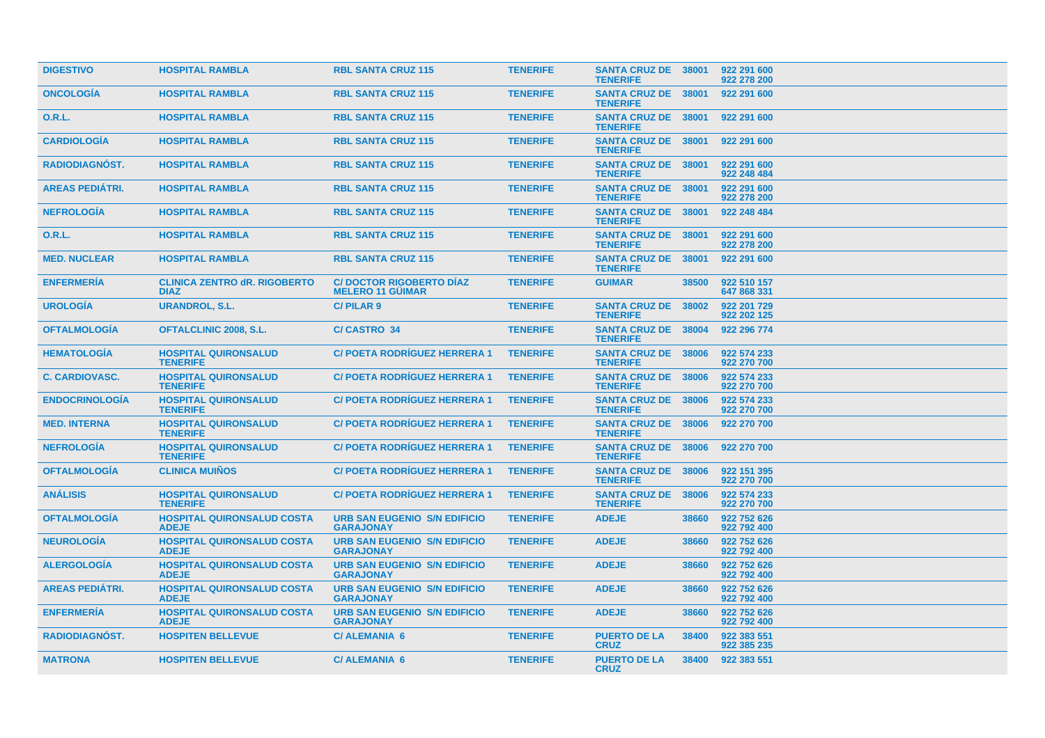| | | | | | | |
|---|---|---|---|---|---|---|
| DIGESTIVO | HOSPITAL RAMBLA | RBL SANTA CRUZ 115 | TENERIFE | SANTA CRUZ DE TENERIFE | 38001 | 922 291 600<br>922 278 200 |
| ONCOLOGÍA | HOSPITAL RAMBLA | RBL SANTA CRUZ 115 | TENERIFE | SANTA CRUZ DE TENERIFE | 38001 | 922 291 600 |
| O.R.L. | HOSPITAL RAMBLA | RBL SANTA CRUZ 115 | TENERIFE | SANTA CRUZ DE TENERIFE | 38001 | 922 291 600 |
| CARDIOLOGÍA | HOSPITAL RAMBLA | RBL SANTA CRUZ 115 | TENERIFE | SANTA CRUZ DE TENERIFE | 38001 | 922 291 600 |
| RADIODIAGNÓST. | HOSPITAL RAMBLA | RBL SANTA CRUZ 115 | TENERIFE | SANTA CRUZ DE TENERIFE | 38001 | 922 291 600<br>922 248 484 |
| AREAS PEDIÁTRI. | HOSPITAL RAMBLA | RBL SANTA CRUZ 115 | TENERIFE | SANTA CRUZ DE TENERIFE | 38001 | 922 291 600<br>922 278 200 |
| NEFROLOGÍA | HOSPITAL RAMBLA | RBL SANTA CRUZ 115 | TENERIFE | SANTA CRUZ DE TENERIFE | 38001 | 922 248 484 |
| O.R.L. | HOSPITAL RAMBLA | RBL SANTA CRUZ 115 | TENERIFE | SANTA CRUZ DE TENERIFE | 38001 | 922 291 600<br>922 278 200 |
| MED. NUCLEAR | HOSPITAL RAMBLA | RBL SANTA CRUZ 115 | TENERIFE | SANTA CRUZ DE TENERIFE | 38001 | 922 291 600 |
| ENFERMERÍA | CLINICA ZENTRO dR. RIGOBERTO DIAZ | C/ DOCTOR RIGOBERTO DÍAZ MELERO 11 GÜIMAR | TENERIFE | GUIMAR | 38500 | 922 510 157<br>647 868 331 |
| UROLOGÍA | URANDROL, S.L. | C/ PILAR 9 | TENERIFE | SANTA CRUZ DE TENERIFE | 38002 | 922 201 729<br>922 202 125 |
| OFTALMOLOGÍA | OFTALCLINIC 2008, S.L. | C/ CASTRO 34 | TENERIFE | SANTA CRUZ DE TENERIFE | 38004 | 922 296 774 |
| HEMATOLOGÍA | HOSPITAL QUIRONSALUD TENERIFE | C/ POETA RODRÍGUEZ HERRERA 1 | TENERIFE | SANTA CRUZ DE TENERIFE | 38006 | 922 574 233<br>922 270 700 |
| C. CARDIOVASC. | HOSPITAL QUIRONSALUD TENERIFE | C/ POETA RODRÍGUEZ HERRERA 1 | TENERIFE | SANTA CRUZ DE TENERIFE | 38006 | 922 574 233<br>922 270 700 |
| ENDOCRINOLOGÍA | HOSPITAL QUIRONSALUD TENERIFE | C/ POETA RODRÍGUEZ HERRERA 1 | TENERIFE | SANTA CRUZ DE TENERIFE | 38006 | 922 574 233<br>922 270 700 |
| MED. INTERNA | HOSPITAL QUIRONSALUD TENERIFE | C/ POETA RODRÍGUEZ HERRERA 1 | TENERIFE | SANTA CRUZ DE TENERIFE | 38006 | 922 270 700 |
| NEFROLOGÍA | HOSPITAL QUIRONSALUD TENERIFE | C/ POETA RODRÍGUEZ HERRERA 1 | TENERIFE | SANTA CRUZ DE TENERIFE | 38006 | 922 270 700 |
| OFTALMOLOGÍA | CLINICA MUIÑOS | C/ POETA RODRÍGUEZ HERRERA 1 | TENERIFE | SANTA CRUZ DE TENERIFE | 38006 | 922 151 395<br>922 270 700 |
| ANÁLISIS | HOSPITAL QUIRONSALUD TENERIFE | C/ POETA RODRÍGUEZ HERRERA 1 | TENERIFE | SANTA CRUZ DE TENERIFE | 38006 | 922 574 233<br>922 270 700 |
| OFTALMOLOGÍA | HOSPITAL QUIRONSALUD COSTA ADEJE | URB SAN EUGENIO S/N EDIFICIO GARAJONAY | TENERIFE | ADEJE | 38660 | 922 752 626<br>922 792 400 |
| NEUROLOGÍA | HOSPITAL QUIRONSALUD COSTA ADEJE | URB SAN EUGENIO S/N EDIFICIO GARAJONAY | TENERIFE | ADEJE | 38660 | 922 752 626<br>922 792 400 |
| ALERGOLOGÍA | HOSPITAL QUIRONSALUD COSTA ADEJE | URB SAN EUGENIO S/N EDIFICIO GARAJONAY | TENERIFE | ADEJE | 38660 | 922 752 626<br>922 792 400 |
| AREAS PEDIÁTRI. | HOSPITAL QUIRONSALUD COSTA ADEJE | URB SAN EUGENIO S/N EDIFICIO GARAJONAY | TENERIFE | ADEJE | 38660 | 922 752 626<br>922 792 400 |
| ENFERMERÍA | HOSPITAL QUIRONSALUD COSTA ADEJE | URB SAN EUGENIO S/N EDIFICIO GARAJONAY | TENERIFE | ADEJE | 38660 | 922 752 626<br>922 792 400 |
| RADIODIAGNÓST. | HOSPITEN BELLEVUE | C/ ALEMANIA 6 | TENERIFE | PUERTO DE LA CRUZ | 38400 | 922 383 551<br>922 385 235 |
| MATRONA | HOSPITEN BELLEVUE | C/ ALEMANIA 6 | TENERIFE | PUERTO DE LA CRUZ | 38400 | 922 383 551 |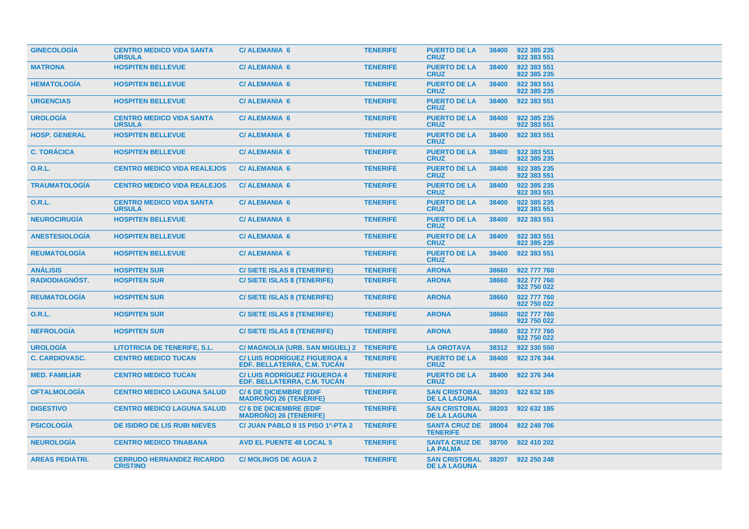| | | | | | | |
|---|---|---|---|---|---|---|
| GINECOLOGÍA | CENTRO MEDICO VIDA SANTA URSULA | C/ ALEMANIA 6 | TENERIFE | PUERTO DE LA CRUZ | 38400 | 922 385 235<br>922 383 551 |
| MATRONA | HOSPITEN BELLEVUE | C/ ALEMANIA 6 | TENERIFE | PUERTO DE LA CRUZ | 38400 | 922 383 551<br>922 385 235 |
| HEMATOLOGÍA | HOSPITEN BELLEVUE | C/ ALEMANIA 6 | TENERIFE | PUERTO DE LA CRUZ | 38400 | 922 383 551<br>922 385 235 |
| URGENCIAS | HOSPITEN BELLEVUE | C/ ALEMANIA 6 | TENERIFE | PUERTO DE LA CRUZ | 38400 | 922 383 551 |
| UROLOGÍA | CENTRO MEDICO VIDA SANTA URSULA | C/ ALEMANIA 6 | TENERIFE | PUERTO DE LA CRUZ | 38400 | 922 385 235<br>922 383 551 |
| HOSP. GENERAL | HOSPITEN BELLEVUE | C/ ALEMANIA 6 | TENERIFE | PUERTO DE LA CRUZ | 38400 | 922 383 551 |
| C. TORÁCICA | HOSPITEN BELLEVUE | C/ ALEMANIA 6 | TENERIFE | PUERTO DE LA CRUZ | 38400 | 922 383 551<br>922 385 235 |
| O.R.L. | CENTRO MEDICO VIDA REALEJOS | C/ ALEMANIA 6 | TENERIFE | PUERTO DE LA CRUZ | 38400 | 922 385 235<br>922 383 551 |
| TRAUMATOLOGÍA | CENTRO MEDICO VIDA REALEJOS | C/ ALEMANIA 6 | TENERIFE | PUERTO DE LA CRUZ | 38400 | 922 385 235<br>922 383 551 |
| O.R.L. | CENTRO MEDICO VIDA SANTA URSULA | C/ ALEMANIA 6 | TENERIFE | PUERTO DE LA CRUZ | 38400 | 922 385 235<br>922 383 551 |
| NEUROCIRUGÍA | HOSPITEN BELLEVUE | C/ ALEMANIA 6 | TENERIFE | PUERTO DE LA CRUZ | 38400 | 922 383 551 |
| ANESTESIOLOGÍA | HOSPITEN BELLEVUE | C/ ALEMANIA 6 | TENERIFE | PUERTO DE LA CRUZ | 38400 | 922 383 551<br>922 385 235 |
| REUMATOLOGÍA | HOSPITEN BELLEVUE | C/ ALEMANIA 6 | TENERIFE | PUERTO DE LA CRUZ | 38400 | 922 383 551 |
| ANÁLISIS | HOSPITEN SUR | C/ SIETE ISLAS 8 (TENERIFE) | TENERIFE | ARONA | 38660 | 922 777 760 |
| RADIODIAGNÓST. | HOSPITEN SUR | C/ SIETE ISLAS 8 (TENERIFE) | TENERIFE | ARONA | 38660 | 922 777 760<br>922 750 022 |
| REUMATOLOGÍA | HOSPITEN SUR | C/ SIETE ISLAS 8 (TENERIFE) | TENERIFE | ARONA | 38660 | 922 777 760<br>922 750 022 |
| O.R.L. | HOSPITEN SUR | C/ SIETE ISLAS 8 (TENERIFE) | TENERIFE | ARONA | 38660 | 922 777 760<br>922 750 022 |
| NEFROLOGÍA | HOSPITEN SUR | C/ SIETE ISLAS 8 (TENERIFE) | TENERIFE | ARONA | 38660 | 922 777 760<br>922 750 022 |
| UROLOGÍA | LITOTRICIA DE TENERIFE, S.L. | C/ MAGNOLIA (URB. SAN MIGUEL) 2 | TENERIFE | LA OROTAVA | 38312 | 922 330 550 |
| C. CARDIOVASC. | CENTRO MEDICO TUCAN | C/ LUIS RODRÍGUEZ FIGUEROA 4 EDF. BELLATERRA, C.M. TUCÁN | TENERIFE | PUERTO DE LA CRUZ | 38400 | 922 376 344 |
| MED. FAMILIAR | CENTRO MEDICO TUCAN | C/ LUIS RODRÍGUEZ FIGUEROA 4 EDF. BELLATERRA, C.M. TUCÁN | TENERIFE | PUERTO DE LA CRUZ | 38400 | 922 376 344 |
| OFTALMOLOGÍA | CENTRO MEDICO LAGUNA SALUD | C/ 6 DE DICIEMBRE (EDIF MADROÑO) 26 (TENERIFE) | TENERIFE | SAN CRISTOBAL DE LA LAGUNA | 38203 | 922 632 185 |
| DIGESTIVO | CENTRO MEDICO LAGUNA SALUD | C/ 6 DE DICIEMBRE (EDIF MADROÑO) 26 (TENERIFE) | TENERIFE | SAN CRISTOBAL DE LA LAGUNA | 38203 | 922 632 185 |
| PSICOLOGÍA | DE ISIDRO DE LIS RUBI NIEVES | C/ JUAN PABLO II 15 PISO 1º-PTA 2 | TENERIFE | SANTA CRUZ DE TENERIFE | 38004 | 922 249 706 |
| NEUROLOGÍA | CENTRO MEDICO TINABANA | AVD EL PUENTE 48 LOCAL 5 | TENERIFE | SANTA CRUZ DE LA PALMA | 38700 | 922 410 202 |
| AREAS PEDIÁTRI. | CERRUDO HERNANDEZ RICARDO CRISTINO | C/ MOLINOS DE AGUA 2 | TENERIFE | SAN CRISTOBAL DE LA LAGUNA | 38207 | 922 250 248 |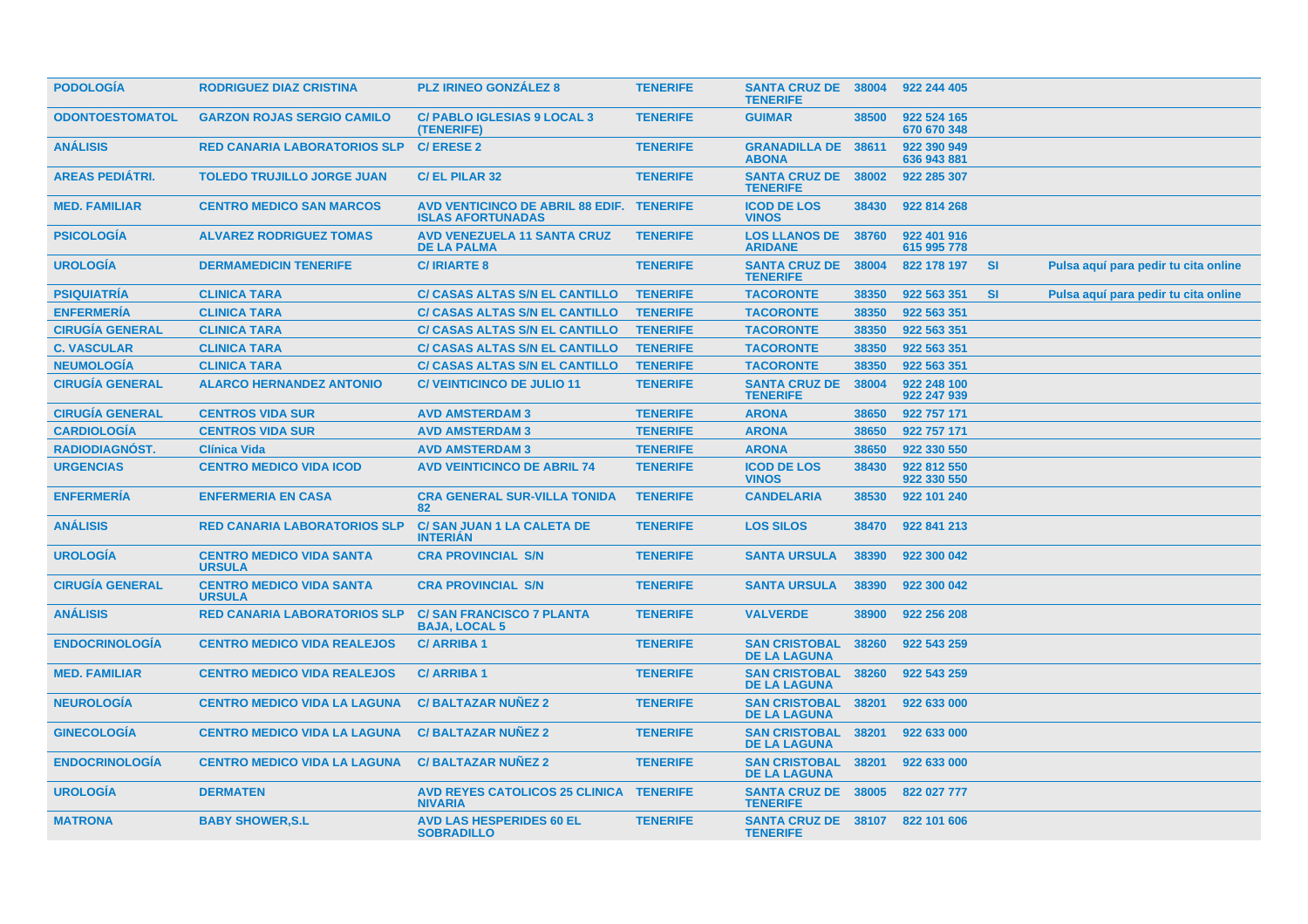| PODOLOGÍA | RODRIGUEZ DIAZ CRISTINA | PLZ IRINEO GONZÁLEZ 8 | TENERIFE | SANTA CRUZ DE TENERIFE | 38004 | 922 244 405 | | |
|---|---|---|---|---|---|---|---|---|
| ODONTOESTOMATOL | GARZON ROJAS SERGIO CAMILO | C/ PABLO IGLESIAS 9 LOCAL 3 (TENERIFE) | TENERIFE | GUIMAR | 38500 | 922 524 165 670 670 348 | | |
| ANÁLISIS | RED CANARIA LABORATORIOS SLP | C/ ERESE 2 | TENERIFE | GRANADILLA DE ABONA | 38611 | 922 390 949 636 943 881 | | |
| AREAS PEDIÁTRI. | TOLEDO TRUJILLO JORGE JUAN | C/ EL PILAR 32 | TENERIFE | SANTA CRUZ DE TENERIFE | 38002 | 922 285 307 | | |
| MED. FAMILIAR | CENTRO MEDICO SAN MARCOS | AVD VENTICINCO DE ABRIL 88 EDIF. ISLAS AFORTUNADAS | TENERIFE | ICOD DE LOS VINOS | 38430 | 922 814 268 | | |
| PSICOLOGÍA | ALVAREZ RODRIGUEZ TOMAS | AVD VENEZUELA 11 SANTA CRUZ DE LA PALMA | TENERIFE | LOS LLANOS DE ARIDANE | 38760 | 922 401 916 615 995 778 | | |
| UROLOGÍA | DERMAMEDICIN TENERIFE | C/ IRIARTE 8 | TENERIFE | SANTA CRUZ DE TENERIFE | 38004 | 822 178 197 | SI | Pulsa aquí para pedir tu cita online |
| PSIQUIATRÍA | CLINICA TARA | C/ CASAS ALTAS S/N EL CANTILLO | TENERIFE | TACORONTE | 38350 | 922 563 351 | SI | Pulsa aquí para pedir tu cita online |
| ENFERMERÍA | CLINICA TARA | C/ CASAS ALTAS S/N EL CANTILLO | TENERIFE | TACORONTE | 38350 | 922 563 351 | | |
| CIRUGÍA GENERAL | CLINICA TARA | C/ CASAS ALTAS S/N EL CANTILLO | TENERIFE | TACORONTE | 38350 | 922 563 351 | | |
| C. VASCULAR | CLINICA TARA | C/ CASAS ALTAS S/N EL CANTILLO | TENERIFE | TACORONTE | 38350 | 922 563 351 | | |
| NEUMOLOGÍA | CLINICA TARA | C/ CASAS ALTAS S/N EL CANTILLO | TENERIFE | TACORONTE | 38350 | 922 563 351 | | |
| CIRUGÍA GENERAL | ALARCO HERNANDEZ ANTONIO | C/ VEINTICINCO DE JULIO 11 | TENERIFE | SANTA CRUZ DE TENERIFE | 38004 | 922 248 100 922 247 939 | | |
| CIRUGÍA GENERAL | CENTROS VIDA SUR | AVD AMSTERDAM 3 | TENERIFE | ARONA | 38650 | 922 757 171 | | |
| CARDIOLOGÍA | CENTROS VIDA SUR | AVD AMSTERDAM 3 | TENERIFE | ARONA | 38650 | 922 757 171 | | |
| RADIODIAGNÓST. | Clínica Vida | AVD AMSTERDAM 3 | TENERIFE | ARONA | 38650 | 922 330 550 | | |
| URGENCIAS | CENTRO MEDICO VIDA ICOD | AVD VEINTICINCO DE ABRIL 74 | TENERIFE | ICOD DE LOS VINOS | 38430 | 922 812 550 922 330 550 | | |
| ENFERMERÍA | ENFERMERIA EN CASA | CRA GENERAL SUR-VILLA TONIDA 82 | TENERIFE | CANDELARIA | 38530 | 922 101 240 | | |
| ANÁLISIS | RED CANARIA LABORATORIOS SLP | C/ SAN JUAN 1 LA CALETA DE INTERIÁN | TENERIFE | LOS SILOS | 38470 | 922 841 213 | | |
| UROLOGÍA | CENTRO MEDICO VIDA SANTA URSULA | CRA PROVINCIAL S/N | TENERIFE | SANTA URSULA | 38390 | 922 300 042 | | |
| CIRUGÍA GENERAL | CENTRO MEDICO VIDA SANTA URSULA | CRA PROVINCIAL S/N | TENERIFE | SANTA URSULA | 38390 | 922 300 042 | | |
| ANÁLISIS | RED CANARIA LABORATORIOS SLP | C/ SAN FRANCISCO 7 PLANTA BAJA, LOCAL 5 | TENERIFE | VALVERDE | 38900 | 922 256 208 | | |
| ENDOCRINOLOGÍA | CENTRO MEDICO VIDA REALEJOS | C/ ARRIBA 1 | TENERIFE | SAN CRISTOBAL DE LA LAGUNA | 38260 | 922 543 259 | | |
| MED. FAMILIAR | CENTRO MEDICO VIDA REALEJOS | C/ ARRIBA 1 | TENERIFE | SAN CRISTOBAL DE LA LAGUNA | 38260 | 922 543 259 | | |
| NEUROLOGÍA | CENTRO MEDICO VIDA LA LAGUNA | C/ BALTAZAR NUÑEZ 2 | TENERIFE | SAN CRISTOBAL DE LA LAGUNA | 38201 | 922 633 000 | | |
| GINECOLOGÍA | CENTRO MEDICO VIDA LA LAGUNA | C/ BALTAZAR NUÑEZ 2 | TENERIFE | SAN CRISTOBAL DE LA LAGUNA | 38201 | 922 633 000 | | |
| ENDOCRINOLOGÍA | CENTRO MEDICO VIDA LA LAGUNA | C/ BALTAZAR NUÑEZ 2 | TENERIFE | SAN CRISTOBAL DE LA LAGUNA | 38201 | 922 633 000 | | |
| UROLOGÍA | DERMATEN | AVD REYES CATOLICOS 25 CLINICA NIVARIA | TENERIFE | SANTA CRUZ DE TENERIFE | 38005 | 822 027 777 | | |
| MATRONA | BABY SHOWER,S.L | AVD LAS HESPERIDES 60 EL SOBRADILLO | TENERIFE | SANTA CRUZ DE TENERIFE | 38107 | 822 101 606 | | |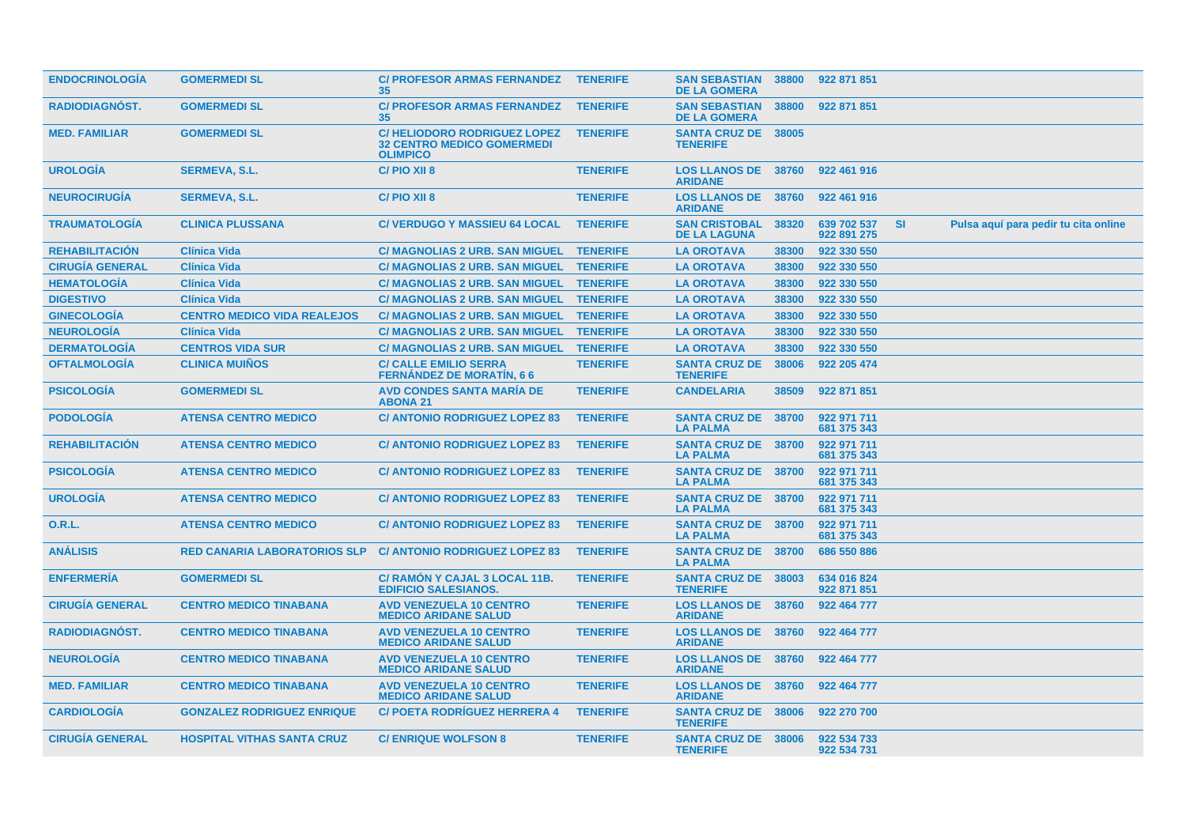| | | | | | | | | |
|---|---|---|---|---|---|---|---|---|
| ENDOCRINOLOGÍA | GOMERMEDI SL | C/ PROFESOR ARMAS FERNANDEZ 35 | TENERIFE | SAN SEBASTIAN DE LA GOMERA | 38800 | 922 871 851 | | |
| RADIODIAGNÓST. | GOMERMEDI SL | C/ PROFESOR ARMAS FERNANDEZ 35 | TENERIFE | SAN SEBASTIAN DE LA GOMERA | 38800 | 922 871 851 | | |
| MED. FAMILIAR | GOMERMEDI SL | C/ HELIODORO RODRIGUEZ LOPEZ 32 CENTRO MEDICO GOMERMEDI OLIMPICO | TENERIFE | SANTA CRUZ DE TENERIFE | 38005 | | | |
| UROLOGÍA | SERMEVA, S.L. | C/ PIO XII 8 | TENERIFE | LOS LLANOS DE ARIDANE | 38760 | 922 461 916 | | |
| NEUROCIRUGÍA | SERMEVA, S.L. | C/ PIO XII 8 | TENERIFE | LOS LLANOS DE ARIDANE | 38760 | 922 461 916 | | |
| TRAUMATOLOGÍA | CLINICA PLUSSANA | C/ VERDUGO Y MASSIEU 64 LOCAL | TENERIFE | SAN CRISTOBAL DE LA LAGUNA | 38320 | 639 702 537<br>922 891 275 | SI | Pulsa aquí para pedir tu cita online |
| REHABILITACIÓN | Clínica Vida | C/ MAGNOLIAS 2 URB. SAN MIGUEL | TENERIFE | LA OROTAVA | 38300 | 922 330 550 | | |
| CIRUGÍA GENERAL | Clínica Vida | C/ MAGNOLIAS 2 URB. SAN MIGUEL | TENERIFE | LA OROTAVA | 38300 | 922 330 550 | | |
| HEMATOLOGÍA | Clínica Vida | C/ MAGNOLIAS 2 URB. SAN MIGUEL | TENERIFE | LA OROTAVA | 38300 | 922 330 550 | | |
| DIGESTIVO | Clínica Vida | C/ MAGNOLIAS 2 URB. SAN MIGUEL | TENERIFE | LA OROTAVA | 38300 | 922 330 550 | | |
| GINECOLOGÍA | CENTRO MEDICO VIDA REALEJOS | C/ MAGNOLIAS 2 URB. SAN MIGUEL | TENERIFE | LA OROTAVA | 38300 | 922 330 550 | | |
| NEUROLOGÍA | Clínica Vida | C/ MAGNOLIAS 2 URB. SAN MIGUEL | TENERIFE | LA OROTAVA | 38300 | 922 330 550 | | |
| DERMATOLOGÍA | CENTROS VIDA SUR | C/ MAGNOLIAS 2 URB. SAN MIGUEL | TENERIFE | LA OROTAVA | 38300 | 922 330 550 | | |
| OFTALMOLOGÍA | CLINICA MUIÑOS | C/ CALLE EMILIO SERRA FERNÁNDEZ DE MORATÍN, 6 6 | TENERIFE | SANTA CRUZ DE TENERIFE | 38006 | 922 205 474 | | |
| PSICOLOGÍA | GOMERMEDI SL | AVD CONDES SANTA MARÍA DE ABONA 21 | TENERIFE | CANDELARIA | 38509 | 922 871 851 | | |
| PODOLOGÍA | ATENSA CENTRO MEDICO | C/ ANTONIO RODRIGUEZ LOPEZ 83 | TENERIFE | SANTA CRUZ DE LA PALMA | 38700 | 922 971 711<br>681 375 343 | | |
| REHABILITACIÓN | ATENSA CENTRO MEDICO | C/ ANTONIO RODRIGUEZ LOPEZ 83 | TENERIFE | SANTA CRUZ DE LA PALMA | 38700 | 922 971 711<br>681 375 343 | | |
| PSICOLOGÍA | ATENSA CENTRO MEDICO | C/ ANTONIO RODRIGUEZ LOPEZ 83 | TENERIFE | SANTA CRUZ DE LA PALMA | 38700 | 922 971 711<br>681 375 343 | | |
| UROLOGÍA | ATENSA CENTRO MEDICO | C/ ANTONIO RODRIGUEZ LOPEZ 83 | TENERIFE | SANTA CRUZ DE LA PALMA | 38700 | 922 971 711<br>681 375 343 | | |
| O.R.L. | ATENSA CENTRO MEDICO | C/ ANTONIO RODRIGUEZ LOPEZ 83 | TENERIFE | SANTA CRUZ DE LA PALMA | 38700 | 922 971 711<br>681 375 343 | | |
| ANÁLISIS | RED CANARIA LABORATORIOS SLP | C/ ANTONIO RODRIGUEZ LOPEZ 83 | TENERIFE | SANTA CRUZ DE LA PALMA | 38700 | 686 550 886 | | |
| ENFERMERÍA | GOMERMEDI SL | C/ RAMÓN Y CAJAL 3 LOCAL 11B. EDIFICIO SALESIANOS. | TENERIFE | SANTA CRUZ DE TENERIFE | 38003 | 634 016 824<br>922 871 851 | | |
| CIRUGÍA GENERAL | CENTRO MEDICO TINABANA | AVD VENEZUELA 10 CENTRO MEDICO ARIDANE SALUD | TENERIFE | LOS LLANOS DE ARIDANE | 38760 | 922 464 777 | | |
| RADIODIAGNÓST. | CENTRO MEDICO TINABANA | AVD VENEZUELA 10 CENTRO MEDICO ARIDANE SALUD | TENERIFE | LOS LLANOS DE ARIDANE | 38760 | 922 464 777 | | |
| NEUROLOGÍA | CENTRO MEDICO TINABANA | AVD VENEZUELA 10 CENTRO MEDICO ARIDANE SALUD | TENERIFE | LOS LLANOS DE ARIDANE | 38760 | 922 464 777 | | |
| MED. FAMILIAR | CENTRO MEDICO TINABANA | AVD VENEZUELA 10 CENTRO MEDICO ARIDANE SALUD | TENERIFE | LOS LLANOS DE ARIDANE | 38760 | 922 464 777 | | |
| CARDIOLOGÍA | GONZALEZ RODRIGUEZ ENRIQUE | C/ POETA RODRÍGUEZ HERRERA 4 | TENERIFE | SANTA CRUZ DE TENERIFE | 38006 | 922 270 700 | | |
| CIRUGÍA GENERAL | HOSPITAL VITHAS SANTA CRUZ | C/ ENRIQUE WOLFSON 8 | TENERIFE | SANTA CRUZ DE TENERIFE | 38006 | 922 534 733<br>922 534 731 | | |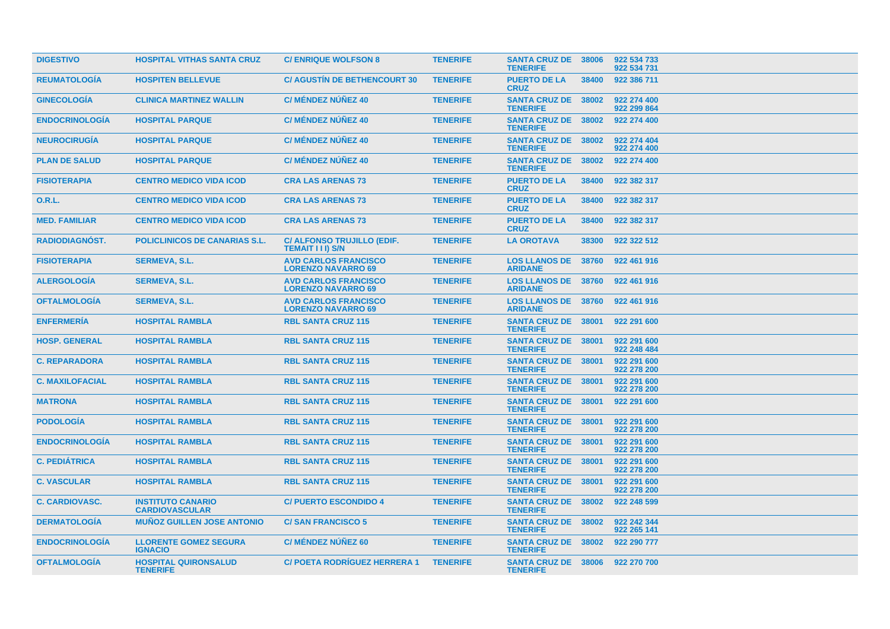| | | | | | | |
|---|---|---|---|---|---|---|
| DIGESTIVO | HOSPITAL VITHAS SANTA CRUZ | C/ ENRIQUE WOLFSON 8 | TENERIFE | SANTA CRUZ DE TENERIFE | 38006 | 922 534 733 922 534 731 |
| REUMATOLOGÍA | HOSPITEN BELLEVUE | C/ AGUSTÍN DE BETHENCOURT 30 | TENERIFE | PUERTO DE LA CRUZ | 38400 | 922 386 711 |
| GINECOLOGÍA | CLINICA MARTINEZ WALLIN | C/ MÉNDEZ NÚÑEZ 40 | TENERIFE | SANTA CRUZ DE TENERIFE | 38002 | 922 274 400 922 299 864 |
| ENDOCRINOLOGÍA | HOSPITAL PARQUE | C/ MÉNDEZ NÚÑEZ 40 | TENERIFE | SANTA CRUZ DE TENERIFE | 38002 | 922 274 400 |
| NEUROCIRUGÍA | HOSPITAL PARQUE | C/ MÉNDEZ NÚÑEZ 40 | TENERIFE | SANTA CRUZ DE TENERIFE | 38002 | 922 274 404 922 274 400 |
| PLAN DE SALUD | HOSPITAL PARQUE | C/ MÉNDEZ NÚÑEZ 40 | TENERIFE | SANTA CRUZ DE TENERIFE | 38002 | 922 274 400 |
| FISIOTERAPIA | CENTRO MEDICO VIDA ICOD | CRA LAS ARENAS 73 | TENERIFE | PUERTO DE LA CRUZ | 38400 | 922 382 317 |
| O.R.L. | CENTRO MEDICO VIDA ICOD | CRA LAS ARENAS 73 | TENERIFE | PUERTO DE LA CRUZ | 38400 | 922 382 317 |
| MED. FAMILIAR | CENTRO MEDICO VIDA ICOD | CRA LAS ARENAS 73 | TENERIFE | PUERTO DE LA CRUZ | 38400 | 922 382 317 |
| RADIODIAGNÓST. | POLICLINICOS DE CANARIAS S.L. | C/ ALFONSO TRUJILLO (EDIF. TEMAIT I I I) S/N | TENERIFE | LA OROTAVA | 38300 | 922 322 512 |
| FISIOTERAPIA | SERMEVA, S.L. | AVD CARLOS FRANCISCO LORENZO NAVARRO 69 | TENERIFE | LOS LLANOS DE ARIDANE | 38760 | 922 461 916 |
| ALERGOLOGÍA | SERMEVA, S.L. | AVD CARLOS FRANCISCO LORENZO NAVARRO 69 | TENERIFE | LOS LLANOS DE ARIDANE | 38760 | 922 461 916 |
| OFTALMOLOGÍA | SERMEVA, S.L. | AVD CARLOS FRANCISCO LORENZO NAVARRO 69 | TENERIFE | LOS LLANOS DE ARIDANE | 38760 | 922 461 916 |
| ENFERMERÍA | HOSPITAL RAMBLA | RBL SANTA CRUZ 115 | TENERIFE | SANTA CRUZ DE TENERIFE | 38001 | 922 291 600 |
| HOSP. GENERAL | HOSPITAL RAMBLA | RBL SANTA CRUZ 115 | TENERIFE | SANTA CRUZ DE TENERIFE | 38001 | 922 291 600 922 248 484 |
| C. REPARADORA | HOSPITAL RAMBLA | RBL SANTA CRUZ 115 | TENERIFE | SANTA CRUZ DE TENERIFE | 38001 | 922 291 600 922 278 200 |
| C. MAXILOFACIAL | HOSPITAL RAMBLA | RBL SANTA CRUZ 115 | TENERIFE | SANTA CRUZ DE TENERIFE | 38001 | 922 291 600 922 278 200 |
| MATRONA | HOSPITAL RAMBLA | RBL SANTA CRUZ 115 | TENERIFE | SANTA CRUZ DE TENERIFE | 38001 | 922 291 600 |
| PODOLOGÍA | HOSPITAL RAMBLA | RBL SANTA CRUZ 115 | TENERIFE | SANTA CRUZ DE TENERIFE | 38001 | 922 291 600 922 278 200 |
| ENDOCRINOLOGÍA | HOSPITAL RAMBLA | RBL SANTA CRUZ 115 | TENERIFE | SANTA CRUZ DE TENERIFE | 38001 | 922 291 600 922 278 200 |
| C. PEDIÁTRICA | HOSPITAL RAMBLA | RBL SANTA CRUZ 115 | TENERIFE | SANTA CRUZ DE TENERIFE | 38001 | 922 291 600 922 278 200 |
| C. VASCULAR | HOSPITAL RAMBLA | RBL SANTA CRUZ 115 | TENERIFE | SANTA CRUZ DE TENERIFE | 38001 | 922 291 600 922 278 200 |
| C. CARDIOVASC. | INSTITUTO CANARIO CARDIOVASCULAR | C/ PUERTO ESCONDIDO 4 | TENERIFE | SANTA CRUZ DE TENERIFE | 38002 | 922 248 599 |
| DERMATOLOGÍA | MUÑOZ GUILLEN JOSE ANTONIO | C/ SAN FRANCISCO 5 | TENERIFE | SANTA CRUZ DE TENERIFE | 38002 | 922 242 344 922 265 141 |
| ENDOCRINOLOGÍA | LLORENTE GOMEZ SEGURA IGNACIO | C/ MÉNDEZ NÚÑEZ 60 | TENERIFE | SANTA CRUZ DE TENERIFE | 38002 | 922 290 777 |
| OFTALMOLOGÍA | HOSPITAL QUIRONSALUD TENERIFE | C/ POETA RODRÍGUEZ HERRERA 1 | TENERIFE | SANTA CRUZ DE TENERIFE | 38006 | 922 270 700 |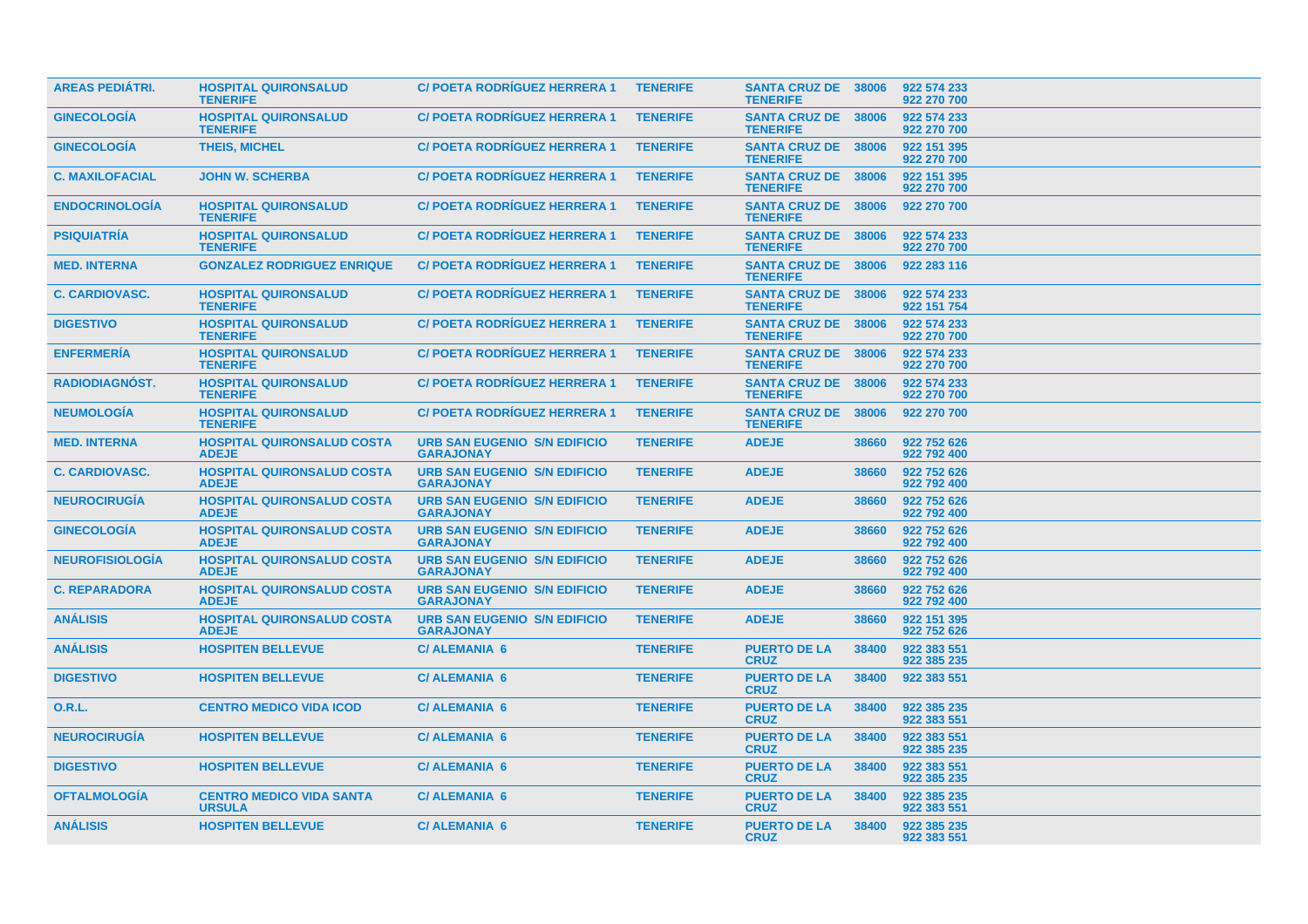| | | | | | | |
|---|---|---|---|---|---|---|
| **AREAS PEDIÁTRI.** | **HOSPITAL QUIRONSALUD TENERIFE** | **C/ POETA RODRÍGUEZ HERRERA 1** | **TENERIFE** | **SANTA CRUZ DE TENERIFE** | **38006** | **922 574 233 922 270 700** |
| **GINECOLOGÍA** | **HOSPITAL QUIRONSALUD TENERIFE** | **C/ POETA RODRÍGUEZ HERRERA 1** | **TENERIFE** | **SANTA CRUZ DE TENERIFE** | **38006** | **922 574 233 922 270 700** |
| **GINECOLOGÍA** | **THEIS, MICHEL** | **C/ POETA RODRÍGUEZ HERRERA 1** | **TENERIFE** | **SANTA CRUZ DE TENERIFE** | **38006** | **922 151 395 922 270 700** |
| **C. MAXILOFACIAL** | **JOHN W. SCHERBA** | **C/ POETA RODRÍGUEZ HERRERA 1** | **TENERIFE** | **SANTA CRUZ DE TENERIFE** | **38006** | **922 151 395 922 270 700** |
| **ENDOCRINOLOGÍA** | **HOSPITAL QUIRONSALUD TENERIFE** | **C/ POETA RODRÍGUEZ HERRERA 1** | **TENERIFE** | **SANTA CRUZ DE TENERIFE** | **38006** | **922 270 700** |
| **PSIQUIATRÍA** | **HOSPITAL QUIRONSALUD TENERIFE** | **C/ POETA RODRÍGUEZ HERRERA 1** | **TENERIFE** | **SANTA CRUZ DE TENERIFE** | **38006** | **922 574 233 922 270 700** |
| **MED. INTERNA** | **GONZALEZ RODRIGUEZ ENRIQUE** | **C/ POETA RODRÍGUEZ HERRERA 1** | **TENERIFE** | **SANTA CRUZ DE TENERIFE** | **38006** | **922 283 116** |
| **C. CARDIOVASC.** | **HOSPITAL QUIRONSALUD TENERIFE** | **C/ POETA RODRÍGUEZ HERRERA 1** | **TENERIFE** | **SANTA CRUZ DE TENERIFE** | **38006** | **922 574 233 922 151 754** |
| **DIGESTIVO** | **HOSPITAL QUIRONSALUD TENERIFE** | **C/ POETA RODRÍGUEZ HERRERA 1** | **TENERIFE** | **SANTA CRUZ DE TENERIFE** | **38006** | **922 574 233 922 270 700** |
| **ENFERMERÍA** | **HOSPITAL QUIRONSALUD TENERIFE** | **C/ POETA RODRÍGUEZ HERRERA 1** | **TENERIFE** | **SANTA CRUZ DE TENERIFE** | **38006** | **922 574 233 922 270 700** |
| **RADIODIAGNÓST.** | **HOSPITAL QUIRONSALUD TENERIFE** | **C/ POETA RODRÍGUEZ HERRERA 1** | **TENERIFE** | **SANTA CRUZ DE TENERIFE** | **38006** | **922 574 233 922 270 700** |
| **NEUMOLOGÍA** | **HOSPITAL QUIRONSALUD TENERIFE** | **C/ POETA RODRÍGUEZ HERRERA 1** | **TENERIFE** | **SANTA CRUZ DE TENERIFE** | **38006** | **922 270 700** |
| **MED. INTERNA** | **HOSPITAL QUIRONSALUD COSTA ADEJE** | **URB SAN EUGENIO S/N EDIFICIO GARAJONAY** | **TENERIFE** | **ADEJE** | **38660** | **922 752 626 922 792 400** |
| **C. CARDIOVASC.** | **HOSPITAL QUIRONSALUD COSTA ADEJE** | **URB SAN EUGENIO S/N EDIFICIO GARAJONAY** | **TENERIFE** | **ADEJE** | **38660** | **922 752 626 922 792 400** |
| **NEUROCIRUGÍA** | **HOSPITAL QUIRONSALUD COSTA ADEJE** | **URB SAN EUGENIO S/N EDIFICIO GARAJONAY** | **TENERIFE** | **ADEJE** | **38660** | **922 752 626 922 792 400** |
| **GINECOLOGÍA** | **HOSPITAL QUIRONSALUD COSTA ADEJE** | **URB SAN EUGENIO S/N EDIFICIO GARAJONAY** | **TENERIFE** | **ADEJE** | **38660** | **922 752 626 922 792 400** |
| **NEUROFISIOLOGÍA** | **HOSPITAL QUIRONSALUD COSTA ADEJE** | **URB SAN EUGENIO S/N EDIFICIO GARAJONAY** | **TENERIFE** | **ADEJE** | **38660** | **922 752 626 922 792 400** |
| **C. REPARADORA** | **HOSPITAL QUIRONSALUD COSTA ADEJE** | **URB SAN EUGENIO S/N EDIFICIO GARAJONAY** | **TENERIFE** | **ADEJE** | **38660** | **922 752 626 922 792 400** |
| **ANÁLISIS** | **HOSPITAL QUIRONSALUD COSTA ADEJE** | **URB SAN EUGENIO S/N EDIFICIO GARAJONAY** | **TENERIFE** | **ADEJE** | **38660** | **922 151 395 922 752 626** |
| **ANÁLISIS** | **HOSPITEN BELLEVUE** | **C/ ALEMANIA 6** | **TENERIFE** | **PUERTO DE LA CRUZ** | **38400** | **922 383 551 922 385 235** |
| **DIGESTIVO** | **HOSPITEN BELLEVUE** | **C/ ALEMANIA 6** | **TENERIFE** | **PUERTO DE LA CRUZ** | **38400** | **922 383 551** |
| **O.R.L.** | **CENTRO MEDICO VIDA ICOD** | **C/ ALEMANIA 6** | **TENERIFE** | **PUERTO DE LA CRUZ** | **38400** | **922 385 235 922 383 551** |
| **NEUROCIRUGÍA** | **HOSPITEN BELLEVUE** | **C/ ALEMANIA 6** | **TENERIFE** | **PUERTO DE LA CRUZ** | **38400** | **922 383 551 922 385 235** |
| **DIGESTIVO** | **HOSPITEN BELLEVUE** | **C/ ALEMANIA 6** | **TENERIFE** | **PUERTO DE LA CRUZ** | **38400** | **922 383 551 922 385 235** |
| **OFTALMOLOGÍA** | **CENTRO MEDICO VIDA SANTA URSULA** | **C/ ALEMANIA 6** | **TENERIFE** | **PUERTO DE LA CRUZ** | **38400** | **922 385 235 922 383 551** |
| **ANÁLISIS** | **HOSPITEN BELLEVUE** | **C/ ALEMANIA 6** | **TENERIFE** | **PUERTO DE LA CRUZ** | **38400** | **922 385 235 922 383 551** |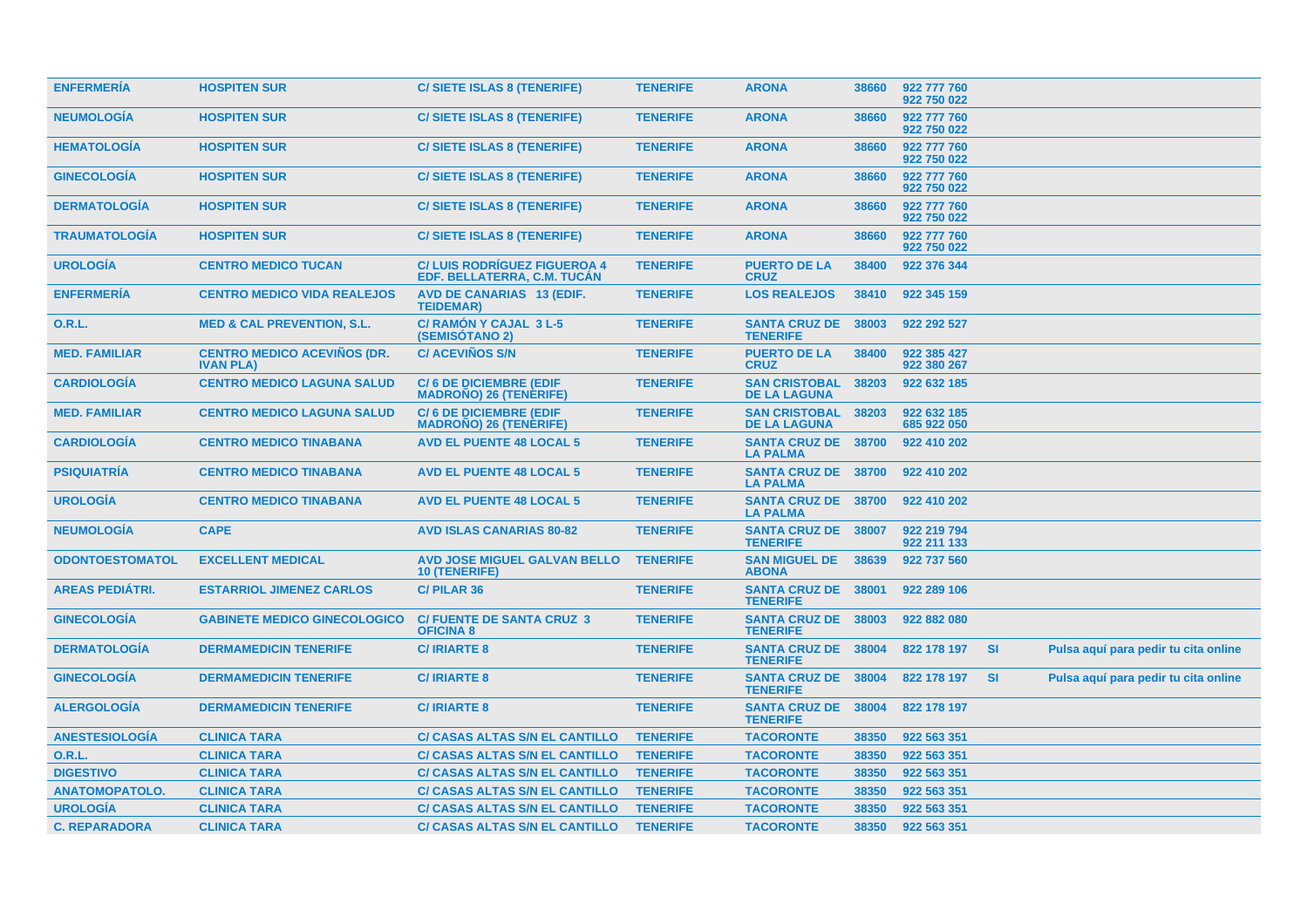| | | | | | | | | |
|---|---|---|---|---|---|---|---|---|
| ENFERMERÍA | HOSPITEN SUR | C/ SIETE ISLAS 8 (TENERIFE) | TENERIFE | ARONA | 38660 | 922 777 760 922 750 022 | | |
| NEUMOLOGÍA | HOSPITEN SUR | C/ SIETE ISLAS 8 (TENERIFE) | TENERIFE | ARONA | 38660 | 922 777 760 922 750 022 | | |
| HEMATOLOGÍA | HOSPITEN SUR | C/ SIETE ISLAS 8 (TENERIFE) | TENERIFE | ARONA | 38660 | 922 777 760 922 750 022 | | |
| GINECOLOGÍA | HOSPITEN SUR | C/ SIETE ISLAS 8 (TENERIFE) | TENERIFE | ARONA | 38660 | 922 777 760 922 750 022 | | |
| DERMATOLOGÍA | HOSPITEN SUR | C/ SIETE ISLAS 8 (TENERIFE) | TENERIFE | ARONA | 38660 | 922 777 760 922 750 022 | | |
| TRAUMATOLOGÍA | HOSPITEN SUR | C/ SIETE ISLAS 8 (TENERIFE) | TENERIFE | ARONA | 38660 | 922 777 760 922 750 022 | | |
| UROLOGÍA | CENTRO MEDICO TUCAN | C/ LUIS RODRÍGUEZ FIGUEROA 4 EDF. BELLATERRA, C.M. TUCÁN | TENERIFE | PUERTO DE LA CRUZ | 38400 | 922 376 344 | | |
| ENFERMERÍA | CENTRO MEDICO VIDA REALEJOS | AVD DE CANARIAS 13 (EDIF. TEIDEMAR) | TENERIFE | LOS REALEJOS | 38410 | 922 345 159 | | |
| O.R.L. | MED & CAL PREVENTION, S.L. | C/ RAMÓN Y CAJAL 3 L-5 (SEMISÓTANO 2) | TENERIFE | SANTA CRUZ DE TENERIFE | 38003 | 922 292 527 | | |
| MED. FAMILIAR | CENTRO MEDICO ACEVIÑOS (DR. IVAN PLA) | C/ ACEVIÑOS S/N | TENERIFE | PUERTO DE LA CRUZ | 38400 | 922 385 427 922 380 267 | | |
| CARDIOLOGÍA | CENTRO MEDICO LAGUNA SALUD | C/ 6 DE DICIEMBRE (EDIF MADROÑO) 26 (TENERIFE) | TENERIFE | SAN CRISTOBAL DE LA LAGUNA | 38203 | 922 632 185 | | |
| MED. FAMILIAR | CENTRO MEDICO LAGUNA SALUD | C/ 6 DE DICIEMBRE (EDIF MADROÑO) 26 (TENERIFE) | TENERIFE | SAN CRISTOBAL DE LA LAGUNA | 38203 | 922 632 185 685 922 050 | | |
| CARDIOLOGÍA | CENTRO MEDICO TINABANA | AVD EL PUENTE 48 LOCAL 5 | TENERIFE | SANTA CRUZ DE LA PALMA | 38700 | 922 410 202 | | |
| PSIQUIATRÍA | CENTRO MEDICO TINABANA | AVD EL PUENTE 48 LOCAL 5 | TENERIFE | SANTA CRUZ DE LA PALMA | 38700 | 922 410 202 | | |
| UROLOGÍA | CENTRO MEDICO TINABANA | AVD EL PUENTE 48 LOCAL 5 | TENERIFE | SANTA CRUZ DE LA PALMA | 38700 | 922 410 202 | | |
| NEUMOLOGÍA | CAPE | AVD ISLAS CANARIAS 80-82 | TENERIFE | SANTA CRUZ DE TENERIFE | 38007 | 922 219 794 922 211 133 | | |
| ODONTOESTOMATOL | EXCELLENT MEDICAL | AVD JOSE MIGUEL GALVAN BELLO 10 (TENERIFE) | TENERIFE | SAN MIGUEL DE ABONA | 38639 | 922 737 560 | | |
| AREAS PEDIÁTRI. | ESTARRIOL JIMENEZ CARLOS | C/ PILAR 36 | TENERIFE | SANTA CRUZ DE TENERIFE | 38001 | 922 289 106 | | |
| GINECOLOGÍA | GABINETE MEDICO GINECOLOGICO | C/ FUENTE DE SANTA CRUZ 3 OFICINA 8 | TENERIFE | SANTA CRUZ DE TENERIFE | 38003 | 922 882 080 | | |
| DERMATOLOGÍA | DERMAMEDICIN TENERIFE | C/ IRIARTE 8 | TENERIFE | SANTA CRUZ DE TENERIFE | 38004 | 822 178 197 | SI | Pulsa aquí para pedir tu cita online |
| GINECOLOGÍA | DERMAMEDICIN TENERIFE | C/ IRIARTE 8 | TENERIFE | SANTA CRUZ DE TENERIFE | 38004 | 822 178 197 | SI | Pulsa aquí para pedir tu cita online |
| ALERGOLOGÍA | DERMAMEDICIN TENERIFE | C/ IRIARTE 8 | TENERIFE | SANTA CRUZ DE TENERIFE | 38004 | 822 178 197 | | |
| ANESTESIOLOGÍA | CLINICA TARA | C/ CASAS ALTAS S/N EL CANTILLO | TENERIFE | TACORONTE | 38350 | 922 563 351 | | |
| O.R.L. | CLINICA TARA | C/ CASAS ALTAS S/N EL CANTILLO | TENERIFE | TACORONTE | 38350 | 922 563 351 | | |
| DIGESTIVO | CLINICA TARA | C/ CASAS ALTAS S/N EL CANTILLO | TENERIFE | TACORONTE | 38350 | 922 563 351 | | |
| ANATOMOPATOLO. | CLINICA TARA | C/ CASAS ALTAS S/N EL CANTILLO | TENERIFE | TACORONTE | 38350 | 922 563 351 | | |
| UROLOGÍA | CLINICA TARA | C/ CASAS ALTAS S/N EL CANTILLO | TENERIFE | TACORONTE | 38350 | 922 563 351 | | |
| C. REPARADORA | CLINICA TARA | C/ CASAS ALTAS S/N EL CANTILLO | TENERIFE | TACORONTE | 38350 | 922 563 351 | | |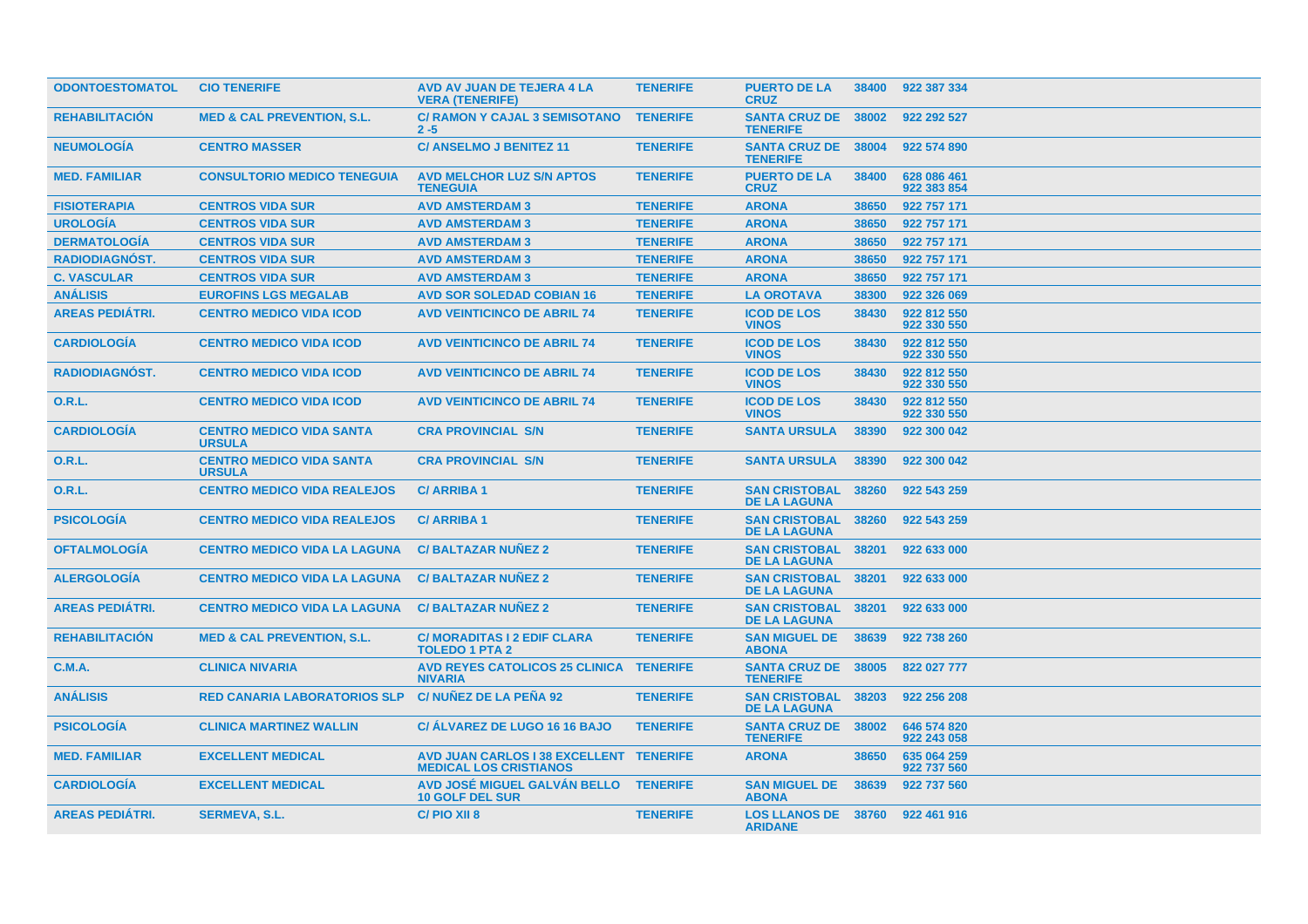| ODONTOESTOMATOL | CIO TENERIFE | AVD AV JUAN DE TEJERA 4 LA VERA (TENERIFE) | TENERIFE | PUERTO DE LA CRUZ | 38400 | 922 387 334 |
|---|---|---|---|---|---|---|
| REHABILITACIÓN | MED & CAL PREVENTION, S.L. | C/ RAMON Y CAJAL 3 SEMISOTANO 2 -5 | TENERIFE | SANTA CRUZ DE TENERIFE | 38002 | 922 292 527 |
| NEUMOLOGÍA | CENTRO MASSER | C/ ANSELMO J BENITEZ 11 | TENERIFE | SANTA CRUZ DE TENERIFE | 38004 | 922 574 890 |
| MED. FAMILIAR | CONSULTORIO MEDICO TENEGUIA | AVD MELCHOR LUZ S/N APTOS TENEGUIA | TENERIFE | PUERTO DE LA CRUZ | 38400 | 628 086 461 922 383 854 |
| FISIOTERAPIA | CENTROS VIDA SUR | AVD AMSTERDAM 3 | TENERIFE | ARONA | 38650 | 922 757 171 |
| UROLOGÍA | CENTROS VIDA SUR | AVD AMSTERDAM 3 | TENERIFE | ARONA | 38650 | 922 757 171 |
| DERMATOLOGÍA | CENTROS VIDA SUR | AVD AMSTERDAM 3 | TENERIFE | ARONA | 38650 | 922 757 171 |
| RADIODIAGNÓST. | CENTROS VIDA SUR | AVD AMSTERDAM 3 | TENERIFE | ARONA | 38650 | 922 757 171 |
| C. VASCULAR | CENTROS VIDA SUR | AVD AMSTERDAM 3 | TENERIFE | ARONA | 38650 | 922 757 171 |
| ANÁLISIS | EUROFINS LGS MEGALAB | AVD SOR SOLEDAD COBIAN 16 | TENERIFE | LA OROTAVA | 38300 | 922 326 069 |
| AREAS PEDIÁTRI. | CENTRO MEDICO VIDA ICOD | AVD VEINTICINCO DE ABRIL 74 | TENERIFE | ICOD DE LOS VINOS | 38430 | 922 812 550 922 330 550 |
| CARDIOLOGÍA | CENTRO MEDICO VIDA ICOD | AVD VEINTICINCO DE ABRIL 74 | TENERIFE | ICOD DE LOS VINOS | 38430 | 922 812 550 922 330 550 |
| RADIODIAGNÓST. | CENTRO MEDICO VIDA ICOD | AVD VEINTICINCO DE ABRIL 74 | TENERIFE | ICOD DE LOS VINOS | 38430 | 922 812 550 922 330 550 |
| O.R.L. | CENTRO MEDICO VIDA ICOD | AVD VEINTICINCO DE ABRIL 74 | TENERIFE | ICOD DE LOS VINOS | 38430 | 922 812 550 922 330 550 |
| CARDIOLOGÍA | CENTRO MEDICO VIDA SANTA URSULA | CRA PROVINCIAL S/N | TENERIFE | SANTA URSULA | 38390 | 922 300 042 |
| O.R.L. | CENTRO MEDICO VIDA SANTA URSULA | CRA PROVINCIAL S/N | TENERIFE | SANTA URSULA | 38390 | 922 300 042 |
| O.R.L. | CENTRO MEDICO VIDA REALEJOS | C/ ARRIBA 1 | TENERIFE | SAN CRISTOBAL DE LA LAGUNA | 38260 | 922 543 259 |
| PSICOLOGÍA | CENTRO MEDICO VIDA REALEJOS | C/ ARRIBA 1 | TENERIFE | SAN CRISTOBAL DE LA LAGUNA | 38260 | 922 543 259 |
| OFTALMOLOGÍA | CENTRO MEDICO VIDA LA LAGUNA | C/ BALTAZAR NUÑEZ 2 | TENERIFE | SAN CRISTOBAL DE LA LAGUNA | 38201 | 922 633 000 |
| ALERGOLOGÍA | CENTRO MEDICO VIDA LA LAGUNA | C/ BALTAZAR NUÑEZ 2 | TENERIFE | SAN CRISTOBAL DE LA LAGUNA | 38201 | 922 633 000 |
| AREAS PEDIÁTRI. | CENTRO MEDICO VIDA LA LAGUNA | C/ BALTAZAR NUÑEZ 2 | TENERIFE | SAN CRISTOBAL DE LA LAGUNA | 38201 | 922 633 000 |
| REHABILITACIÓN | MED & CAL PREVENTION, S.L. | C/ MORADITAS I 2 EDIF CLARA TOLEDO 1 PTA 2 | TENERIFE | SAN MIGUEL DE ABONA | 38639 | 922 738 260 |
| C.M.A. | CLINICA NIVARIA | AVD REYES CATOLICOS 25 CLINICA NIVARIA | TENERIFE | SANTA CRUZ DE TENERIFE | 38005 | 822 027 777 |
| ANÁLISIS | RED CANARIA LABORATORIOS SLP | C/ NUÑEZ DE LA PEÑA 92 | TENERIFE | SAN CRISTOBAL DE LA LAGUNA | 38203 | 922 256 208 |
| PSICOLOGÍA | CLINICA MARTINEZ WALLIN | C/ ÁLVAREZ DE LUGO 16 16 BAJO | TENERIFE | SANTA CRUZ DE TENERIFE | 38002 | 646 574 820 922 243 058 |
| MED. FAMILIAR | EXCELLENT MEDICAL | AVD JUAN CARLOS I 38 EXCELLENT MEDICAL LOS CRISTIANOS | TENERIFE | ARONA | 38650 | 635 064 259 922 737 560 |
| CARDIOLOGÍA | EXCELLENT MEDICAL | AVD JOSÉ MIGUEL GALVÁN BELLO 10 GOLF DEL SUR | TENERIFE | SAN MIGUEL DE ABONA | 38639 | 922 737 560 |
| AREAS PEDIÁTRI. | SERMEVA, S.L. | C/ PIO XII 8 | TENERIFE | LOS LLANOS DE ARIDANE | 38760 | 922 461 916 |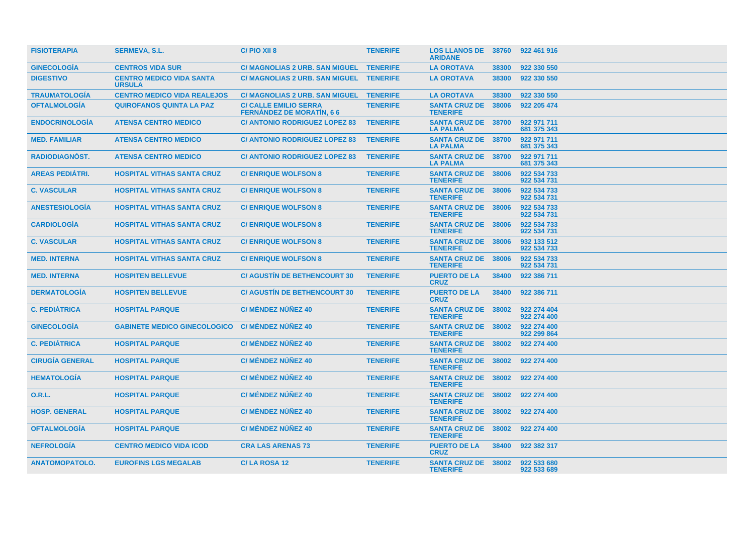| | | | | | | |
|---|---|---|---|---|---|---|
| FISIOTERAPIA | SERMEVA, S.L. | C/ PIO XII 8 | TENERIFE | LOS LLANOS DE ARIDANE | 38760 | 922 461 916 |
| GINECOLOGÍA | CENTROS VIDA SUR | C/ MAGNOLIAS 2 URB. SAN MIGUEL | TENERIFE | LA OROTAVA | 38300 | 922 330 550 |
| DIGESTIVO | CENTRO MEDICO VIDA SANTA URSULA | C/ MAGNOLIAS 2 URB. SAN MIGUEL | TENERIFE | LA OROTAVA | 38300 | 922 330 550 |
| TRAUMATOLOGÍA | CENTRO MEDICO VIDA REALEJOS | C/ MAGNOLIAS 2 URB. SAN MIGUEL | TENERIFE | LA OROTAVA | 38300 | 922 330 550 |
| OFTALMOLOGÍA | QUIROFANOS QUINTA LA PAZ | C/ CALLE EMILIO SERRA FERNÁNDEZ DE MORATÍN, 6 6 | TENERIFE | SANTA CRUZ DE TENERIFE | 38006 | 922 205 474 |
| ENDOCRINOLOGÍA | ATENSA CENTRO MEDICO | C/ ANTONIO RODRIGUEZ LOPEZ 83 | TENERIFE | SANTA CRUZ DE LA PALMA | 38700 | 922 971 711<br>681 375 343 |
| MED. FAMILIAR | ATENSA CENTRO MEDICO | C/ ANTONIO RODRIGUEZ LOPEZ 83 | TENERIFE | SANTA CRUZ DE LA PALMA | 38700 | 922 971 711<br>681 375 343 |
| RADIODIAGNÓST. | ATENSA CENTRO MEDICO | C/ ANTONIO RODRIGUEZ LOPEZ 83 | TENERIFE | SANTA CRUZ DE LA PALMA | 38700 | 922 971 711<br>681 375 343 |
| AREAS PEDIÁTRI. | HOSPITAL VITHAS SANTA CRUZ | C/ ENRIQUE WOLFSON 8 | TENERIFE | SANTA CRUZ DE TENERIFE | 38006 | 922 534 733<br>922 534 731 |
| C. VASCULAR | HOSPITAL VITHAS SANTA CRUZ | C/ ENRIQUE WOLFSON 8 | TENERIFE | SANTA CRUZ DE TENERIFE | 38006 | 922 534 733<br>922 534 731 |
| ANESTESIOLOGÍA | HOSPITAL VITHAS SANTA CRUZ | C/ ENRIQUE WOLFSON 8 | TENERIFE | SANTA CRUZ DE TENERIFE | 38006 | 922 534 733<br>922 534 731 |
| CARDIOLOGÍA | HOSPITAL VITHAS SANTA CRUZ | C/ ENRIQUE WOLFSON 8 | TENERIFE | SANTA CRUZ DE TENERIFE | 38006 | 922 534 733<br>922 534 731 |
| C. VASCULAR | HOSPITAL VITHAS SANTA CRUZ | C/ ENRIQUE WOLFSON 8 | TENERIFE | SANTA CRUZ DE TENERIFE | 38006 | 932 133 512<br>922 534 733 |
| MED. INTERNA | HOSPITAL VITHAS SANTA CRUZ | C/ ENRIQUE WOLFSON 8 | TENERIFE | SANTA CRUZ DE TENERIFE | 38006 | 922 534 733<br>922 534 731 |
| MED. INTERNA | HOSPITEN BELLEVUE | C/ AGUSTÍN DE BETHENCOURT 30 | TENERIFE | PUERTO DE LA CRUZ | 38400 | 922 386 711 |
| DERMATOLOGÍA | HOSPITEN BELLEVUE | C/ AGUSTÍN DE BETHENCOURT 30 | TENERIFE | PUERTO DE LA CRUZ | 38400 | 922 386 711 |
| C. PEDIÁTRICA | HOSPITAL PARQUE | C/ MÉNDEZ NÚÑEZ 40 | TENERIFE | SANTA CRUZ DE TENERIFE | 38002 | 922 274 404<br>922 274 400 |
| GINECOLOGÍA | GABINETE MEDICO GINECOLOGICO | C/ MÉNDEZ NÚÑEZ 40 | TENERIFE | SANTA CRUZ DE TENERIFE | 38002 | 922 274 400<br>922 299 864 |
| C. PEDIÁTRICA | HOSPITAL PARQUE | C/ MÉNDEZ NÚÑEZ 40 | TENERIFE | SANTA CRUZ DE TENERIFE | 38002 | 922 274 400 |
| CIRUGÍA GENERAL | HOSPITAL PARQUE | C/ MÉNDEZ NÚÑEZ 40 | TENERIFE | SANTA CRUZ DE TENERIFE | 38002 | 922 274 400 |
| HEMATOLOGÍA | HOSPITAL PARQUE | C/ MÉNDEZ NÚÑEZ 40 | TENERIFE | SANTA CRUZ DE TENERIFE | 38002 | 922 274 400 |
| O.R.L. | HOSPITAL PARQUE | C/ MÉNDEZ NÚÑEZ 40 | TENERIFE | SANTA CRUZ DE TENERIFE | 38002 | 922 274 400 |
| HOSP. GENERAL | HOSPITAL PARQUE | C/ MÉNDEZ NÚÑEZ 40 | TENERIFE | SANTA CRUZ DE TENERIFE | 38002 | 922 274 400 |
| OFTALMOLOGÍA | HOSPITAL PARQUE | C/ MÉNDEZ NÚÑEZ 40 | TENERIFE | SANTA CRUZ DE TENERIFE | 38002 | 922 274 400 |
| NEFROLOGÍA | CENTRO MEDICO VIDA ICOD | CRA LAS ARENAS 73 | TENERIFE | PUERTO DE LA CRUZ | 38400 | 922 382 317 |
| ANATOMOPATOLO. | EUROFINS LGS MEGALAB | C/ LA ROSA 12 | TENERIFE | SANTA CRUZ DE TENERIFE | 38002 | 922 533 680<br>922 533 689 |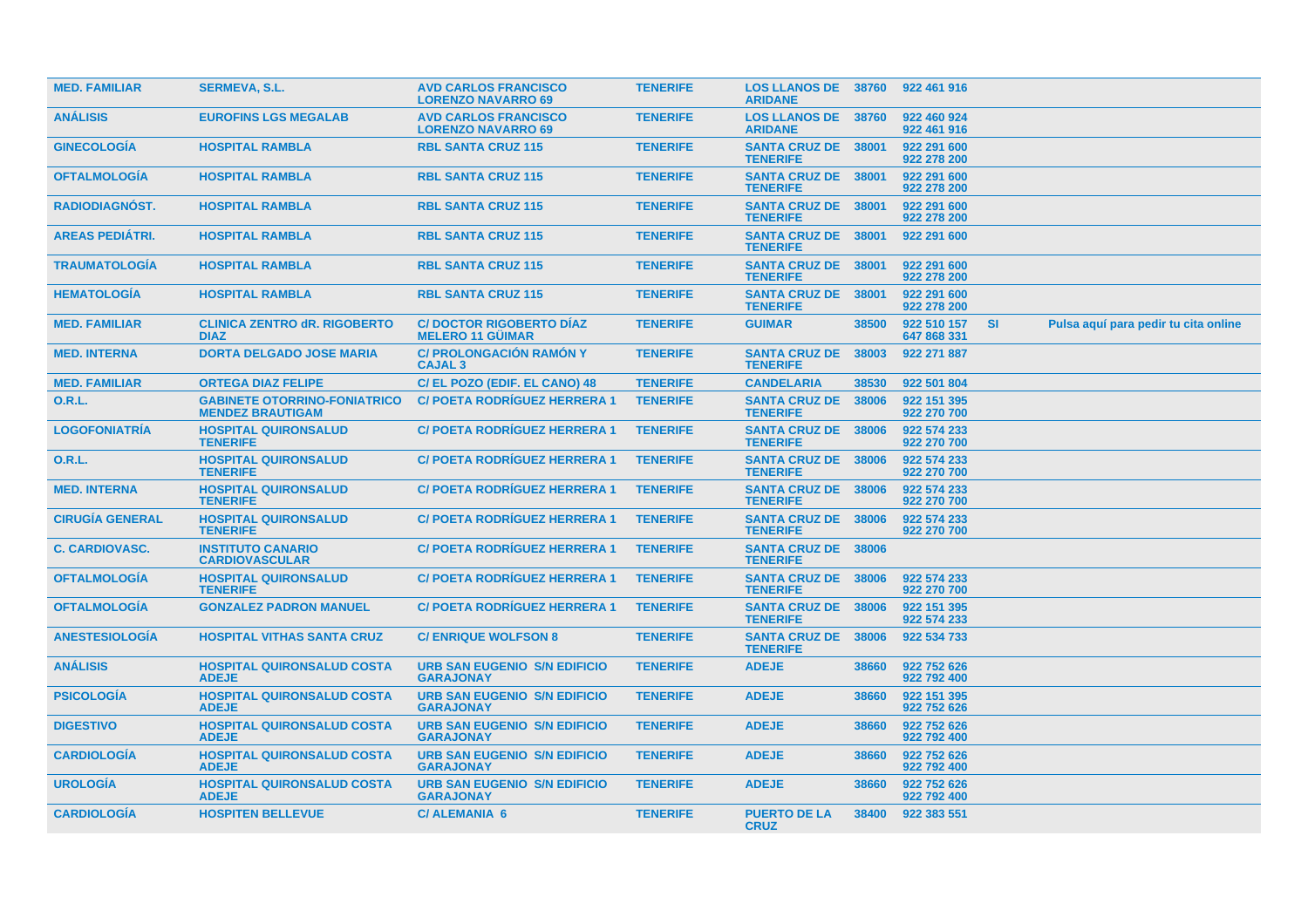| | | | | | | | | |
|---|---|---|---|---|---|---|---|---|
| MED. FAMILIAR | SERMEVA, S.L. | AVD CARLOS FRANCISCO LORENZO NAVARRO 69 | TENERIFE | LOS LLANOS DE ARIDANE | 38760 | 922 461 916 | | |
| ANÁLISIS | EUROFINS LGS MEGALAB | AVD CARLOS FRANCISCO LORENZO NAVARRO 69 | TENERIFE | LOS LLANOS DE ARIDANE | 38760 | 922 460 924<br>922 461 916 | | |
| GINECOLOGÍA | HOSPITAL RAMBLA | RBL SANTA CRUZ 115 | TENERIFE | SANTA CRUZ DE TENERIFE | 38001 | 922 291 600<br>922 278 200 | | |
| OFTALMOLOGÍA | HOSPITAL RAMBLA | RBL SANTA CRUZ 115 | TENERIFE | SANTA CRUZ DE TENERIFE | 38001 | 922 291 600<br>922 278 200 | | |
| RADIODIAGNÓST. | HOSPITAL RAMBLA | RBL SANTA CRUZ 115 | TENERIFE | SANTA CRUZ DE TENERIFE | 38001 | 922 291 600<br>922 278 200 | | |
| AREAS PEDIÁTRI. | HOSPITAL RAMBLA | RBL SANTA CRUZ 115 | TENERIFE | SANTA CRUZ DE TENERIFE | 38001 | 922 291 600 | | |
| TRAUMATOLOGÍA | HOSPITAL RAMBLA | RBL SANTA CRUZ 115 | TENERIFE | SANTA CRUZ DE TENERIFE | 38001 | 922 291 600<br>922 278 200 | | |
| HEMATOLOGÍA | HOSPITAL RAMBLA | RBL SANTA CRUZ 115 | TENERIFE | SANTA CRUZ DE TENERIFE | 38001 | 922 291 600<br>922 278 200 | | |
| MED. FAMILIAR | CLINICA ZENTRO dR. RIGOBERTO DIAZ | C/ DOCTOR RIGOBERTO DÍAZ MELERO 11 GÜIMAR | TENERIFE | GUIMAR | 38500 | 922 510 157<br>647 868 331 | SI | Pulsa aquí para pedir tu cita online |
| MED. INTERNA | DORTA DELGADO JOSE MARIA | C/ PROLONGACIÓN RAMÓN Y CAJAL 3 | TENERIFE | SANTA CRUZ DE TENERIFE | 38003 | 922 271 887 | | |
| MED. FAMILIAR | ORTEGA DIAZ FELIPE | C/ EL POZO (EDIF. EL CANO) 48 | TENERIFE | CANDELARIA | 38530 | 922 501 804 | | |
| O.R.L. | GABINETE OTORRINO-FONIATRICO MENDEZ BRAUTIGAM | C/ POETA RODRÍGUEZ HERRERA 1 | TENERIFE | SANTA CRUZ DE TENERIFE | 38006 | 922 151 395<br>922 270 700 | | |
| LOGOFONIATRÍA | HOSPITAL QUIRONSALUD TENERIFE | C/ POETA RODRÍGUEZ HERRERA 1 | TENERIFE | SANTA CRUZ DE TENERIFE | 38006 | 922 574 233<br>922 270 700 | | |
| O.R.L. | HOSPITAL QUIRONSALUD TENERIFE | C/ POETA RODRÍGUEZ HERRERA 1 | TENERIFE | SANTA CRUZ DE TENERIFE | 38006 | 922 574 233<br>922 270 700 | | |
| MED. INTERNA | HOSPITAL QUIRONSALUD TENERIFE | C/ POETA RODRÍGUEZ HERRERA 1 | TENERIFE | SANTA CRUZ DE TENERIFE | 38006 | 922 574 233<br>922 270 700 | | |
| CIRUGÍA GENERAL | HOSPITAL QUIRONSALUD TENERIFE | C/ POETA RODRÍGUEZ HERRERA 1 | TENERIFE | SANTA CRUZ DE TENERIFE | 38006 | 922 574 233<br>922 270 700 | | |
| C. CARDIOVASC. | INSTITUTO CANARIO CARDIOVASCULAR | C/ POETA RODRÍGUEZ HERRERA 1 | TENERIFE | SANTA CRUZ DE TENERIFE | 38006 | | | |
| OFTALMOLOGÍA | HOSPITAL QUIRONSALUD TENERIFE | C/ POETA RODRÍGUEZ HERRERA 1 | TENERIFE | SANTA CRUZ DE TENERIFE | 38006 | 922 574 233<br>922 270 700 | | |
| OFTALMOLOGÍA | GONZALEZ PADRON MANUEL | C/ POETA RODRÍGUEZ HERRERA 1 | TENERIFE | SANTA CRUZ DE TENERIFE | 38006 | 922 151 395<br>922 574 233 | | |
| ANESTESIOLOGÍA | HOSPITAL VITHAS SANTA CRUZ | C/ ENRIQUE WOLFSON 8 | TENERIFE | SANTA CRUZ DE TENERIFE | 38006 | 922 534 733 | | |
| ANÁLISIS | HOSPITAL QUIRONSALUD COSTA ADEJE | URB SAN EUGENIO S/N EDIFICIO GARAJONAY | TENERIFE | ADEJE | 38660 | 922 752 626<br>922 792 400 | | |
| PSICOLOGÍA | HOSPITAL QUIRONSALUD COSTA ADEJE | URB SAN EUGENIO S/N EDIFICIO GARAJONAY | TENERIFE | ADEJE | 38660 | 922 151 395<br>922 752 626 | | |
| DIGESTIVO | HOSPITAL QUIRONSALUD COSTA ADEJE | URB SAN EUGENIO S/N EDIFICIO GARAJONAY | TENERIFE | ADEJE | 38660 | 922 752 626<br>922 792 400 | | |
| CARDIOLOGÍA | HOSPITAL QUIRONSALUD COSTA ADEJE | URB SAN EUGENIO S/N EDIFICIO GARAJONAY | TENERIFE | ADEJE | 38660 | 922 752 626<br>922 792 400 | | |
| UROLOGÍA | HOSPITAL QUIRONSALUD COSTA ADEJE | URB SAN EUGENIO S/N EDIFICIO GARAJONAY | TENERIFE | ADEJE | 38660 | 922 752 626<br>922 792 400 | | |
| CARDIOLOGÍA | HOSPITEN BELLEVUE | C/ ALEMANIA 6 | TENERIFE | PUERTO DE LA CRUZ | 38400 | 922 383 551 | | |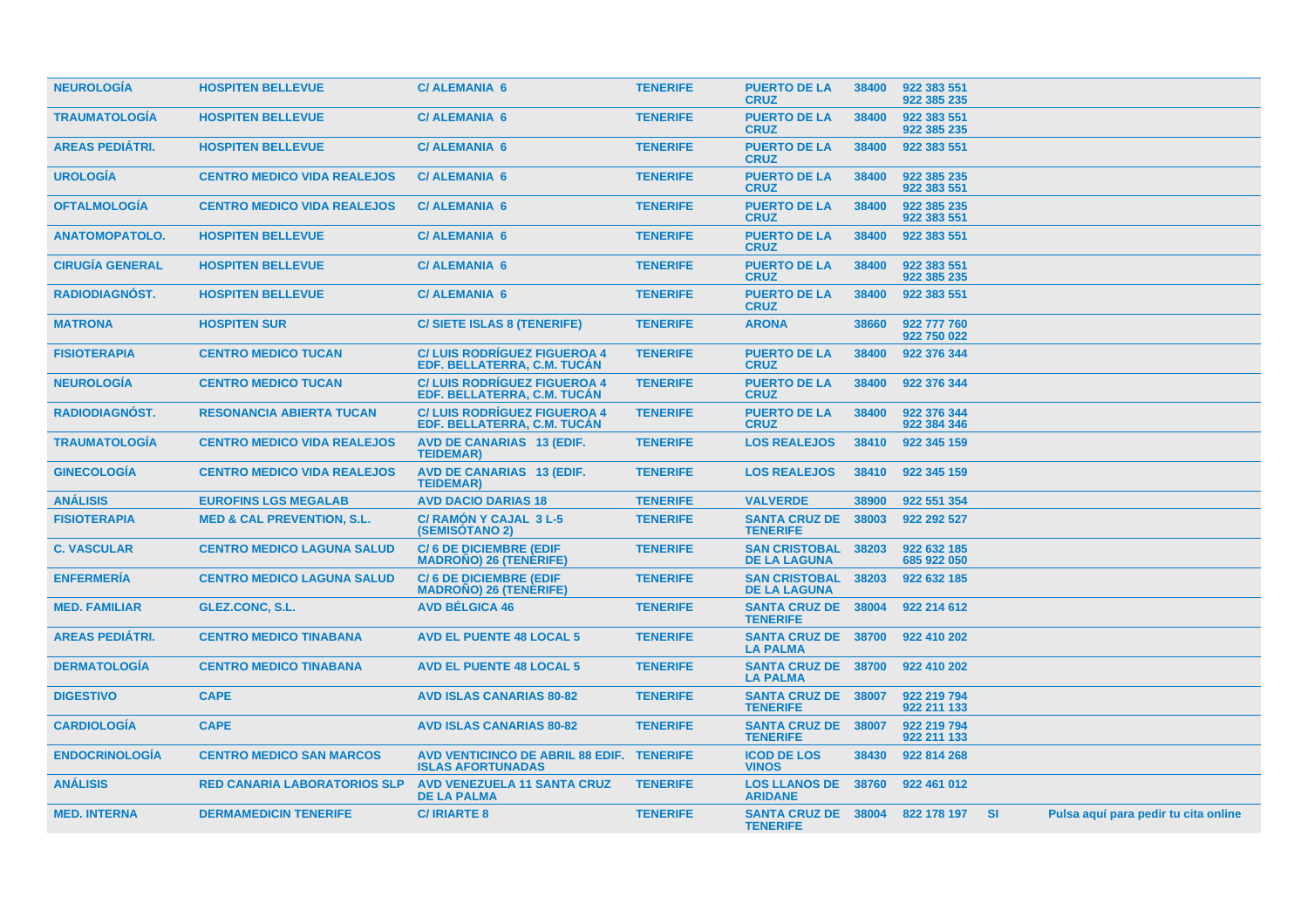| | | | | | | | | |
|---|---|---|---|---|---|---|---|---|
| NEUROLOGÍA | HOSPITEN BELLEVUE | C/ ALEMANIA 6 | TENERIFE | PUERTO DE LA CRUZ | 38400 | 922 383 551 922 385 235 | | |
| TRAUMATOLOGÍA | HOSPITEN BELLEVUE | C/ ALEMANIA 6 | TENERIFE | PUERTO DE LA CRUZ | 38400 | 922 383 551 922 385 235 | | |
| AREAS PEDIÁTRI. | HOSPITEN BELLEVUE | C/ ALEMANIA 6 | TENERIFE | PUERTO DE LA CRUZ | 38400 | 922 383 551 | | |
| UROLOGÍA | CENTRO MEDICO VIDA REALEJOS | C/ ALEMANIA 6 | TENERIFE | PUERTO DE LA CRUZ | 38400 | 922 385 235 922 383 551 | | |
| OFTALMOLOGÍA | CENTRO MEDICO VIDA REALEJOS | C/ ALEMANIA 6 | TENERIFE | PUERTO DE LA CRUZ | 38400 | 922 385 235 922 383 551 | | |
| ANATOMOPATOLO. | HOSPITEN BELLEVUE | C/ ALEMANIA 6 | TENERIFE | PUERTO DE LA CRUZ | 38400 | 922 383 551 | | |
| CIRUGÍA GENERAL | HOSPITEN BELLEVUE | C/ ALEMANIA 6 | TENERIFE | PUERTO DE LA CRUZ | 38400 | 922 383 551 922 385 235 | | |
| RADIODIAGNÓST. | HOSPITEN BELLEVUE | C/ ALEMANIA 6 | TENERIFE | PUERTO DE LA CRUZ | 38400 | 922 383 551 | | |
| MATRONA | HOSPITEN SUR | C/ SIETE ISLAS 8 (TENERIFE) | TENERIFE | ARONA | 38660 | 922 777 760 922 750 022 | | |
| FISIOTERAPIA | CENTRO MEDICO TUCAN | C/ LUIS RODRÍGUEZ FIGUEROA 4 EDF. BELLATERRA, C.M. TUCÁN | TENERIFE | PUERTO DE LA CRUZ | 38400 | 922 376 344 | | |
| NEUROLOGÍA | CENTRO MEDICO TUCAN | C/ LUIS RODRÍGUEZ FIGUEROA 4 EDF. BELLATERRA, C.M. TUCÁN | TENERIFE | PUERTO DE LA CRUZ | 38400 | 922 376 344 | | |
| RADIODIAGNÓST. | RESONANCIA ABIERTA TUCAN | C/ LUIS RODRÍGUEZ FIGUEROA 4 EDF. BELLATERRA, C.M. TUCÁN | TENERIFE | PUERTO DE LA CRUZ | 38400 | 922 376 344 922 384 346 | | |
| TRAUMATOLOGÍA | CENTRO MEDICO VIDA REALEJOS | AVD DE CANARIAS 13 (EDIF. TEIDEMAR) | TENERIFE | LOS REALEJOS | 38410 | 922 345 159 | | |
| GINECOLOGÍA | CENTRO MEDICO VIDA REALEJOS | AVD DE CANARIAS 13 (EDIF. TEIDEMAR) | TENERIFE | LOS REALEJOS | 38410 | 922 345 159 | | |
| ANÁLISIS | EUROFINS LGS MEGALAB | AVD DACIO DARIAS 18 | TENERIFE | VALVERDE | 38900 | 922 551 354 | | |
| FISIOTERAPIA | MED & CAL PREVENTION, S.L. | C/ RAMÓN Y CAJAL 3 L-5 (SEMISÓTANO 2) | TENERIFE | SANTA CRUZ DE TENERIFE | 38003 | 922 292 527 | | |
| C. VASCULAR | CENTRO MEDICO LAGUNA SALUD | C/ 6 DE DICIEMBRE (EDIF MADROÑO) 26 (TENERIFE) | TENERIFE | SAN CRISTOBAL DE LA LAGUNA | 38203 | 922 632 185 685 922 050 | | |
| ENFERMERÍA | CENTRO MEDICO LAGUNA SALUD | C/ 6 DE DICIEMBRE (EDIF MADROÑO) 26 (TENERIFE) | TENERIFE | SAN CRISTOBAL DE LA LAGUNA | 38203 | 922 632 185 | | |
| MED. FAMILIAR | GLEZ.CONC, S.L. | AVD BÉLGICA 46 | TENERIFE | SANTA CRUZ DE TENERIFE | 38004 | 922 214 612 | | |
| AREAS PEDIÁTRI. | CENTRO MEDICO TINABANA | AVD EL PUENTE 48 LOCAL 5 | TENERIFE | SANTA CRUZ DE LA PALMA | 38700 | 922 410 202 | | |
| DERMATOLOGÍA | CENTRO MEDICO TINABANA | AVD EL PUENTE 48 LOCAL 5 | TENERIFE | SANTA CRUZ DE LA PALMA | 38700 | 922 410 202 | | |
| DIGESTIVO | CAPE | AVD ISLAS CANARIAS 80-82 | TENERIFE | SANTA CRUZ DE TENERIFE | 38007 | 922 219 794 922 211 133 | | |
| CARDIOLOGÍA | CAPE | AVD ISLAS CANARIAS 80-82 | TENERIFE | SANTA CRUZ DE TENERIFE | 38007 | 922 219 794 922 211 133 | | |
| ENDOCRINOLOGÍA | CENTRO MEDICO SAN MARCOS | AVD VENTICINCO DE ABRIL 88 EDIF. ISLAS AFORTUNADAS | TENERIFE | ICOD DE LOS VINOS | 38430 | 922 814 268 | | |
| ANÁLISIS | RED CANARIA LABORATORIOS SLP | AVD VENEZUELA 11 SANTA CRUZ DE LA PALMA | TENERIFE | LOS LLANOS DE ARIDANE | 38760 | 922 461 012 | | |
| MED. INTERNA | DERMAMEDICIN TENERIFE | C/ IRIARTE 8 | TENERIFE | SANTA CRUZ DE TENERIFE | 38004 | 822 178 197 | SI | Pulsa aquí para pedir tu cita online |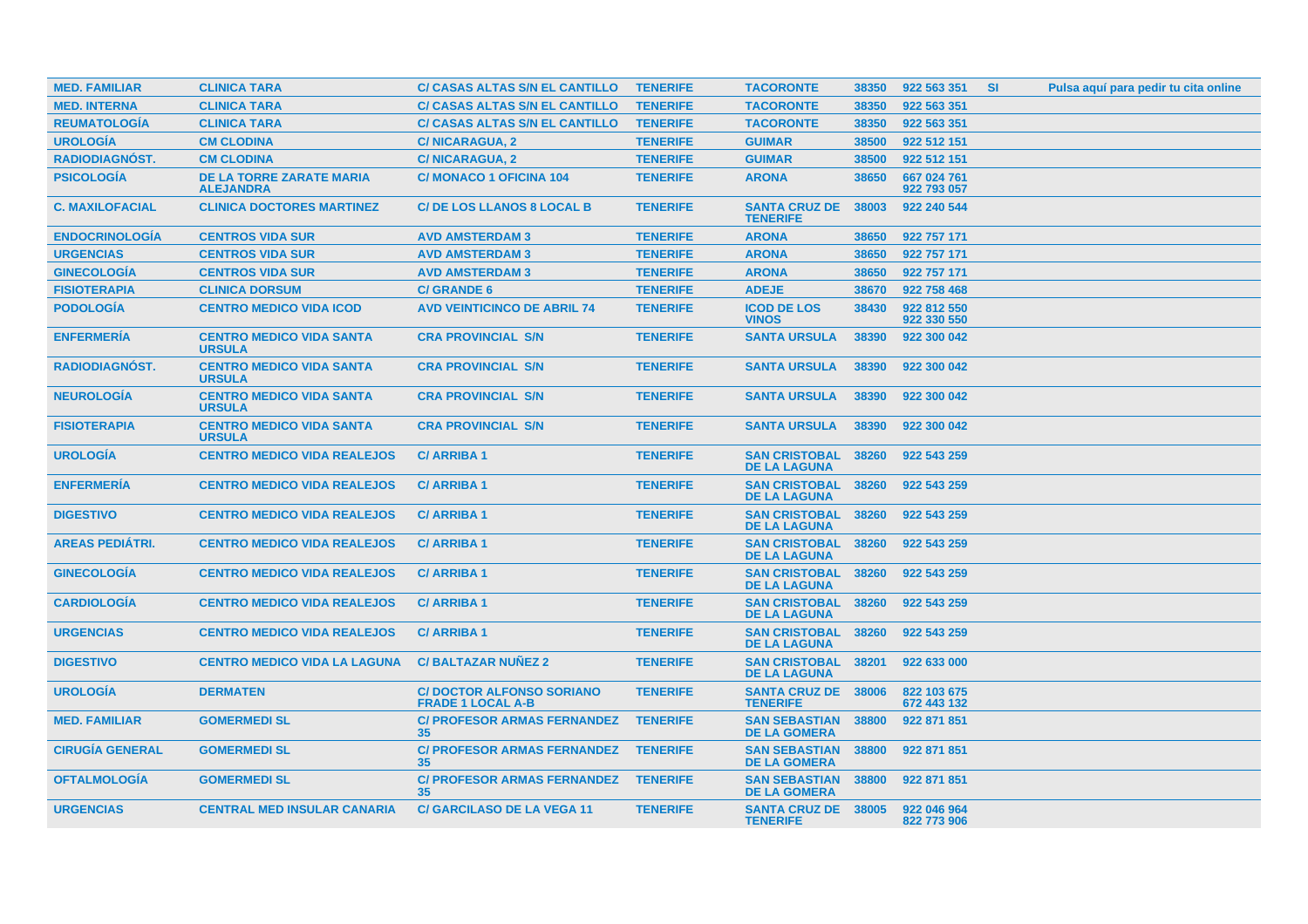| | | | | | | | | |
|---|---|---|---|---|---|---|---|---|
| **MED. FAMILIAR** | **CLINICA TARA** | **C/ CASAS ALTAS S/N EL CANTILLO** | **TENERIFE** | **TACORONTE** | **38350** | **922 563 351** | **SI** | **Pulsa aquí para pedir tu cita online** |
| **MED. INTERNA** | **CLINICA TARA** | **C/ CASAS ALTAS S/N EL CANTILLO** | **TENERIFE** | **TACORONTE** | **38350** | **922 563 351** | | |
| **REUMATOLOGÍA** | **CLINICA TARA** | **C/ CASAS ALTAS S/N EL CANTILLO** | **TENERIFE** | **TACORONTE** | **38350** | **922 563 351** | | |
| **UROLOGÍA** | **CM CLODINA** | **C/ NICARAGUA, 2** | **TENERIFE** | **GUIMAR** | **38500** | **922 512 151** | | |
| **RADIODIAGNÓST.** | **CM CLODINA** | **C/ NICARAGUA, 2** | **TENERIFE** | **GUIMAR** | **38500** | **922 512 151** | | |
| **PSICOLOGÍA** | **DE LA TORRE ZARATE MARIA ALEJANDRA** | **C/ MONACO 1 OFICINA 104** | **TENERIFE** | **ARONA** | **38650** | **667 024 761 922 793 057** | | |
| **C. MAXILOFACIAL** | **CLINICA DOCTORES MARTINEZ** | **C/ DE LOS LLANOS 8 LOCAL B** | **TENERIFE** | **SANTA CRUZ DE TENERIFE** | **38003** | **922 240 544** | | |
| **ENDOCRINOLOGÍA** | **CENTROS VIDA SUR** | **AVD AMSTERDAM 3** | **TENERIFE** | **ARONA** | **38650** | **922 757 171** | | |
| **URGENCIAS** | **CENTROS VIDA SUR** | **AVD AMSTERDAM 3** | **TENERIFE** | **ARONA** | **38650** | **922 757 171** | | |
| **GINECOLOGÍA** | **CENTROS VIDA SUR** | **AVD AMSTERDAM 3** | **TENERIFE** | **ARONA** | **38650** | **922 757 171** | | |
| **FISIOTERAPIA** | **CLINICA DORSUM** | **C/ GRANDE 6** | **TENERIFE** | **ADEJE** | **38670** | **922 758 468** | | |
| **PODOLOGÍA** | **CENTRO MEDICO VIDA ICOD** | **AVD VEINTICINCO DE ABRIL 74** | **TENERIFE** | **ICOD DE LOS VINOS** | **38430** | **922 812 550 922 330 550** | | |
| **ENFERMERÍA** | **CENTRO MEDICO VIDA SANTA URSULA** | **CRA PROVINCIAL S/N** | **TENERIFE** | **SANTA URSULA** | **38390** | **922 300 042** | | |
| **RADIODIAGNÓST.** | **CENTRO MEDICO VIDA SANTA URSULA** | **CRA PROVINCIAL S/N** | **TENERIFE** | **SANTA URSULA** | **38390** | **922 300 042** | | |
| **NEUROLOGÍA** | **CENTRO MEDICO VIDA SANTA URSULA** | **CRA PROVINCIAL S/N** | **TENERIFE** | **SANTA URSULA** | **38390** | **922 300 042** | | |
| **FISIOTERAPIA** | **CENTRO MEDICO VIDA SANTA URSULA** | **CRA PROVINCIAL S/N** | **TENERIFE** | **SANTA URSULA** | **38390** | **922 300 042** | | |
| **UROLOGÍA** | **CENTRO MEDICO VIDA REALEJOS** | **C/ ARRIBA 1** | **TENERIFE** | **SAN CRISTOBAL DE LA LAGUNA** | **38260** | **922 543 259** | | |
| **ENFERMERÍA** | **CENTRO MEDICO VIDA REALEJOS** | **C/ ARRIBA 1** | **TENERIFE** | **SAN CRISTOBAL DE LA LAGUNA** | **38260** | **922 543 259** | | |
| **DIGESTIVO** | **CENTRO MEDICO VIDA REALEJOS** | **C/ ARRIBA 1** | **TENERIFE** | **SAN CRISTOBAL DE LA LAGUNA** | **38260** | **922 543 259** | | |
| **AREAS PEDIÁTRI.** | **CENTRO MEDICO VIDA REALEJOS** | **C/ ARRIBA 1** | **TENERIFE** | **SAN CRISTOBAL DE LA LAGUNA** | **38260** | **922 543 259** | | |
| **GINECOLOGÍA** | **CENTRO MEDICO VIDA REALEJOS** | **C/ ARRIBA 1** | **TENERIFE** | **SAN CRISTOBAL DE LA LAGUNA** | **38260** | **922 543 259** | | |
| **CARDIOLOGÍA** | **CENTRO MEDICO VIDA REALEJOS** | **C/ ARRIBA 1** | **TENERIFE** | **SAN CRISTOBAL DE LA LAGUNA** | **38260** | **922 543 259** | | |
| **URGENCIAS** | **CENTRO MEDICO VIDA REALEJOS** | **C/ ARRIBA 1** | **TENERIFE** | **SAN CRISTOBAL DE LA LAGUNA** | **38260** | **922 543 259** | | |
| **DIGESTIVO** | **CENTRO MEDICO VIDA LA LAGUNA** | **C/ BALTAZAR NUÑEZ 2** | **TENERIFE** | **SAN CRISTOBAL DE LA LAGUNA** | **38201** | **922 633 000** | | |
| **UROLOGÍA** | **DERMATEN** | **C/ DOCTOR ALFONSO SORIANO FRADE 1 LOCAL A-B** | **TENERIFE** | **SANTA CRUZ DE TENERIFE** | **38006** | **822 103 675 672 443 132** | | |
| **MED. FAMILIAR** | **GOMERMEDI SL** | **C/ PROFESOR ARMAS FERNANDEZ 35** | **TENERIFE** | **SAN SEBASTIAN DE LA GOMERA** | **38800** | **922 871 851** | | |
| **CIRUGÍA GENERAL** | **GOMERMEDI SL** | **C/ PROFESOR ARMAS FERNANDEZ 35** | **TENERIFE** | **SAN SEBASTIAN DE LA GOMERA** | **38800** | **922 871 851** | | |
| **OFTALMOLOGÍA** | **GOMERMEDI SL** | **C/ PROFESOR ARMAS FERNANDEZ 35** | **TENERIFE** | **SAN SEBASTIAN DE LA GOMERA** | **38800** | **922 871 851** | | |
| **URGENCIAS** | **CENTRAL MED INSULAR CANARIA** | **C/ GARCILASO DE LA VEGA 11** | **TENERIFE** | **SANTA CRUZ DE TENERIFE** | **38005** | **922 046 964 822 773 906** | | |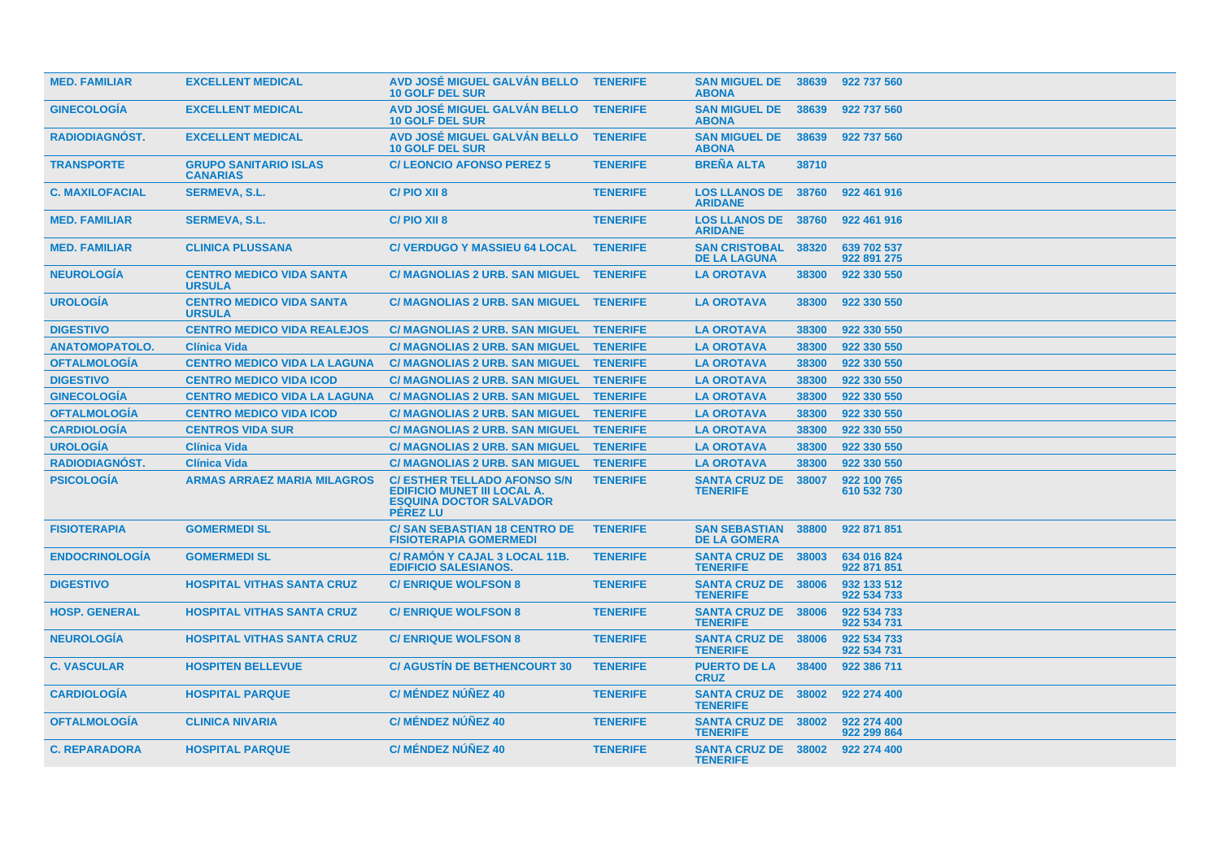| MED. FAMILIAR | EXCELLENT MEDICAL | AVD JOSÉ MIGUEL GALVÁN BELLO 10 GOLF DEL SUR | TENERIFE | SAN MIGUEL DE ABONA | 38639 | 922 737 560 |
|---|---|---|---|---|---|---|
| GINECOLOGÍA | EXCELLENT MEDICAL | AVD JOSÉ MIGUEL GALVÁN BELLO 10 GOLF DEL SUR | TENERIFE | SAN MIGUEL DE ABONA | 38639 | 922 737 560 |
| RADIODIAGNÓST. | EXCELLENT MEDICAL | AVD JOSÉ MIGUEL GALVÁN BELLO 10 GOLF DEL SUR | TENERIFE | SAN MIGUEL DE ABONA | 38639 | 922 737 560 |
| TRANSPORTE | GRUPO SANITARIO ISLAS CANARIAS | C/ LEONCIO AFONSO PEREZ 5 | TENERIFE | BREÑA ALTA | 38710 | |
| C. MAXILOFACIAL | SERMEVA, S.L. | C/ PIO XII 8 | TENERIFE | LOS LLANOS DE ARIDANE | 38760 | 922 461 916 |
| MED. FAMILIAR | SERMEVA, S.L. | C/ PIO XII 8 | TENERIFE | LOS LLANOS DE ARIDANE | 38760 | 922 461 916 |
| MED. FAMILIAR | CLINICA PLUSSANA | C/ VERDUGO Y MASSIEU 64 LOCAL | TENERIFE | SAN CRISTOBAL DE LA LAGUNA | 38320 | 639 702 537 922 891 275 |
| NEUROLOGÍA | CENTRO MEDICO VIDA SANTA URSULA | C/ MAGNOLIAS 2 URB. SAN MIGUEL | TENERIFE | LA OROTAVA | 38300 | 922 330 550 |
| UROLOGÍA | CENTRO MEDICO VIDA SANTA URSULA | C/ MAGNOLIAS 2 URB. SAN MIGUEL | TENERIFE | LA OROTAVA | 38300 | 922 330 550 |
| DIGESTIVO | CENTRO MEDICO VIDA REALEJOS | C/ MAGNOLIAS 2 URB. SAN MIGUEL | TENERIFE | LA OROTAVA | 38300 | 922 330 550 |
| ANATOMOPATOLO. | Clínica Vida | C/ MAGNOLIAS 2 URB. SAN MIGUEL | TENERIFE | LA OROTAVA | 38300 | 922 330 550 |
| OFTALMOLOGÍA | CENTRO MEDICO VIDA LA LAGUNA | C/ MAGNOLIAS 2 URB. SAN MIGUEL | TENERIFE | LA OROTAVA | 38300 | 922 330 550 |
| DIGESTIVO | CENTRO MEDICO VIDA ICOD | C/ MAGNOLIAS 2 URB. SAN MIGUEL | TENERIFE | LA OROTAVA | 38300 | 922 330 550 |
| GINECOLOGÍA | CENTRO MEDICO VIDA LA LAGUNA | C/ MAGNOLIAS 2 URB. SAN MIGUEL | TENERIFE | LA OROTAVA | 38300 | 922 330 550 |
| OFTALMOLOGÍA | CENTRO MEDICO VIDA ICOD | C/ MAGNOLIAS 2 URB. SAN MIGUEL | TENERIFE | LA OROTAVA | 38300 | 922 330 550 |
| CARDIOLOGÍA | CENTROS VIDA SUR | C/ MAGNOLIAS 2 URB. SAN MIGUEL | TENERIFE | LA OROTAVA | 38300 | 922 330 550 |
| UROLOGÍA | Clínica Vida | C/ MAGNOLIAS 2 URB. SAN MIGUEL | TENERIFE | LA OROTAVA | 38300 | 922 330 550 |
| RADIODIAGNÓST. | Clínica Vida | C/ MAGNOLIAS 2 URB. SAN MIGUEL | TENERIFE | LA OROTAVA | 38300 | 922 330 550 |
| PSICOLOGÍA | ARMAS ARRAEZ MARIA MILAGROS | C/ ESTHER TELLADO AFONSO S/N EDIFICIO MUNET III LOCAL A. ESQUINA DOCTOR SALVADOR PÉREZ LU | TENERIFE | SANTA CRUZ DE TENERIFE | 38007 | 922 100 765 610 532 730 |
| FISIOTERAPIA | GOMERMEDI SL | C/ SAN SEBASTIAN 18 CENTRO DE FISIOTERAPIA GOMERMEDI | TENERIFE | SAN SEBASTIAN DE LA GOMERA | 38800 | 922 871 851 |
| ENDOCRINOLOGÍA | GOMERMEDI SL | C/ RAMÓN Y CAJAL 3 LOCAL 11B. EDIFICIO SALESIANOS. | TENERIFE | SANTA CRUZ DE TENERIFE | 38003 | 634 016 824 922 871 851 |
| DIGESTIVO | HOSPITAL VITHAS SANTA CRUZ | C/ ENRIQUE WOLFSON 8 | TENERIFE | SANTA CRUZ DE TENERIFE | 38006 | 932 133 512 922 534 733 |
| HOSP. GENERAL | HOSPITAL VITHAS SANTA CRUZ | C/ ENRIQUE WOLFSON 8 | TENERIFE | SANTA CRUZ DE TENERIFE | 38006 | 922 534 733 922 534 731 |
| NEUROLOGÍA | HOSPITAL VITHAS SANTA CRUZ | C/ ENRIQUE WOLFSON 8 | TENERIFE | SANTA CRUZ DE TENERIFE | 38006 | 922 534 733 922 534 731 |
| C. VASCULAR | HOSPITEN BELLEVUE | C/ AGUSTÍN DE BETHENCOURT 30 | TENERIFE | PUERTO DE LA CRUZ | 38400 | 922 386 711 |
| CARDIOLOGÍA | HOSPITAL PARQUE | C/ MÉNDEZ NÚÑEZ 40 | TENERIFE | SANTA CRUZ DE TENERIFE | 38002 | 922 274 400 |
| OFTALMOLOGÍA | CLINICA NIVARIA | C/ MÉNDEZ NÚÑEZ 40 | TENERIFE | SANTA CRUZ DE TENERIFE | 38002 | 922 274 400 922 299 864 |
| C. REPARADORA | HOSPITAL PARQUE | C/ MÉNDEZ NÚÑEZ 40 | TENERIFE | SANTA CRUZ DE TENERIFE | 38002 | 922 274 400 |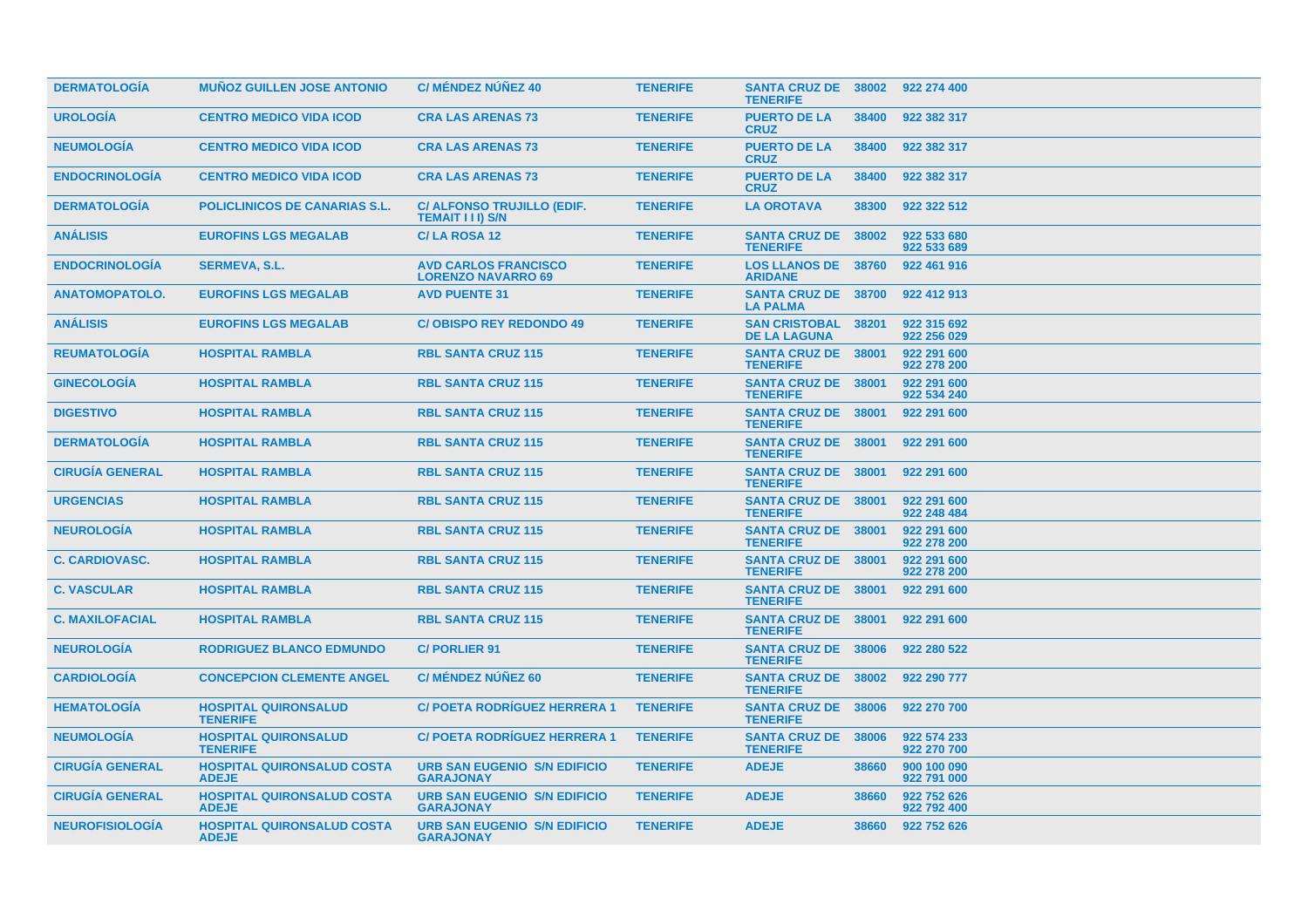| | | | | | | |
|---|---|---|---|---|---|---|
| DERMATOLOGÍA | MUÑOZ GUILLEN JOSE ANTONIO | C/ MÉNDEZ NÚÑEZ 40 | TENERIFE | SANTA CRUZ DE TENERIFE | 38002 | 922 274 400 |
| UROLOGÍA | CENTRO MEDICO VIDA ICOD | CRA LAS ARENAS 73 | TENERIFE | PUERTO DE LA CRUZ | 38400 | 922 382 317 |
| NEUMOLOGÍA | CENTRO MEDICO VIDA ICOD | CRA LAS ARENAS 73 | TENERIFE | PUERTO DE LA CRUZ | 38400 | 922 382 317 |
| ENDOCRINOLOGÍA | CENTRO MEDICO VIDA ICOD | CRA LAS ARENAS 73 | TENERIFE | PUERTO DE LA CRUZ | 38400 | 922 382 317 |
| DERMATOLOGÍA | POLICLINICOS DE CANARIAS S.L. | C/ ALFONSO TRUJILLO (EDIF. TEMAIT I I I) S/N | TENERIFE | LA OROTAVA | 38300 | 922 322 512 |
| ANÁLISIS | EUROFINS LGS MEGALAB | C/ LA ROSA 12 | TENERIFE | SANTA CRUZ DE TENERIFE | 38002 | 922 533 680<br>922 533 689 |
| ENDOCRINOLOGÍA | SERMEVA, S.L. | AVD CARLOS FRANCISCO LORENZO NAVARRO 69 | TENERIFE | LOS LLANOS DE ARIDANE | 38760 | 922 461 916 |
| ANATOMOPATOLO. | EUROFINS LGS MEGALAB | AVD PUENTE 31 | TENERIFE | SANTA CRUZ DE LA PALMA | 38700 | 922 412 913 |
| ANÁLISIS | EUROFINS LGS MEGALAB | C/ OBISPO REY REDONDO 49 | TENERIFE | SAN CRISTOBAL DE LA LAGUNA | 38201 | 922 315 692<br>922 256 029 |
| REUMATOLOGÍA | HOSPITAL RAMBLA | RBL SANTA CRUZ 115 | TENERIFE | SANTA CRUZ DE TENERIFE | 38001 | 922 291 600<br>922 278 200 |
| GINECOLOGÍA | HOSPITAL RAMBLA | RBL SANTA CRUZ 115 | TENERIFE | SANTA CRUZ DE TENERIFE | 38001 | 922 291 600<br>922 534 240 |
| DIGESTIVO | HOSPITAL RAMBLA | RBL SANTA CRUZ 115 | TENERIFE | SANTA CRUZ DE TENERIFE | 38001 | 922 291 600 |
| DERMATOLOGÍA | HOSPITAL RAMBLA | RBL SANTA CRUZ 115 | TENERIFE | SANTA CRUZ DE TENERIFE | 38001 | 922 291 600 |
| CIRUGÍA GENERAL | HOSPITAL RAMBLA | RBL SANTA CRUZ 115 | TENERIFE | SANTA CRUZ DE TENERIFE | 38001 | 922 291 600 |
| URGENCIAS | HOSPITAL RAMBLA | RBL SANTA CRUZ 115 | TENERIFE | SANTA CRUZ DE TENERIFE | 38001 | 922 291 600<br>922 248 484 |
| NEUROLOGÍA | HOSPITAL RAMBLA | RBL SANTA CRUZ 115 | TENERIFE | SANTA CRUZ DE TENERIFE | 38001 | 922 291 600<br>922 278 200 |
| C. CARDIOVASC. | HOSPITAL RAMBLA | RBL SANTA CRUZ 115 | TENERIFE | SANTA CRUZ DE TENERIFE | 38001 | 922 291 600<br>922 278 200 |
| C. VASCULAR | HOSPITAL RAMBLA | RBL SANTA CRUZ 115 | TENERIFE | SANTA CRUZ DE TENERIFE | 38001 | 922 291 600 |
| C. MAXILOFACIAL | HOSPITAL RAMBLA | RBL SANTA CRUZ 115 | TENERIFE | SANTA CRUZ DE TENERIFE | 38001 | 922 291 600 |
| NEUROLOGÍA | RODRIGUEZ BLANCO EDMUNDO | C/ PORLIER 91 | TENERIFE | SANTA CRUZ DE TENERIFE | 38006 | 922 280 522 |
| CARDIOLOGÍA | CONCEPCION CLEMENTE ANGEL | C/ MÉNDEZ NÚÑEZ 60 | TENERIFE | SANTA CRUZ DE TENERIFE | 38002 | 922 290 777 |
| HEMATOLOGÍA | HOSPITAL QUIRONSALUD TENERIFE | C/ POETA RODRÍGUEZ HERRERA 1 | TENERIFE | SANTA CRUZ DE TENERIFE | 38006 | 922 270 700 |
| NEUMOLOGÍA | HOSPITAL QUIRONSALUD TENERIFE | C/ POETA RODRÍGUEZ HERRERA 1 | TENERIFE | SANTA CRUZ DE TENERIFE | 38006 | 922 574 233<br>922 270 700 |
| CIRUGÍA GENERAL | HOSPITAL QUIRONSALUD COSTA ADEJE | URB SAN EUGENIO S/N EDIFICIO GARAJONAY | TENERIFE | ADEJE | 38660 | 900 100 090<br>922 791 000 |
| CIRUGÍA GENERAL | HOSPITAL QUIRONSALUD COSTA ADEJE | URB SAN EUGENIO S/N EDIFICIO GARAJONAY | TENERIFE | ADEJE | 38660 | 922 752 626<br>922 792 400 |
| NEUROFISIOLOGÍA | HOSPITAL QUIRONSALUD COSTA ADEJE | URB SAN EUGENIO S/N EDIFICIO GARAJONAY | TENERIFE | ADEJE | 38660 | 922 752 626 |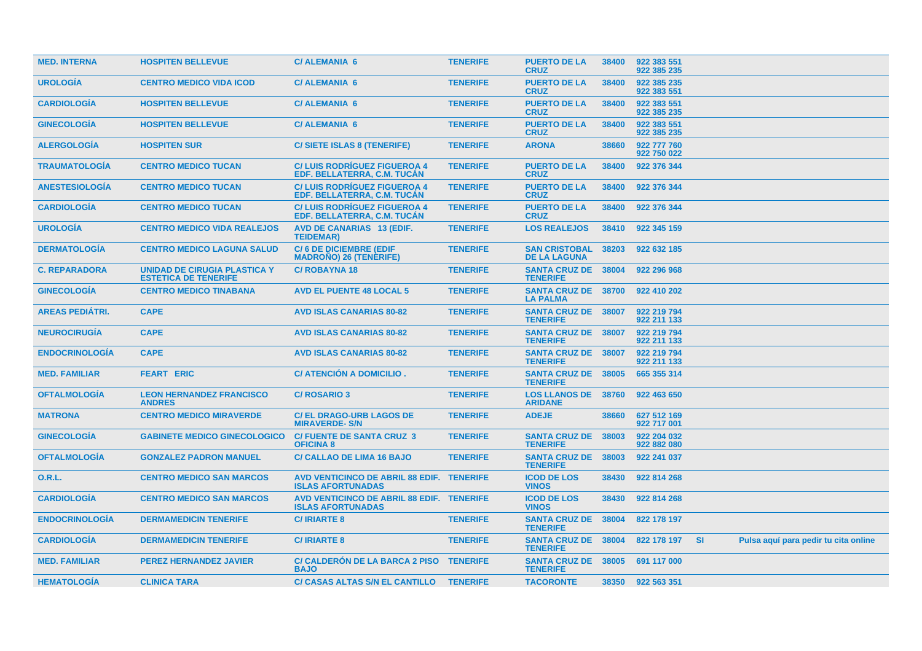| | | | | | | | | |
|---|---|---|---|---|---|---|---|---|
| MED. INTERNA | HOSPITEN BELLEVUE | C/ ALEMANIA 6 | TENERIFE | PUERTO DE LA CRUZ | 38400 | 922 383 551<br>922 385 235 | | |
| UROLOGÍA | CENTRO MEDICO VIDA ICOD | C/ ALEMANIA 6 | TENERIFE | PUERTO DE LA CRUZ | 38400 | 922 385 235<br>922 383 551 | | |
| CARDIOLOGÍA | HOSPITEN BELLEVUE | C/ ALEMANIA 6 | TENERIFE | PUERTO DE LA CRUZ | 38400 | 922 383 551<br>922 385 235 | | |
| GINECOLOGÍA | HOSPITEN BELLEVUE | C/ ALEMANIA 6 | TENERIFE | PUERTO DE LA CRUZ | 38400 | 922 383 551<br>922 385 235 | | |
| ALERGOLOGÍA | HOSPITEN SUR | C/ SIETE ISLAS 8 (TENERIFE) | TENERIFE | ARONA | 38660 | 922 777 760<br>922 750 022 | | |
| TRAUMATOLOGÍA | CENTRO MEDICO TUCAN | C/ LUIS RODRÍGUEZ FIGUEROA 4 EDF. BELLATERRA, C.M. TUCÁN | TENERIFE | PUERTO DE LA CRUZ | 38400 | 922 376 344 | | |
| ANESTESIOLOGÍA | CENTRO MEDICO TUCAN | C/ LUIS RODRÍGUEZ FIGUEROA 4 EDF. BELLATERRA, C.M. TUCÁN | TENERIFE | PUERTO DE LA CRUZ | 38400 | 922 376 344 | | |
| CARDIOLOGÍA | CENTRO MEDICO TUCAN | C/ LUIS RODRÍGUEZ FIGUEROA 4 EDF. BELLATERRA, C.M. TUCÁN | TENERIFE | PUERTO DE LA CRUZ | 38400 | 922 376 344 | | |
| UROLOGÍA | CENTRO MEDICO VIDA REALEJOS | AVD DE CANARIAS 13 (EDIF. TEIDEMAR) | TENERIFE | LOS REALEJOS | 38410 | 922 345 159 | | |
| DERMATOLOGÍA | CENTRO MEDICO LAGUNA SALUD | C/ 6 DE DICIEMBRE (EDIF MADROÑO) 26 (TENERIFE) | TENERIFE | SAN CRISTOBAL DE LA LAGUNA | 38203 | 922 632 185 | | |
| C. REPARADORA | UNIDAD DE CIRUGIA PLASTICA Y ESTETICA DE TENERIFE | C/ ROBAYNA 18 | TENERIFE | SANTA CRUZ DE TENERIFE | 38004 | 922 296 968 | | |
| GINECOLOGÍA | CENTRO MEDICO TINABANA | AVD EL PUENTE 48 LOCAL 5 | TENERIFE | SANTA CRUZ DE LA PALMA | 38700 | 922 410 202 | | |
| AREAS PEDIÁTRI. | CAPE | AVD ISLAS CANARIAS 80-82 | TENERIFE | SANTA CRUZ DE TENERIFE | 38007 | 922 219 794<br>922 211 133 | | |
| NEUROCIRUGÍA | CAPE | AVD ISLAS CANARIAS 80-82 | TENERIFE | SANTA CRUZ DE TENERIFE | 38007 | 922 219 794<br>922 211 133 | | |
| ENDOCRINOLOGÍA | CAPE | AVD ISLAS CANARIAS 80-82 | TENERIFE | SANTA CRUZ DE TENERIFE | 38007 | 922 219 794<br>922 211 133 | | |
| MED. FAMILIAR | FEART ERIC | C/ ATENCIÓN A DOMICILIO . | TENERIFE | SANTA CRUZ DE TENERIFE | 38005 | 665 355 314 | | |
| OFTALMOLOGÍA | LEON HERNANDEZ FRANCISCO ANDRES | C/ ROSARIO 3 | TENERIFE | LOS LLANOS DE ARIDANE | 38760 | 922 463 650 | | |
| MATRONA | CENTRO MEDICO MIRAVERDE | C/ EL DRAGO-URB LAGOS DE MIRAVERDE- S/N | TENERIFE | ADEJE | 38660 | 627 512 169<br>922 717 001 | | |
| GINECOLOGÍA | GABINETE MEDICO GINECOLOGICO | C/ FUENTE DE SANTA CRUZ 3 OFICINA 8 | TENERIFE | SANTA CRUZ DE TENERIFE | 38003 | 922 204 032<br>922 882 080 | | |
| OFTALMOLOGÍA | GONZALEZ PADRON MANUEL | C/ CALLAO DE LIMA 16 BAJO | TENERIFE | SANTA CRUZ DE TENERIFE | 38003 | 922 241 037 | | |
| O.R.L. | CENTRO MEDICO SAN MARCOS | AVD VENTICINCO DE ABRIL 88 EDIF. ISLAS AFORTUNADAS | TENERIFE | ICOD DE LOS VINOS | 38430 | 922 814 268 | | |
| CARDIOLOGÍA | CENTRO MEDICO SAN MARCOS | AVD VENTICINCO DE ABRIL 88 EDIF. ISLAS AFORTUNADAS | TENERIFE | ICOD DE LOS VINOS | 38430 | 922 814 268 | | |
| ENDOCRINOLOGÍA | DERMAMEDICIN TENERIFE | C/ IRIARTE 8 | TENERIFE | SANTA CRUZ DE TENERIFE | 38004 | 822 178 197 | | |
| CARDIOLOGÍA | DERMAMEDICIN TENERIFE | C/ IRIARTE 8 | TENERIFE | SANTA CRUZ DE TENERIFE | 38004 | 822 178 197 | SI | Pulsa aquí para pedir tu cita online |
| MED. FAMILIAR | PEREZ HERNANDEZ JAVIER | C/ CALDERÓN DE LA BARCA 2 PISO BAJO | TENERIFE | SANTA CRUZ DE TENERIFE | 38005 | 691 117 000 | | |
| HEMATOLOGÍA | CLINICA TARA | C/ CASAS ALTAS S/N EL CANTILLO | TENERIFE | TACORONTE | 38350 | 922 563 351 | | |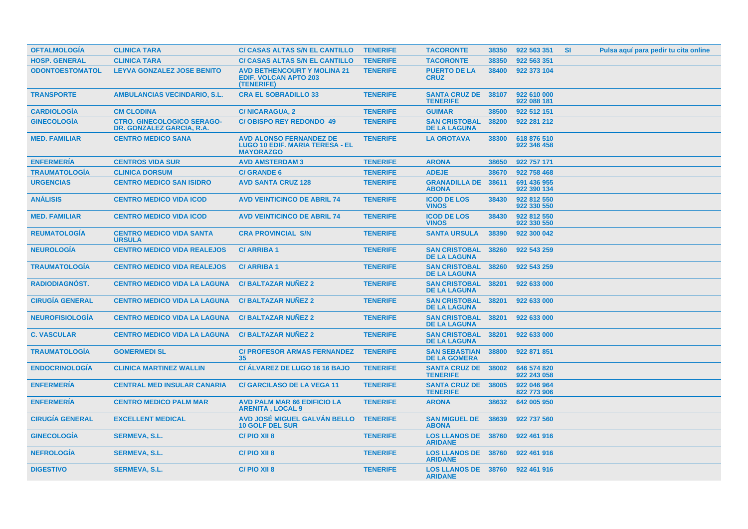| | | | | | | | | |
|---|---|---|---|---|---|---|---|---|
| **OFTALMOLOGÍA** | **CLINICA TARA** | **C/ CASAS ALTAS S/N EL CANTILLO** | **TENERIFE** | **TACORONTE** | **38350** | **922 563 351** | **SI** | **Pulsa aquí para pedir tu cita online** |
| **HOSP. GENERAL** | **CLINICA TARA** | **C/ CASAS ALTAS S/N EL CANTILLO** | **TENERIFE** | **TACORONTE** | **38350** | **922 563 351** | | |
| **ODONTOESTOMATOL** | **LEYVA GONZALEZ JOSE BENITO** | **AVD BETHENCOURT Y MOLINA 21 EDIF. VOLCAN APTO 203 (TENERIFE)** | **TENERIFE** | **PUERTO DE LA CRUZ** | **38400** | **922 373 104** | | |
| **TRANSPORTE** | **AMBULANCIAS VECINDARIO, S.L.** | **CRA EL SOBRADILLO 33** | **TENERIFE** | **SANTA CRUZ DE TENERIFE** | **38107** | **922 610 000 922 088 181** | | |
| **CARDIOLOGÍA** | **CM CLODINA** | **C/ NICARAGUA, 2** | **TENERIFE** | **GUIMAR** | **38500** | **922 512 151** | | |
| **GINECOLOGÍA** | **CTRO. GINECOLOGICO SERAGO-DR. GONZALEZ GARCIA, R.A.** | **C/ OBISPO REY REDONDO 49** | **TENERIFE** | **SAN CRISTOBAL DE LA LAGUNA** | **38200** | **922 281 212** | | |
| **MED. FAMILIAR** | **CENTRO MEDICO SANA** | **AVD ALONSO FERNANDEZ DE LUGO 10 EDIF. MARIA TERESA - EL MAYORAZGO** | **TENERIFE** | **LA OROTAVA** | **38300** | **618 876 510 922 346 458** | | |
| **ENFERMERÍA** | **CENTROS VIDA SUR** | **AVD AMSTERDAM 3** | **TENERIFE** | **ARONA** | **38650** | **922 757 171** | | |
| **TRAUMATOLOGÍA** | **CLINICA DORSUM** | **C/ GRANDE 6** | **TENERIFE** | **ADEJE** | **38670** | **922 758 468** | | |
| **URGENCIAS** | **CENTRO MEDICO SAN ISIDRO** | **AVD SANTA CRUZ 128** | **TENERIFE** | **GRANADILLA DE ABONA** | **38611** | **691 436 955 922 390 134** | | |
| **ANÁLISIS** | **CENTRO MEDICO VIDA ICOD** | **AVD VEINTICINCO DE ABRIL 74** | **TENERIFE** | **ICOD DE LOS VINOS** | **38430** | **922 812 550 922 330 550** | | |
| **MED. FAMILIAR** | **CENTRO MEDICO VIDA ICOD** | **AVD VEINTICINCO DE ABRIL 74** | **TENERIFE** | **ICOD DE LOS VINOS** | **38430** | **922 812 550 922 330 550** | | |
| **REUMATOLOGÍA** | **CENTRO MEDICO VIDA SANTA URSULA** | **CRA PROVINCIAL S/N** | **TENERIFE** | **SANTA URSULA** | **38390** | **922 300 042** | | |
| **NEUROLOGÍA** | **CENTRO MEDICO VIDA REALEJOS** | **C/ ARRIBA 1** | **TENERIFE** | **SAN CRISTOBAL DE LA LAGUNA** | **38260** | **922 543 259** | | |
| **TRAUMATOLOGÍA** | **CENTRO MEDICO VIDA REALEJOS** | **C/ ARRIBA 1** | **TENERIFE** | **SAN CRISTOBAL DE LA LAGUNA** | **38260** | **922 543 259** | | |
| **RADIODIAGNÓST.** | **CENTRO MEDICO VIDA LA LAGUNA** | **C/ BALTAZAR NUÑEZ 2** | **TENERIFE** | **SAN CRISTOBAL DE LA LAGUNA** | **38201** | **922 633 000** | | |
| **CIRUGÍA GENERAL** | **CENTRO MEDICO VIDA LA LAGUNA** | **C/ BALTAZAR NUÑEZ 2** | **TENERIFE** | **SAN CRISTOBAL DE LA LAGUNA** | **38201** | **922 633 000** | | |
| **NEUROFISIOLOGÍA** | **CENTRO MEDICO VIDA LA LAGUNA** | **C/ BALTAZAR NUÑEZ 2** | **TENERIFE** | **SAN CRISTOBAL DE LA LAGUNA** | **38201** | **922 633 000** | | |
| **C. VASCULAR** | **CENTRO MEDICO VIDA LA LAGUNA** | **C/ BALTAZAR NUÑEZ 2** | **TENERIFE** | **SAN CRISTOBAL DE LA LAGUNA** | **38201** | **922 633 000** | | |
| **TRAUMATOLOGÍA** | **GOMERMEDI SL** | **C/ PROFESOR ARMAS FERNANDEZ 35** | **TENERIFE** | **SAN SEBASTIAN DE LA GOMERA** | **38800** | **922 871 851** | | |
| **ENDOCRINOLOGÍA** | **CLINICA MARTINEZ WALLIN** | **C/ ÁLVAREZ DE LUGO 16 16 BAJO** | **TENERIFE** | **SANTA CRUZ DE TENERIFE** | **38002** | **646 574 820 922 243 058** | | |
| **ENFERMERÍA** | **CENTRAL MED INSULAR CANARIA** | **C/ GARCILASO DE LA VEGA 11** | **TENERIFE** | **SANTA CRUZ DE TENERIFE** | **38005** | **922 046 964 822 773 906** | | |
| **ENFERMERÍA** | **CENTRO MEDICO PALM MAR** | **AVD PALM MAR 66 EDIFICIO LA ARENITA , LOCAL 9** | **TENERIFE** | **ARONA** | **38632** | **642 005 950** | | |
| **CIRUGÍA GENERAL** | **EXCELLENT MEDICAL** | **AVD JOSÉ MIGUEL GALVÁN BELLO 10 GOLF DEL SUR** | **TENERIFE** | **SAN MIGUEL DE ABONA** | **38639** | **922 737 560** | | |
| **GINECOLOGÍA** | **SERMEVA, S.L.** | **C/ PIO XII 8** | **TENERIFE** | **LOS LLANOS DE ARIDANE** | **38760** | **922 461 916** | | |
| **NEFROLOGÍA** | **SERMEVA, S.L.** | **C/ PIO XII 8** | **TENERIFE** | **LOS LLANOS DE ARIDANE** | **38760** | **922 461 916** | | |
| **DIGESTIVO** | **SERMEVA, S.L.** | **C/ PIO XII 8** | **TENERIFE** | **LOS LLANOS DE ARIDANE** | **38760** | **922 461 916** | | |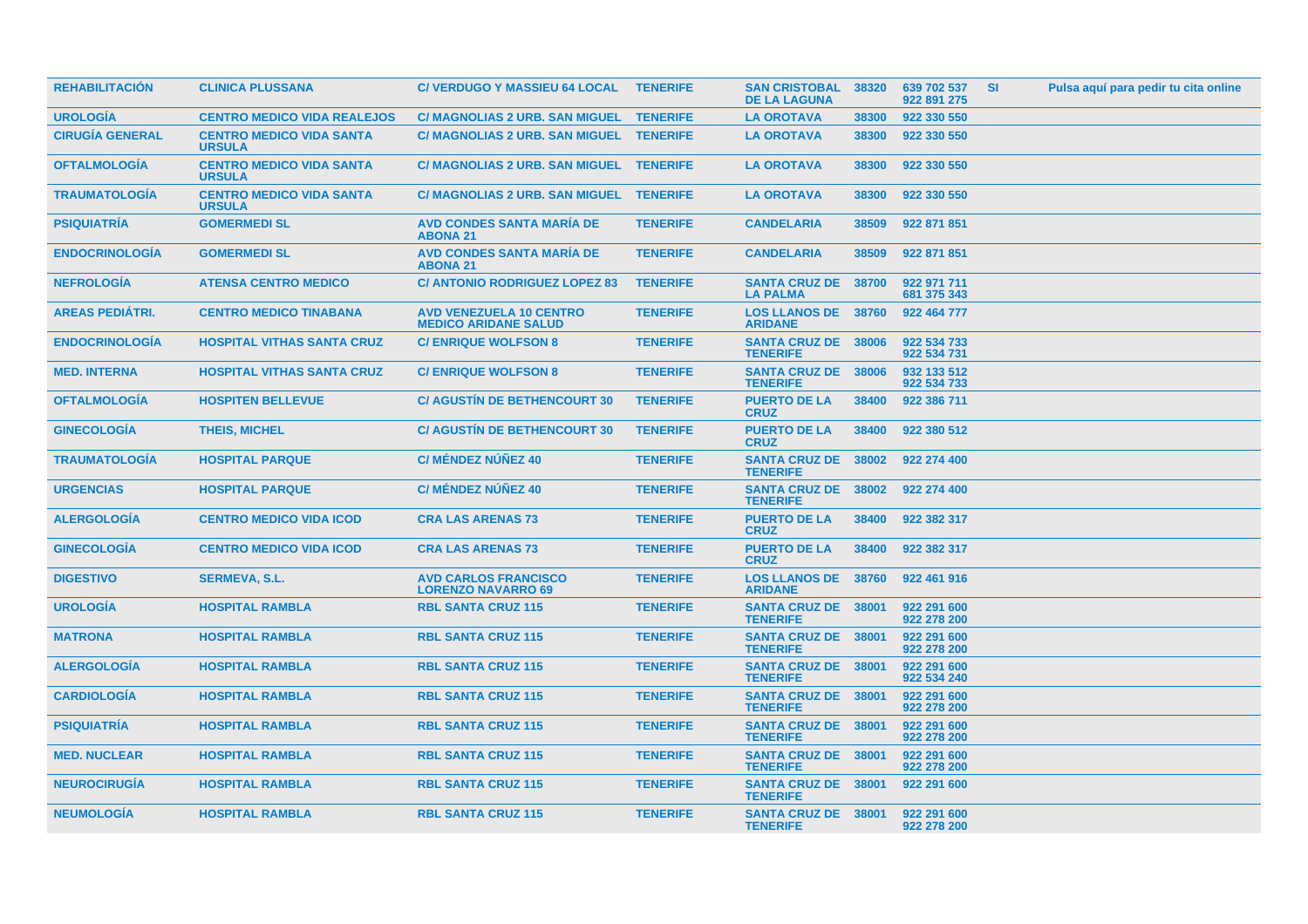| | | | | | | | | |
|---|---|---|---|---|---|---|---|---|
| REHABILITACIÓN | CLINICA PLUSSANA | C/ VERDUGO Y MASSIEU 64 LOCAL | TENERIFE | SAN CRISTOBAL DE LA LAGUNA | 38320 | 639 702 537<br>922 891 275 | SI | Pulsa aquí para pedir tu cita online |
| UROLOGÍA | CENTRO MEDICO VIDA REALEJOS | C/ MAGNOLIAS 2 URB. SAN MIGUEL | TENERIFE | LA OROTAVA | 38300 | 922 330 550 | | |
| CIRUGÍA GENERAL | CENTRO MEDICO VIDA SANTA URSULA | C/ MAGNOLIAS 2 URB. SAN MIGUEL | TENERIFE | LA OROTAVA | 38300 | 922 330 550 | | |
| OFTALMOLOGÍA | CENTRO MEDICO VIDA SANTA URSULA | C/ MAGNOLIAS 2 URB. SAN MIGUEL | TENERIFE | LA OROTAVA | 38300 | 922 330 550 | | |
| TRAUMATOLOGÍA | CENTRO MEDICO VIDA SANTA URSULA | C/ MAGNOLIAS 2 URB. SAN MIGUEL | TENERIFE | LA OROTAVA | 38300 | 922 330 550 | | |
| PSIQUIATRÍA | GOMERMEDI SL | AVD CONDES SANTA MARÍA DE ABONA 21 | TENERIFE | CANDELARIA | 38509 | 922 871 851 | | |
| ENDOCRINOLOGÍA | GOMERMEDI SL | AVD CONDES SANTA MARÍA DE ABONA 21 | TENERIFE | CANDELARIA | 38509 | 922 871 851 | | |
| NEFROLOGÍA | ATENSA CENTRO MEDICO | C/ ANTONIO RODRIGUEZ LOPEZ 83 | TENERIFE | SANTA CRUZ DE LA PALMA | 38700 | 922 971 711<br>681 375 343 | | |
| AREAS PEDIÁTRI. | CENTRO MEDICO TINABANA | AVD VENEZUELA 10 CENTRO MEDICO ARIDANE SALUD | TENERIFE | LOS LLANOS DE ARIDANE | 38760 | 922 464 777 | | |
| ENDOCRINOLOGÍA | HOSPITAL VITHAS SANTA CRUZ | C/ ENRIQUE WOLFSON 8 | TENERIFE | SANTA CRUZ DE TENERIFE | 38006 | 922 534 733<br>922 534 731 | | |
| MED. INTERNA | HOSPITAL VITHAS SANTA CRUZ | C/ ENRIQUE WOLFSON 8 | TENERIFE | SANTA CRUZ DE TENERIFE | 38006 | 932 133 512<br>922 534 733 | | |
| OFTALMOLOGÍA | HOSPITEN BELLEVUE | C/ AGUSTÍN DE BETHENCOURT 30 | TENERIFE | PUERTO DE LA CRUZ | 38400 | 922 386 711 | | |
| GINECOLOGÍA | THEIS, MICHEL | C/ AGUSTÍN DE BETHENCOURT 30 | TENERIFE | PUERTO DE LA CRUZ | 38400 | 922 380 512 | | |
| TRAUMATOLOGÍA | HOSPITAL PARQUE | C/ MÉNDEZ NÚÑEZ 40 | TENERIFE | SANTA CRUZ DE TENERIFE | 38002 | 922 274 400 | | |
| URGENCIAS | HOSPITAL PARQUE | C/ MÉNDEZ NÚÑEZ 40 | TENERIFE | SANTA CRUZ DE TENERIFE | 38002 | 922 274 400 | | |
| ALERGOLOGÍA | CENTRO MEDICO VIDA ICOD | CRA LAS ARENAS 73 | TENERIFE | PUERTO DE LA CRUZ | 38400 | 922 382 317 | | |
| GINECOLOGÍA | CENTRO MEDICO VIDA ICOD | CRA LAS ARENAS 73 | TENERIFE | PUERTO DE LA CRUZ | 38400 | 922 382 317 | | |
| DIGESTIVO | SERMEVA, S.L. | AVD CARLOS FRANCISCO LORENZO NAVARRO 69 | TENERIFE | LOS LLANOS DE ARIDANE | 38760 | 922 461 916 | | |
| UROLOGÍA | HOSPITAL RAMBLA | RBL SANTA CRUZ 115 | TENERIFE | SANTA CRUZ DE TENERIFE | 38001 | 922 291 600<br>922 278 200 | | |
| MATRONA | HOSPITAL RAMBLA | RBL SANTA CRUZ 115 | TENERIFE | SANTA CRUZ DE TENERIFE | 38001 | 922 291 600<br>922 278 200 | | |
| ALERGOLOGÍA | HOSPITAL RAMBLA | RBL SANTA CRUZ 115 | TENERIFE | SANTA CRUZ DE TENERIFE | 38001 | 922 291 600<br>922 534 240 | | |
| CARDIOLOGÍA | HOSPITAL RAMBLA | RBL SANTA CRUZ 115 | TENERIFE | SANTA CRUZ DE TENERIFE | 38001 | 922 291 600<br>922 278 200 | | |
| PSIQUIATRÍA | HOSPITAL RAMBLA | RBL SANTA CRUZ 115 | TENERIFE | SANTA CRUZ DE TENERIFE | 38001 | 922 291 600<br>922 278 200 | | |
| MED. NUCLEAR | HOSPITAL RAMBLA | RBL SANTA CRUZ 115 | TENERIFE | SANTA CRUZ DE TENERIFE | 38001 | 922 291 600<br>922 278 200 | | |
| NEUROCIRUGÍA | HOSPITAL RAMBLA | RBL SANTA CRUZ 115 | TENERIFE | SANTA CRUZ DE TENERIFE | 38001 | 922 291 600 | | |
| NEUMOLOGÍA | HOSPITAL RAMBLA | RBL SANTA CRUZ 115 | TENERIFE | SANTA CRUZ DE TENERIFE | 38001 | 922 291 600<br>922 278 200 | | |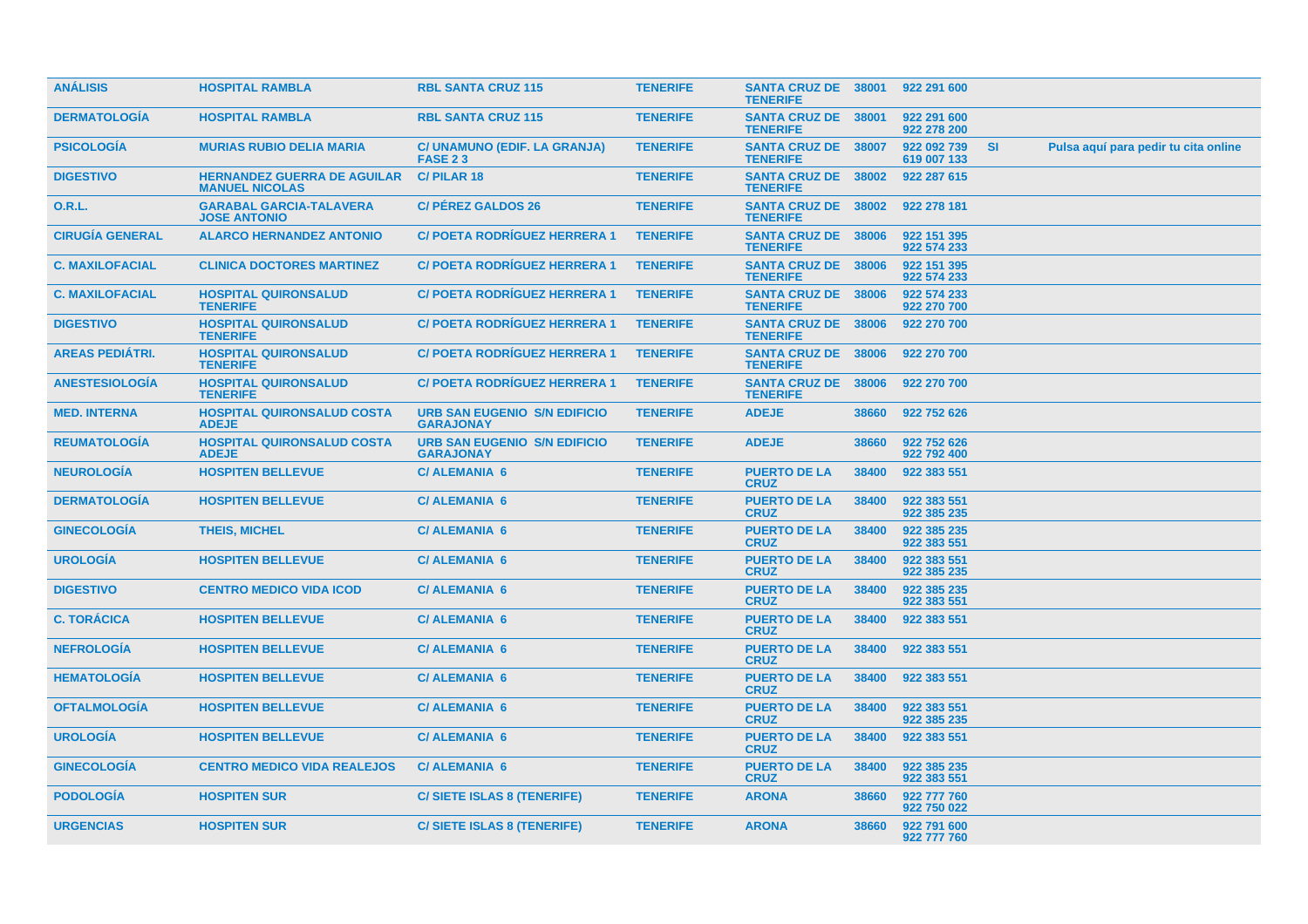| ANÁLISIS | HOSPITAL RAMBLA | RBL SANTA CRUZ 115 | TENERIFE | SANTA CRUZ DE TENERIFE | 38001 | 922 291 600 | | |
|---|---|---|---|---|---|---|---|---|
| DERMATOLOGÍA | HOSPITAL RAMBLA | RBL SANTA CRUZ 115 | TENERIFE | SANTA CRUZ DE TENERIFE | 38001 | 922 291 600<br>922 278 200 | | |
| PSICOLOGÍA | MURIAS RUBIO DELIA MARIA | C/ UNAMUNO (EDIF. LA GRANJA) FASE 2 3 | TENERIFE | SANTA CRUZ DE TENERIFE | 38007 | 922 092 739<br>619 007 133 | SI | Pulsa aquí para pedir tu cita online |
| DIGESTIVO | HERNANDEZ GUERRA DE AGUILAR MANUEL NICOLAS | C/ PILAR 18 | TENERIFE | SANTA CRUZ DE TENERIFE | 38002 | 922 287 615 | | |
| O.R.L. | GARABAL GARCIA-TALAVERA JOSE ANTONIO | C/ PÉREZ GALDOS 26 | TENERIFE | SANTA CRUZ DE TENERIFE | 38002 | 922 278 181 | | |
| CIRUGÍA GENERAL | ALARCO HERNANDEZ ANTONIO | C/ POETA RODRÍGUEZ HERRERA 1 | TENERIFE | SANTA CRUZ DE TENERIFE | 38006 | 922 151 395<br>922 574 233 | | |
| C. MAXILOFACIAL | CLINICA DOCTORES MARTINEZ | C/ POETA RODRÍGUEZ HERRERA 1 | TENERIFE | SANTA CRUZ DE TENERIFE | 38006 | 922 151 395<br>922 574 233 | | |
| C. MAXILOFACIAL | HOSPITAL QUIRONSALUD TENERIFE | C/ POETA RODRÍGUEZ HERRERA 1 | TENERIFE | SANTA CRUZ DE TENERIFE | 38006 | 922 574 233<br>922 270 700 | | |
| DIGESTIVO | HOSPITAL QUIRONSALUD TENERIFE | C/ POETA RODRÍGUEZ HERRERA 1 | TENERIFE | SANTA CRUZ DE TENERIFE | 38006 | 922 270 700 | | |
| AREAS PEDIÁTRI. | HOSPITAL QUIRONSALUD TENERIFE | C/ POETA RODRÍGUEZ HERRERA 1 | TENERIFE | SANTA CRUZ DE TENERIFE | 38006 | 922 270 700 | | |
| ANESTESIOLOGÍA | HOSPITAL QUIRONSALUD TENERIFE | C/ POETA RODRÍGUEZ HERRERA 1 | TENERIFE | SANTA CRUZ DE TENERIFE | 38006 | 922 270 700 | | |
| MED. INTERNA | HOSPITAL QUIRONSALUD COSTA ADEJE | URB SAN EUGENIO S/N EDIFICIO GARAJONAY | TENERIFE | ADEJE | 38660 | 922 752 626 | | |
| REUMATOLOGÍA | HOSPITAL QUIRONSALUD COSTA ADEJE | URB SAN EUGENIO S/N EDIFICIO GARAJONAY | TENERIFE | ADEJE | 38660 | 922 752 626<br>922 792 400 | | |
| NEUROLOGÍA | HOSPITEN BELLEVUE | C/ ALEMANIA 6 | TENERIFE | PUERTO DE LA CRUZ | 38400 | 922 383 551 | | |
| DERMATOLOGÍA | HOSPITEN BELLEVUE | C/ ALEMANIA 6 | TENERIFE | PUERTO DE LA CRUZ | 38400 | 922 383 551<br>922 385 235 | | |
| GINECOLOGÍA | THEIS, MICHEL | C/ ALEMANIA 6 | TENERIFE | PUERTO DE LA CRUZ | 38400 | 922 385 235<br>922 383 551 | | |
| UROLOGÍA | HOSPITEN BELLEVUE | C/ ALEMANIA 6 | TENERIFE | PUERTO DE LA CRUZ | 38400 | 922 383 551<br>922 385 235 | | |
| DIGESTIVO | CENTRO MEDICO VIDA ICOD | C/ ALEMANIA 6 | TENERIFE | PUERTO DE LA CRUZ | 38400 | 922 385 235<br>922 383 551 | | |
| C. TORÁCICA | HOSPITEN BELLEVUE | C/ ALEMANIA 6 | TENERIFE | PUERTO DE LA CRUZ | 38400 | 922 383 551 | | |
| NEFROLOGÍA | HOSPITEN BELLEVUE | C/ ALEMANIA 6 | TENERIFE | PUERTO DE LA CRUZ | 38400 | 922 383 551 | | |
| HEMATOLOGÍA | HOSPITEN BELLEVUE | C/ ALEMANIA 6 | TENERIFE | PUERTO DE LA CRUZ | 38400 | 922 383 551 | | |
| OFTALMOLOGÍA | HOSPITEN BELLEVUE | C/ ALEMANIA 6 | TENERIFE | PUERTO DE LA CRUZ | 38400 | 922 383 551<br>922 385 235 | | |
| UROLOGÍA | HOSPITEN BELLEVUE | C/ ALEMANIA 6 | TENERIFE | PUERTO DE LA CRUZ | 38400 | 922 383 551 | | |
| GINECOLOGÍA | CENTRO MEDICO VIDA REALEJOS | C/ ALEMANIA 6 | TENERIFE | PUERTO DE LA CRUZ | 38400 | 922 385 235<br>922 383 551 | | |
| PODOLOGÍA | HOSPITEN SUR | C/ SIETE ISLAS 8 (TENERIFE) | TENERIFE | ARONA | 38660 | 922 777 760<br>922 750 022 | | |
| URGENCIAS | HOSPITEN SUR | C/ SIETE ISLAS 8 (TENERIFE) | TENERIFE | ARONA | 38660 | 922 791 600<br>922 777 760 | | |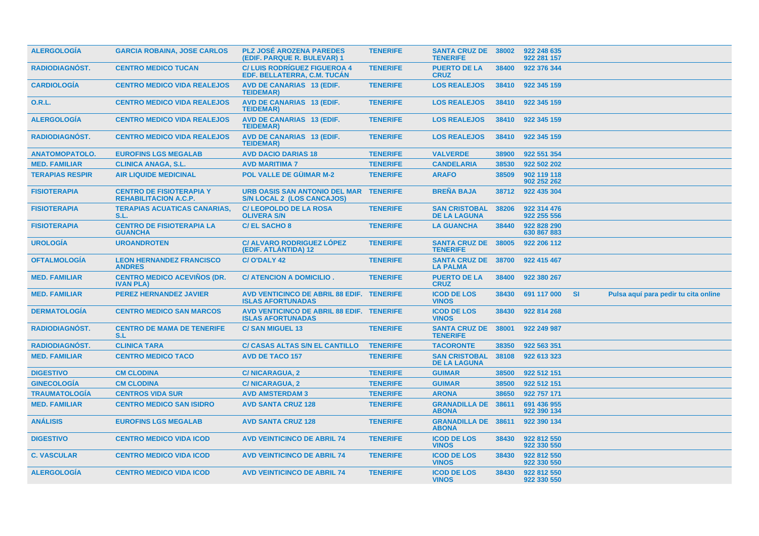| | | | | | | | | |
|---|---|---|---|---|---|---|---|---|
| ALERGOLOGÍA | GARCIA ROBAINA, JOSE CARLOS | PLZ JOSÉ AROZENA PAREDES (EDIF. PARQUE R. BULEVAR) 1 | TENERIFE | SANTA CRUZ DE TENERIFE | 38002 | 922 248 635 922 281 157 | | |
| RADIODIAGNÓST. | CENTRO MEDICO TUCAN | C/ LUIS RODRÍGUEZ FIGUEROA 4 EDF. BELLATERRA, C.M. TUCÁN | TENERIFE | PUERTO DE LA CRUZ | 38400 | 922 376 344 | | |
| CARDIOLOGÍA | CENTRO MEDICO VIDA REALEJOS | AVD DE CANARIAS 13 (EDIF. TEIDEMAR) | TENERIFE | LOS REALEJOS | 38410 | 922 345 159 | | |
| O.R.L. | CENTRO MEDICO VIDA REALEJOS | AVD DE CANARIAS 13 (EDIF. TEIDEMAR) | TENERIFE | LOS REALEJOS | 38410 | 922 345 159 | | |
| ALERGOLOGÍA | CENTRO MEDICO VIDA REALEJOS | AVD DE CANARIAS 13 (EDIF. TEIDEMAR) | TENERIFE | LOS REALEJOS | 38410 | 922 345 159 | | |
| RADIODIAGNÓST. | CENTRO MEDICO VIDA REALEJOS | AVD DE CANARIAS 13 (EDIF. TEIDEMAR) | TENERIFE | LOS REALEJOS | 38410 | 922 345 159 | | |
| ANATOMOPATOLO. | EUROFINS LGS MEGALAB | AVD DACIO DARIAS 18 | TENERIFE | VALVERDE | 38900 | 922 551 354 | | |
| MED. FAMILIAR | CLINICA ANAGA, S.L. | AVD MARITIMA 7 | TENERIFE | CANDELARIA | 38530 | 922 502 202 | | |
| TERAPIAS RESPIR | AIR LIQUIDE MEDICINAL | POL VALLE DE GÜIMAR M-2 | TENERIFE | ARAFO | 38509 | 902 119 118 902 252 262 | | |
| FISIOTERAPIA | CENTRO DE FISIOTERAPIA Y REHABILITACION A.C.P. | URB OASIS SAN ANTONIO DEL MAR S/N LOCAL 2 (LOS CANCAJOS) | TENERIFE | BREÑA BAJA | 38712 | 922 435 304 | | |
| FISIOTERAPIA | TERAPIAS ACUATICAS CANARIAS, S.L. | C/ LEOPOLDO DE LA ROSA OLIVERA S/N | TENERIFE | SAN CRISTOBAL DE LA LAGUNA | 38206 | 922 314 476 922 255 556 | | |
| FISIOTERAPIA | CENTRO DE FISIOTERAPIA LA GUANCHA | C/ EL SACHO 8 | TENERIFE | LA GUANCHA | 38440 | 922 828 290 630 867 883 | | |
| UROLOGÍA | UROANDROTEN | C/ ALVARO RODRIGUEZ LÓPEZ (EDIF. ATLÁNTIDA) 12 | TENERIFE | SANTA CRUZ DE TENERIFE | 38005 | 922 206 112 | | |
| OFTALMOLOGÍA | LEON HERNANDEZ FRANCISCO ANDRES | C/ O'DALY 42 | TENERIFE | SANTA CRUZ DE LA PALMA | 38700 | 922 415 467 | | |
| MED. FAMILIAR | CENTRO MEDICO ACEVIÑOS (DR. IVAN PLA) | C/ ATENCION A DOMICILIO . | TENERIFE | PUERTO DE LA CRUZ | 38400 | 922 380 267 | | |
| MED. FAMILIAR | PEREZ HERNANDEZ JAVIER | AVD VENTICINCO DE ABRIL 88 EDIF. ISLAS AFORTUNADAS | TENERIFE | ICOD DE LOS VINOS | 38430 | 691 117 000 | SI | Pulsa aquí para pedir tu cita online |
| DERMATOLOGÍA | CENTRO MEDICO SAN MARCOS | AVD VENTICINCO DE ABRIL 88 EDIF. ISLAS AFORTUNADAS | TENERIFE | ICOD DE LOS VINOS | 38430 | 922 814 268 | | |
| RADIODIAGNÓST. | CENTRO DE MAMA DE TENERIFE S.L | C/ SAN MIGUEL 13 | TENERIFE | SANTA CRUZ DE TENERIFE | 38001 | 922 249 987 | | |
| RADIODIAGNÓST. | CLINICA TARA | C/ CASAS ALTAS S/N EL CANTILLO | TENERIFE | TACORONTE | 38350 | 922 563 351 | | |
| MED. FAMILIAR | CENTRO MEDICO TACO | AVD DE TACO 157 | TENERIFE | SAN CRISTOBAL DE LA LAGUNA | 38108 | 922 613 323 | | |
| DIGESTIVO | CM CLODINA | C/ NICARAGUA, 2 | TENERIFE | GUIMAR | 38500 | 922 512 151 | | |
| GINECOLOGÍA | CM CLODINA | C/ NICARAGUA, 2 | TENERIFE | GUIMAR | 38500 | 922 512 151 | | |
| TRAUMATOLOGÍA | CENTROS VIDA SUR | AVD AMSTERDAM 3 | TENERIFE | ARONA | 38650 | 922 757 171 | | |
| MED. FAMILIAR | CENTRO MEDICO SAN ISIDRO | AVD SANTA CRUZ 128 | TENERIFE | GRANADILLA DE ABONA | 38611 | 691 436 955 922 390 134 | | |
| ANÁLISIS | EUROFINS LGS MEGALAB | AVD SANTA CRUZ 128 | TENERIFE | GRANADILLA DE ABONA | 38611 | 922 390 134 | | |
| DIGESTIVO | CENTRO MEDICO VIDA ICOD | AVD VEINTICINCO DE ABRIL 74 | TENERIFE | ICOD DE LOS VINOS | 38430 | 922 812 550 922 330 550 | | |
| C. VASCULAR | CENTRO MEDICO VIDA ICOD | AVD VEINTICINCO DE ABRIL 74 | TENERIFE | ICOD DE LOS VINOS | 38430 | 922 812 550 922 330 550 | | |
| ALERGOLOGÍA | CENTRO MEDICO VIDA ICOD | AVD VEINTICINCO DE ABRIL 74 | TENERIFE | ICOD DE LOS VINOS | 38430 | 922 812 550 922 330 550 | | |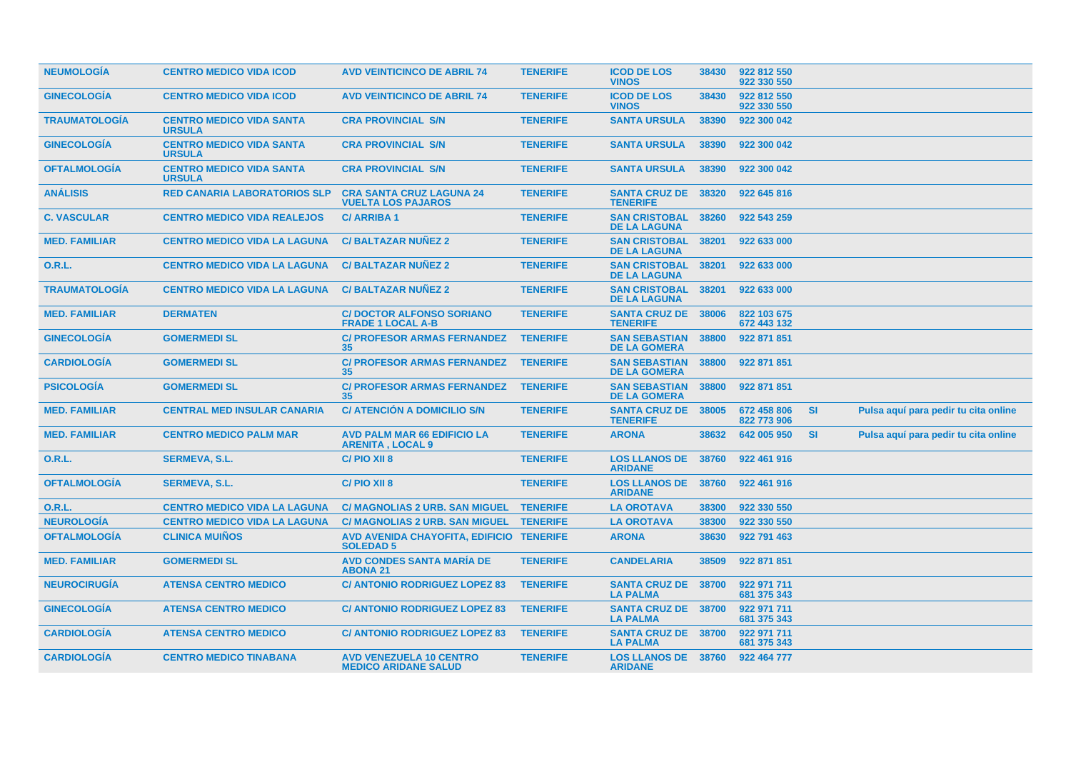| | | | | | | | | |
|---|---|---|---|---|---|---|---|---|
| NEUMOLOGÍA | CENTRO MEDICO VIDA ICOD | AVD VEINTICINCO DE ABRIL 74 | TENERIFE | ICOD DE LOS VINOS | 38430 | 922 812 550 922 330 550 | | |
| GINECOLOGÍA | CENTRO MEDICO VIDA ICOD | AVD VEINTICINCO DE ABRIL 74 | TENERIFE | ICOD DE LOS VINOS | 38430 | 922 812 550 922 330 550 | | |
| TRAUMATOLOGÍA | CENTRO MEDICO VIDA SANTA URSULA | CRA PROVINCIAL S/N | TENERIFE | SANTA URSULA | 38390 | 922 300 042 | | |
| GINECOLOGÍA | CENTRO MEDICO VIDA SANTA URSULA | CRA PROVINCIAL S/N | TENERIFE | SANTA URSULA | 38390 | 922 300 042 | | |
| OFTALMOLOGÍA | CENTRO MEDICO VIDA SANTA URSULA | CRA PROVINCIAL S/N | TENERIFE | SANTA URSULA | 38390 | 922 300 042 | | |
| ANÁLISIS | RED CANARIA LABORATORIOS SLP | CRA SANTA CRUZ LAGUNA 24 VUELTA LOS PAJAROS | TENERIFE | SANTA CRUZ DE TENERIFE | 38320 | 922 645 816 | | |
| C. VASCULAR | CENTRO MEDICO VIDA REALEJOS | C/ ARRIBA 1 | TENERIFE | SAN CRISTOBAL DE LA LAGUNA | 38260 | 922 543 259 | | |
| MED. FAMILIAR | CENTRO MEDICO VIDA LA LAGUNA | C/ BALTAZAR NUÑEZ 2 | TENERIFE | SAN CRISTOBAL DE LA LAGUNA | 38201 | 922 633 000 | | |
| O.R.L. | CENTRO MEDICO VIDA LA LAGUNA | C/ BALTAZAR NUÑEZ 2 | TENERIFE | SAN CRISTOBAL DE LA LAGUNA | 38201 | 922 633 000 | | |
| TRAUMATOLOGÍA | CENTRO MEDICO VIDA LA LAGUNA | C/ BALTAZAR NUÑEZ 2 | TENERIFE | SAN CRISTOBAL DE LA LAGUNA | 38201 | 922 633 000 | | |
| MED. FAMILIAR | DERMATEN | C/ DOCTOR ALFONSO SORIANO FRADE 1 LOCAL A-B | TENERIFE | SANTA CRUZ DE TENERIFE | 38006 | 822 103 675 672 443 132 | | |
| GINECOLOGÍA | GOMERMEDI SL | C/ PROFESOR ARMAS FERNANDEZ 35 | TENERIFE | SAN SEBASTIAN DE LA GOMERA | 38800 | 922 871 851 | | |
| CARDIOLOGÍA | GOMERMEDI SL | C/ PROFESOR ARMAS FERNANDEZ 35 | TENERIFE | SAN SEBASTIAN DE LA GOMERA | 38800 | 922 871 851 | | |
| PSICOLOGÍA | GOMERMEDI SL | C/ PROFESOR ARMAS FERNANDEZ 35 | TENERIFE | SAN SEBASTIAN DE LA GOMERA | 38800 | 922 871 851 | | |
| MED. FAMILIAR | CENTRAL MED INSULAR CANARIA | C/ ATENCIÓN A DOMICILIO S/N | TENERIFE | SANTA CRUZ DE TENERIFE | 38005 | 672 458 806 822 773 906 | SI | Pulsa aquí para pedir tu cita online |
| MED. FAMILIAR | CENTRO MEDICO PALM MAR | AVD PALM MAR 66 EDIFICIO LA ARENITA , LOCAL 9 | TENERIFE | ARONA | 38632 | 642 005 950 | SI | Pulsa aquí para pedir tu cita online |
| O.R.L. | SERMEVA, S.L. | C/ PIO XII 8 | TENERIFE | LOS LLANOS DE ARIDANE | 38760 | 922 461 916 | | |
| OFTALMOLOGÍA | SERMEVA, S.L. | C/ PIO XII 8 | TENERIFE | LOS LLANOS DE ARIDANE | 38760 | 922 461 916 | | |
| O.R.L. | CENTRO MEDICO VIDA LA LAGUNA | C/ MAGNOLIAS 2 URB. SAN MIGUEL | TENERIFE | LA OROTAVA | 38300 | 922 330 550 | | |
| NEUROLOGÍA | CENTRO MEDICO VIDA LA LAGUNA | C/ MAGNOLIAS 2 URB. SAN MIGUEL | TENERIFE | LA OROTAVA | 38300 | 922 330 550 | | |
| OFTALMOLOGÍA | CLINICA MUIÑOS | AVD AVENIDA CHAYOFITA, EDIFICIO SOLEDAD 5 | TENERIFE | ARONA | 38630 | 922 791 463 | | |
| MED. FAMILIAR | GOMERMEDI SL | AVD CONDES SANTA MARÍA DE ABONA 21 | TENERIFE | CANDELARIA | 38509 | 922 871 851 | | |
| NEUROCIRUGÍA | ATENSA CENTRO MEDICO | C/ ANTONIO RODRIGUEZ LOPEZ 83 | TENERIFE | SANTA CRUZ DE LA PALMA | 38700 | 922 971 711 681 375 343 | | |
| GINECOLOGÍA | ATENSA CENTRO MEDICO | C/ ANTONIO RODRIGUEZ LOPEZ 83 | TENERIFE | SANTA CRUZ DE LA PALMA | 38700 | 922 971 711 681 375 343 | | |
| CARDIOLOGÍA | ATENSA CENTRO MEDICO | C/ ANTONIO RODRIGUEZ LOPEZ 83 | TENERIFE | SANTA CRUZ DE LA PALMA | 38700 | 922 971 711 681 375 343 | | |
| CARDIOLOGÍA | CENTRO MEDICO TINABANA | AVD VENEZUELA 10 CENTRO MEDICO ARIDANE SALUD | TENERIFE | LOS LLANOS DE ARIDANE | 38760 | 922 464 777 | | |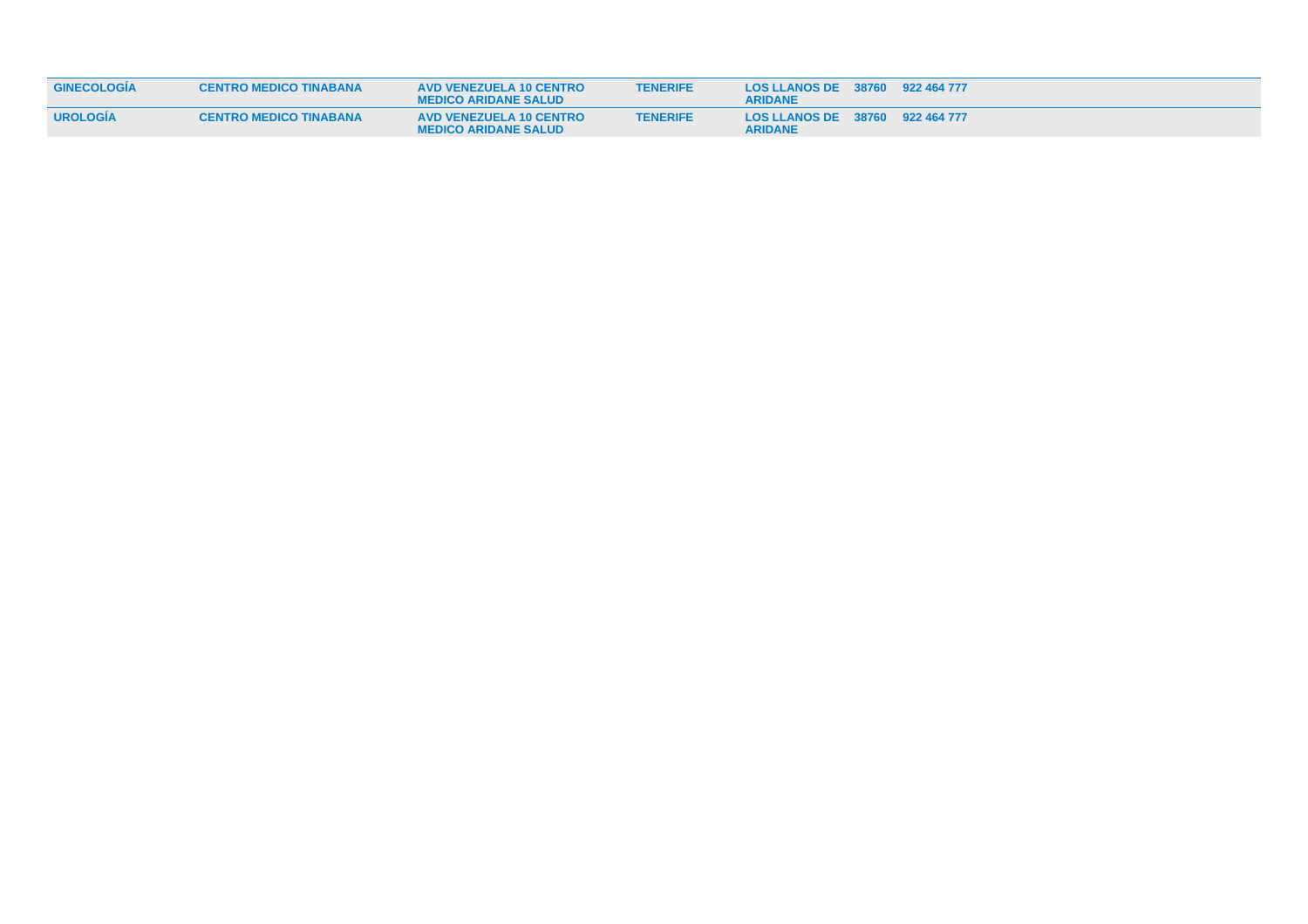| | | | | | | |
|---|---|---|---|---|---|---|
| GINECOLOGÍA | CENTRO MEDICO TINABANA | AVD VENEZUELA 10 CENTRO MEDICO ARIDANE SALUD | TENERIFE | LOS LLANOS DE ARIDANE | 38760 | 922 464 777 |
| UROLOGÍA | CENTRO MEDICO TINABANA | AVD VENEZUELA 10 CENTRO MEDICO ARIDANE SALUD | TENERIFE | LOS LLANOS DE ARIDANE | 38760 | 922 464 777 |